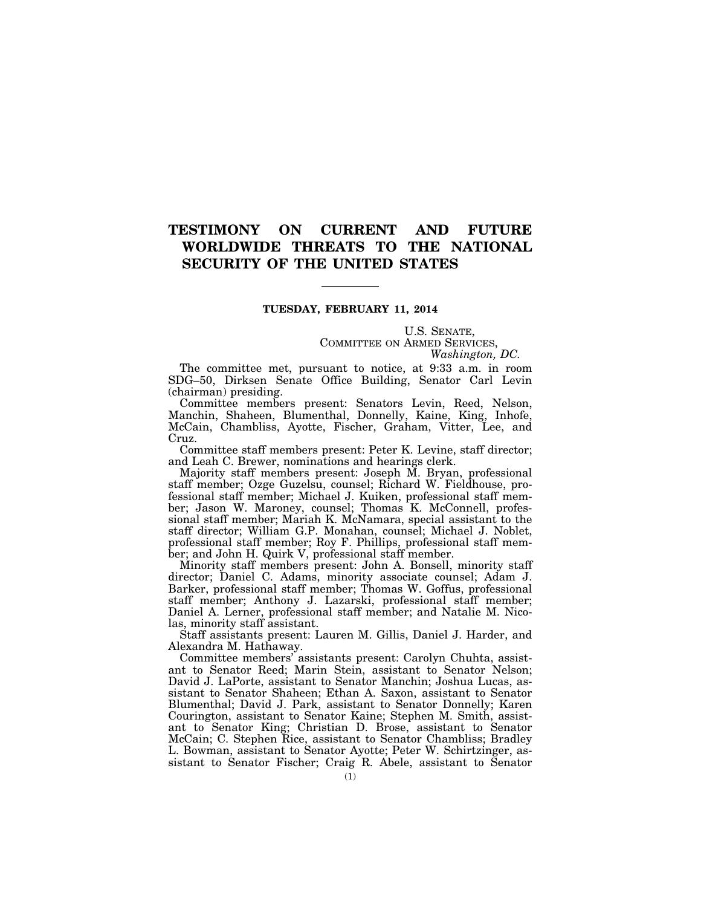# TESTIMONY ON CURRENT AND FUTURE WORLDWIDE THREATS TO THE NATIONAL SECURITY OF THE UNITED STATES

**TUESDAY, FEBRUARY 11, 2014**

U.S. SENATE,
COMMITTEE ON ARMED SERVICES,
*Washington, DC.*

The committee met, pursuant to notice, at 9:33 a.m. in room SDG–50, Dirksen Senate Office Building, Senator Carl Levin (chairman) presiding.

Committee members present: Senators Levin, Reed, Nelson, Manchin, Shaheen, Blumenthal, Donnelly, Kaine, King, Inhofe, McCain, Chambliss, Ayotte, Fischer, Graham, Vitter, Lee, and Cruz.

Committee staff members present: Peter K. Levine, staff director; and Leah C. Brewer, nominations and hearings clerk.

Majority staff members present: Joseph M. Bryan, professional staff member; Ozge Guzelsu, counsel; Richard W. Fieldhouse, professional staff member; Michael J. Kuiken, professional staff member; Jason W. Maroney, counsel; Thomas K. McConnell, professional staff member; Mariah K. McNamara, special assistant to the staff director; William G.P. Monahan, counsel; Michael J. Noblet, professional staff member; Roy F. Phillips, professional staff member; and John H. Quirk V, professional staff member.

Minority staff members present: John A. Bonsell, minority staff director; Daniel C. Adams, minority associate counsel; Adam J. Barker, professional staff member; Thomas W. Goffus, professional staff member; Anthony J. Lazarski, professional staff member; Daniel A. Lerner, professional staff member; and Natalie M. Nicolas, minority staff assistant.

Staff assistants present: Lauren M. Gillis, Daniel J. Harder, and Alexandra M. Hathaway.

Committee members' assistants present: Carolyn Chuhta, assistant to Senator Reed; Marin Stein, assistant to Senator Nelson; David J. LaPorte, assistant to Senator Manchin; Joshua Lucas, assistant to Senator Shaheen; Ethan A. Saxon, assistant to Senator Blumenthal; David J. Park, assistant to Senator Donnelly; Karen Courington, assistant to Senator Kaine; Stephen M. Smith, assistant to Senator King; Christian D. Brose, assistant to Senator McCain; C. Stephen Rice, assistant to Senator Chambliss; Bradley L. Bowman, assistant to Senator Ayotte; Peter W. Schirtzinger, assistant to Senator Fischer; Craig R. Abele, assistant to Senator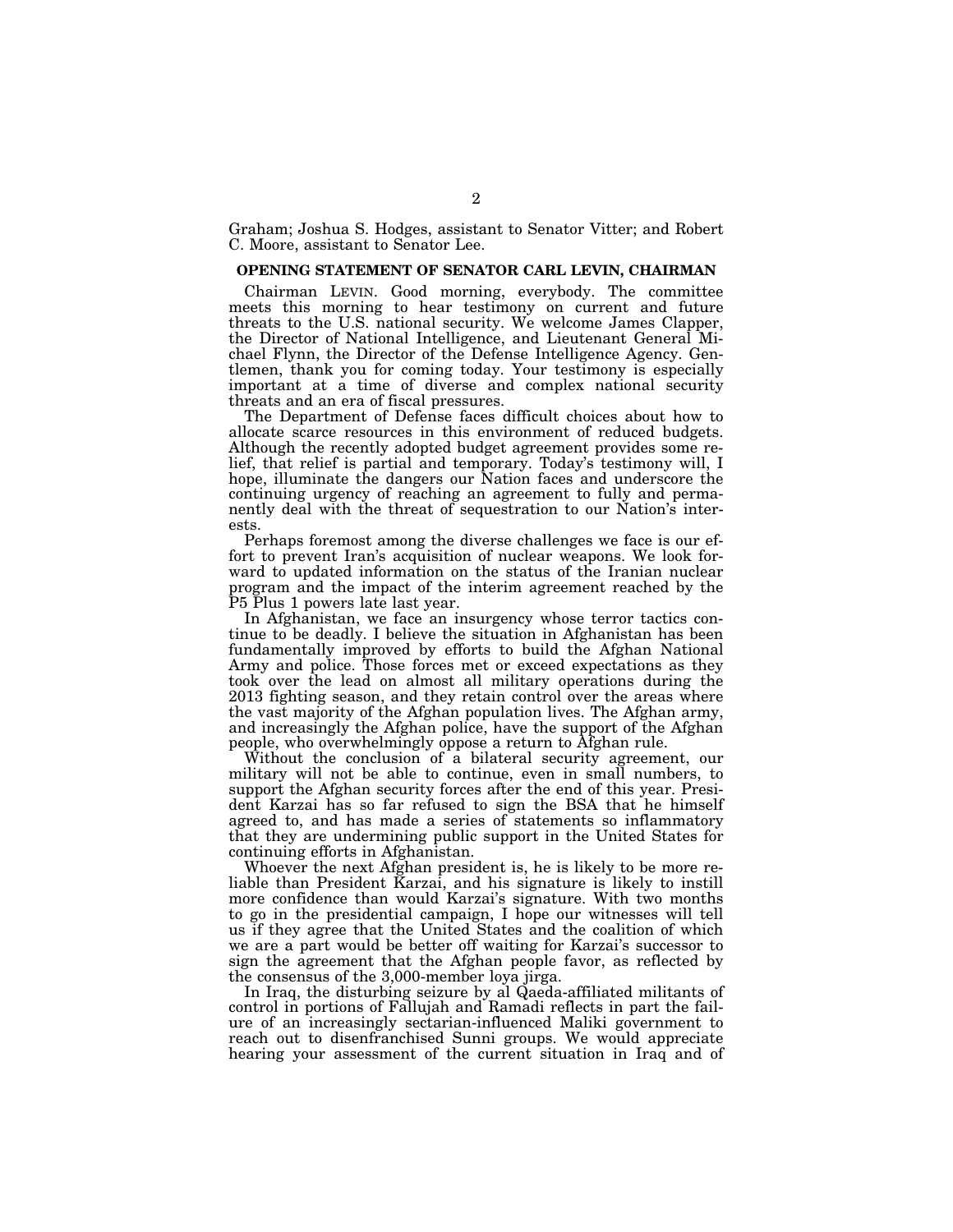Graham; Joshua S. Hodges, assistant to Senator Vitter; and Robert C. Moore, assistant to Senator Lee.

## OPENING STATEMENT OF SENATOR CARL LEVIN, CHAIRMAN

Chairman LEVIN. Good morning, everybody. The committee meets this morning to hear testimony on current and future threats to the U.S. national security. We welcome James Clapper, the Director of National Intelligence, and Lieutenant General Michael Flynn, the Director of the Defense Intelligence Agency. Gentlemen, thank you for coming today. Your testimony is especially important at a time of diverse and complex national security threats and an era of fiscal pressures.

The Department of Defense faces difficult choices about how to allocate scarce resources in this environment of reduced budgets. Although the recently adopted budget agreement provides some relief, that relief is partial and temporary. Today's testimony will, I hope, illuminate the dangers our Nation faces and underscore the continuing urgency of reaching an agreement to fully and permanently deal with the threat of sequestration to our Nation's interests.

Perhaps foremost among the diverse challenges we face is our effort to prevent Iran's acquisition of nuclear weapons. We look forward to updated information on the status of the Iranian nuclear program and the impact of the interim agreement reached by the P5 Plus 1 powers late last year.

In Afghanistan, we face an insurgency whose terror tactics continue to be deadly. I believe the situation in Afghanistan has been fundamentally improved by efforts to build the Afghan National Army and police. Those forces met or exceed expectations as they took over the lead on almost all military operations during the 2013 fighting season, and they retain control over the areas where the vast majority of the Afghan population lives. The Afghan army, and increasingly the Afghan police, have the support of the Afghan people, who overwhelmingly oppose a return to Afghan rule.

Without the conclusion of a bilateral security agreement, our military will not be able to continue, even in small numbers, to support the Afghan security forces after the end of this year. President Karzai has so far refused to sign the BSA that he himself agreed to, and has made a series of statements so inflammatory that they are undermining public support in the United States for continuing efforts in Afghanistan.

Whoever the next Afghan president is, he is likely to be more reliable than President Karzai, and his signature is likely to instill more confidence than would Karzai's signature. With two months to go in the presidential campaign, I hope our witnesses will tell us if they agree that the United States and the coalition of which we are a part would be better off waiting for Karzai's successor to sign the agreement that the Afghan people favor, as reflected by the consensus of the 3,000-member loya jirga.

In Iraq, the disturbing seizure by al Qaeda-affiliated militants of control in portions of Fallujah and Ramadi reflects in part the failure of an increasingly sectarian-influenced Maliki government to reach out to disenfranchised Sunni groups. We would appreciate hearing your assessment of the current situation in Iraq and of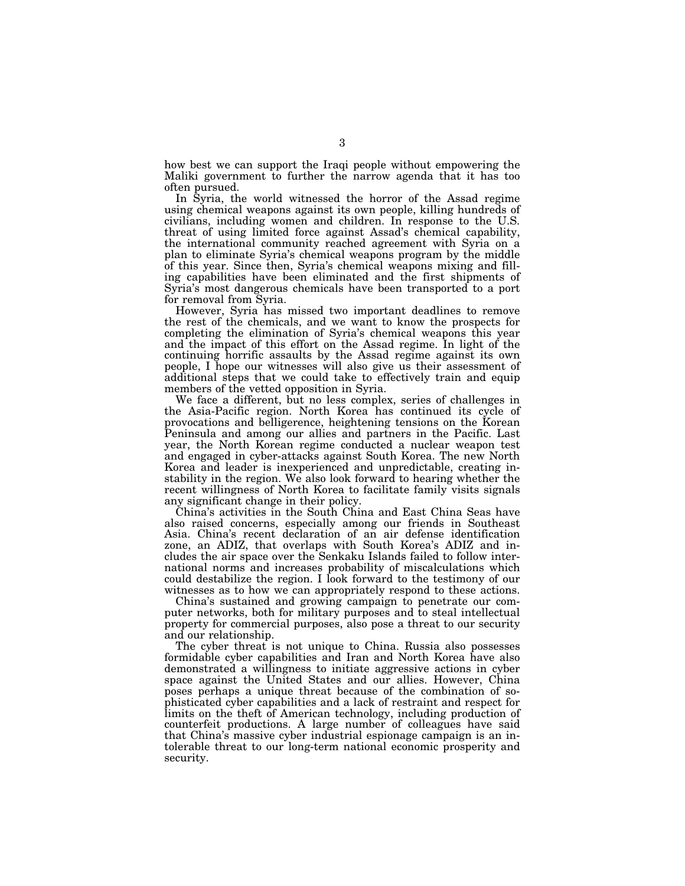how best we can support the Iraqi people without empowering the Maliki government to further the narrow agenda that it has too often pursued.

In Syria, the world witnessed the horror of the Assad regime using chemical weapons against its own people, killing hundreds of civilians, including women and children. In response to the U.S. threat of using limited force against Assad's chemical capability, the international community reached agreement with Syria on a plan to eliminate Syria's chemical weapons program by the middle of this year. Since then, Syria's chemical weapons mixing and filling capabilities have been eliminated and the first shipments of Syria's most dangerous chemicals have been transported to a port for removal from Syria.

However, Syria has missed two important deadlines to remove the rest of the chemicals, and we want to know the prospects for completing the elimination of Syria's chemical weapons this year and the impact of this effort on the Assad regime. In light of the continuing horrific assaults by the Assad regime against its own people, I hope our witnesses will also give us their assessment of additional steps that we could take to effectively train and equip members of the vetted opposition in Syria.

We face a different, but no less complex, series of challenges in the Asia-Pacific region. North Korea has continued its cycle of provocations and belligerence, heightening tensions on the Korean Peninsula and among our allies and partners in the Pacific. Last year, the North Korean regime conducted a nuclear weapon test and engaged in cyber-attacks against South Korea. The new North Korea and leader is inexperienced and unpredictable, creating instability in the region. We also look forward to hearing whether the recent willingness of North Korea to facilitate family visits signals any significant change in their policy.

China's activities in the South China and East China Seas have also raised concerns, especially among our friends in Southeast Asia. China's recent declaration of an air defense identification zone, an ADIZ, that overlaps with South Korea's ADIZ and includes the air space over the Senkaku Islands failed to follow international norms and increases probability of miscalculations which could destabilize the region. I look forward to the testimony of our witnesses as to how we can appropriately respond to these actions.

China's sustained and growing campaign to penetrate our computer networks, both for military purposes and to steal intellectual property for commercial purposes, also pose a threat to our security and our relationship.

The cyber threat is not unique to China. Russia also possesses formidable cyber capabilities and Iran and North Korea have also demonstrated a willingness to initiate aggressive actions in cyber space against the United States and our allies. However, China poses perhaps a unique threat because of the combination of sophisticated cyber capabilities and a lack of restraint and respect for limits on the theft of American technology, including production of counterfeit productions. A large number of colleagues have said that China's massive cyber industrial espionage campaign is an intolerable threat to our long-term national economic prosperity and security.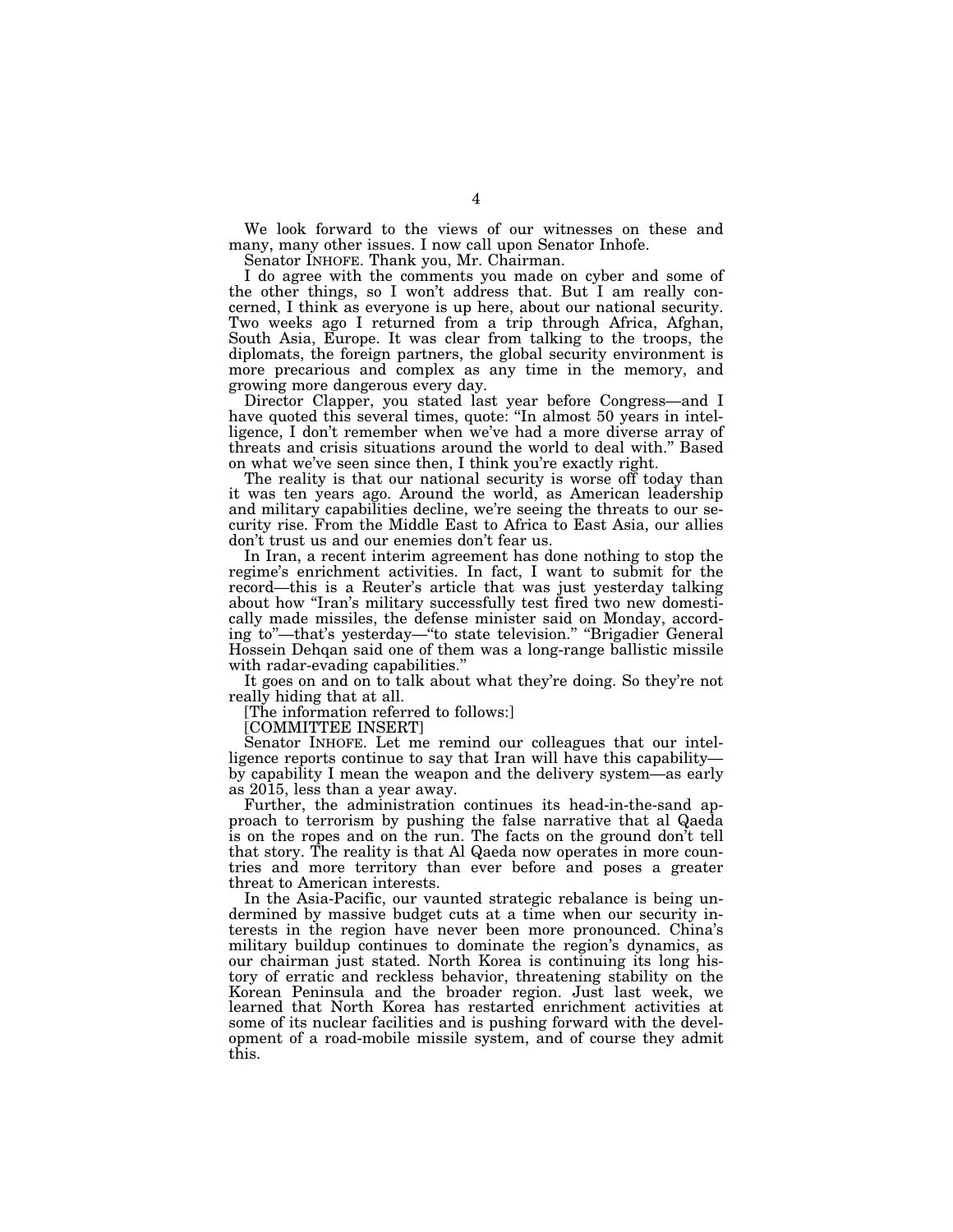We look forward to the views of our witnesses on these and many, many other issues. I now call upon Senator Inhofe.

Senator INHOFE. Thank you, Mr. Chairman.

I do agree with the comments you made on cyber and some of the other things, so I won't address that. But I am really concerned, I think as everyone is up here, about our national security. Two weeks ago I returned from a trip through Africa, Afghan, South Asia, Europe. It was clear from talking to the troops, the diplomats, the foreign partners, the global security environment is more precarious and complex as any time in the memory, and growing more dangerous every day.

Director Clapper, you stated last year before Congress—and I have quoted this several times, quote: "In almost 50 years in intelligence, I don't remember when we've had a more diverse array of threats and crisis situations around the world to deal with." Based on what we've seen since then, I think you're exactly right.

The reality is that our national security is worse off today than it was ten years ago. Around the world, as American leadership and military capabilities decline, we're seeing the threats to our security rise. From the Middle East to Africa to East Asia, our allies don't trust us and our enemies don't fear us.

In Iran, a recent interim agreement has done nothing to stop the regime's enrichment activities. In fact, I want to submit for the record—this is a Reuter's article that was just yesterday talking about how "Iran's military successfully test fired two new domestically made missiles, the defense minister said on Monday, according to"—that's yesterday—"to state television." "Brigadier General Hossein Dehqan said one of them was a long-range ballistic missile with radar-evading capabilities."

It goes on and on to talk about what they're doing. So they're not really hiding that at all.

[The information referred to follows:]

[COMMITTEE INSERT]

Senator INHOFE. Let me remind our colleagues that our intelligence reports continue to say that Iran will have this capability—by capability I mean the weapon and the delivery system—as early as 2015, less than a year away.

Further, the administration continues its head-in-the-sand approach to terrorism by pushing the false narrative that al Qaeda is on the ropes and on the run. The facts on the ground don't tell that story. The reality is that Al Qaeda now operates in more countries and more territory than ever before and poses a greater threat to American interests.

In the Asia-Pacific, our vaunted strategic rebalance is being undermined by massive budget cuts at a time when our security interests in the region have never been more pronounced. China's military buildup continues to dominate the region's dynamics, as our chairman just stated. North Korea is continuing its long history of erratic and reckless behavior, threatening stability on the Korean Peninsula and the broader region. Just last week, we learned that North Korea has restarted enrichment activities at some of its nuclear facilities and is pushing forward with the development of a road-mobile missile system, and of course they admit this.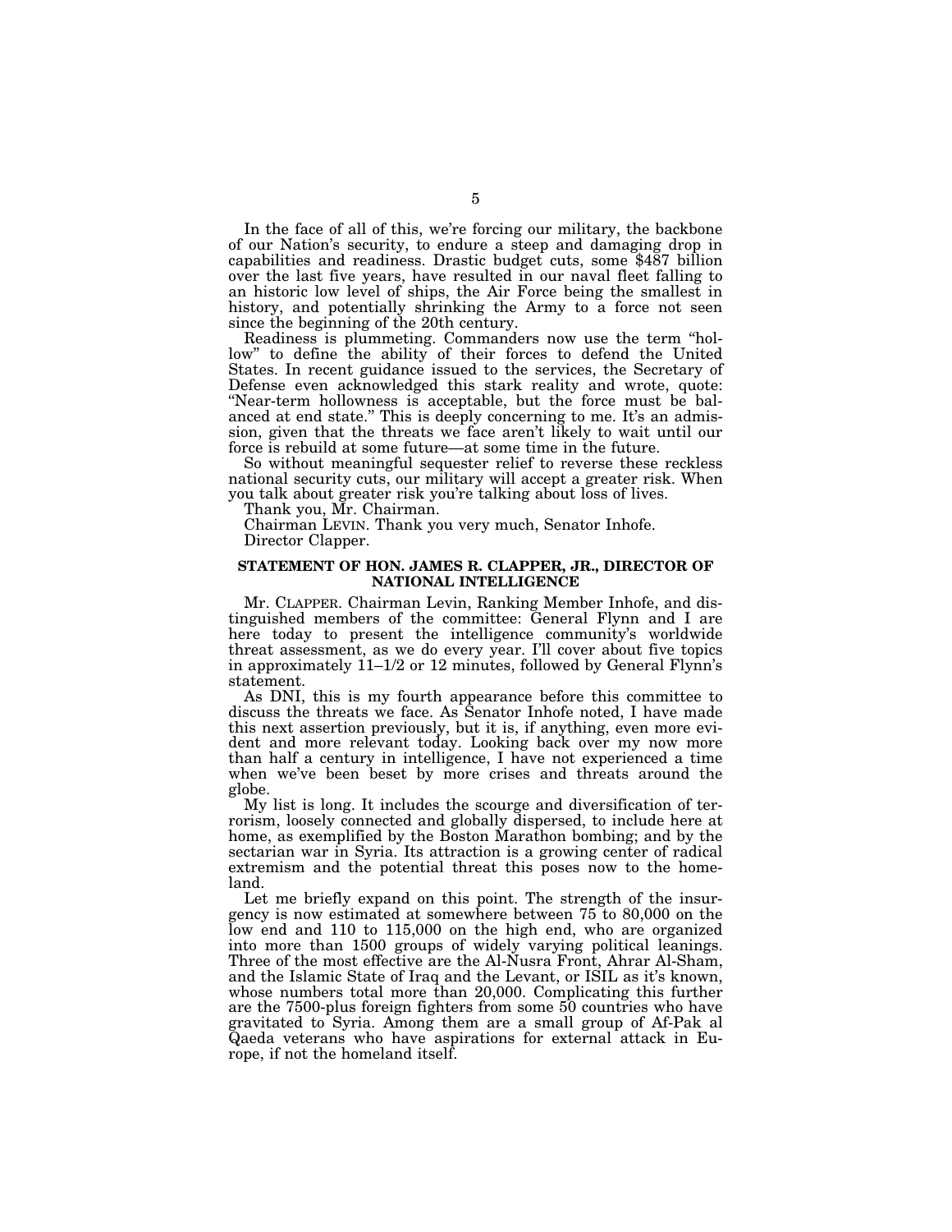In the face of all of this, we're forcing our military, the backbone of our Nation's security, to endure a steep and damaging drop in capabilities and readiness. Drastic budget cuts, some $487 billion over the last five years, have resulted in our naval fleet falling to an historic low level of ships, the Air Force being the smallest in history, and potentially shrinking the Army to a force not seen since the beginning of the 20th century.

Readiness is plummeting. Commanders now use the term "hollow" to define the ability of their forces to defend the United States. In recent guidance issued to the services, the Secretary of Defense even acknowledged this stark reality and wrote, quote: "Near-term hollowness is acceptable, but the force must be balanced at end state." This is deeply concerning to me. It's an admission, given that the threats we face aren't likely to wait until our force is rebuild at some future—at some time in the future.

So without meaningful sequester relief to reverse these reckless national security cuts, our military will accept a greater risk. When you talk about greater risk you're talking about loss of lives.

Thank you, Mr. Chairman.

Chairman LEVIN. Thank you very much, Senator Inhofe.

Director Clapper.

### STATEMENT OF HON. JAMES R. CLAPPER, JR., DIRECTOR OF NATIONAL INTELLIGENCE

Mr. CLAPPER. Chairman Levin, Ranking Member Inhofe, and distinguished members of the committee: General Flynn and I are here today to present the intelligence community's worldwide threat assessment, as we do every year. I'll cover about five topics in approximately 11–1/2 or 12 minutes, followed by General Flynn's statement.

As DNI, this is my fourth appearance before this committee to discuss the threats we face. As Senator Inhofe noted, I have made this next assertion previously, but it is, if anything, even more evident and more relevant today. Looking back over my now more than half a century in intelligence, I have not experienced a time when we've been beset by more crises and threats around the globe.

My list is long. It includes the scourge and diversification of terrorism, loosely connected and globally dispersed, to include here at home, as exemplified by the Boston Marathon bombing; and by the sectarian war in Syria. Its attraction is a growing center of radical extremism and the potential threat this poses now to the homeland.

Let me briefly expand on this point. The strength of the insurgency is now estimated at somewhere between 75 to 80,000 on the low end and 110 to 115,000 on the high end, who are organized into more than 1500 groups of widely varying political leanings. Three of the most effective are the Al-Nusra Front, Ahrar Al-Sham, and the Islamic State of Iraq and the Levant, or ISIL as it's known, whose numbers total more than 20,000. Complicating this further are the 7500-plus foreign fighters from some 50 countries who have gravitated to Syria. Among them are a small group of Af-Pak al Qaeda veterans who have aspirations for external attack in Europe, if not the homeland itself.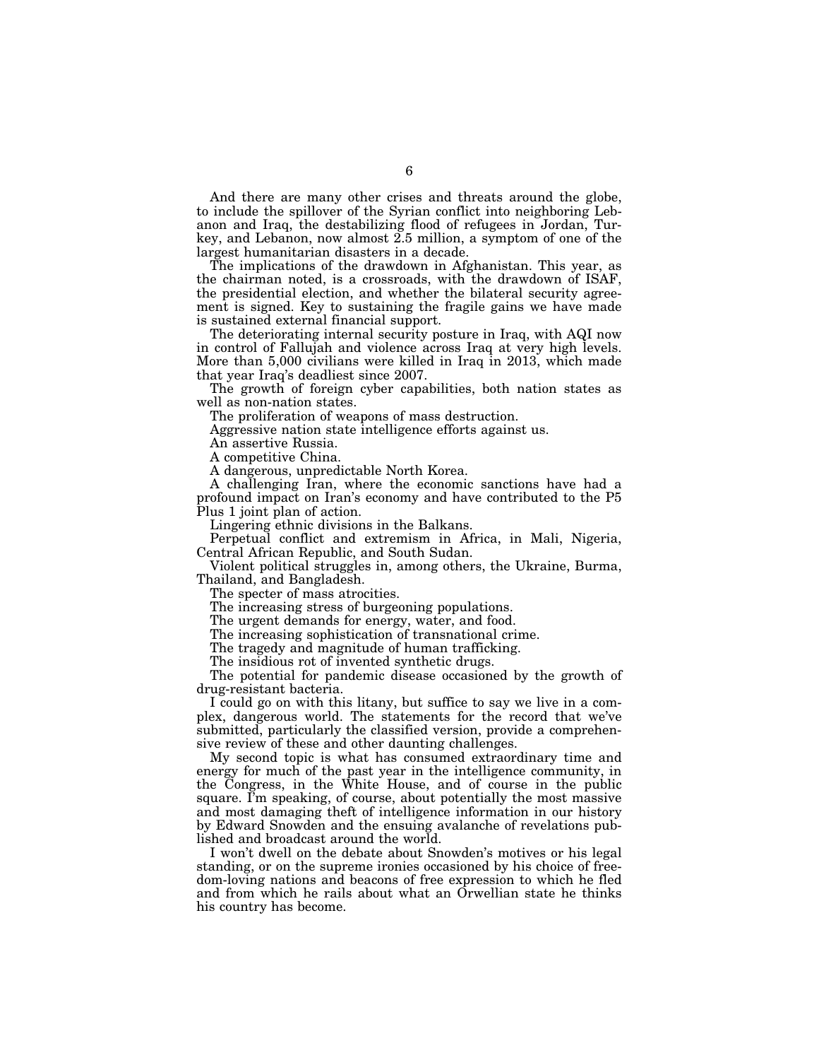And there are many other crises and threats around the globe, to include the spillover of the Syrian conflict into neighboring Lebanon and Iraq, the destabilizing flood of refugees in Jordan, Turkey, and Lebanon, now almost 2.5 million, a symptom of one of the largest humanitarian disasters in a decade.

The implications of the drawdown in Afghanistan. This year, as the chairman noted, is a crossroads, with the drawdown of ISAF, the presidential election, and whether the bilateral security agreement is signed. Key to sustaining the fragile gains we have made is sustained external financial support.

The deteriorating internal security posture in Iraq, with AQI now in control of Fallujah and violence across Iraq at very high levels. More than 5,000 civilians were killed in Iraq in 2013, which made that year Iraq's deadliest since 2007.

The growth of foreign cyber capabilities, both nation states as well as non-nation states.

The proliferation of weapons of mass destruction.

Aggressive nation state intelligence efforts against us.

An assertive Russia.

A competitive China.

A dangerous, unpredictable North Korea.

A challenging Iran, where the economic sanctions have had a profound impact on Iran's economy and have contributed to the P5 Plus 1 joint plan of action.

Lingering ethnic divisions in the Balkans.

Perpetual conflict and extremism in Africa, in Mali, Nigeria, Central African Republic, and South Sudan.

Violent political struggles in, among others, the Ukraine, Burma, Thailand, and Bangladesh.

The specter of mass atrocities.

The increasing stress of burgeoning populations.

The urgent demands for energy, water, and food.

The increasing sophistication of transnational crime.

The tragedy and magnitude of human trafficking.

The insidious rot of invented synthetic drugs.

The potential for pandemic disease occasioned by the growth of drug-resistant bacteria.

I could go on with this litany, but suffice to say we live in a complex, dangerous world. The statements for the record that we've submitted, particularly the classified version, provide a comprehensive review of these and other daunting challenges.

My second topic is what has consumed extraordinary time and energy for much of the past year in the intelligence community, in the Congress, in the White House, and of course in the public square. I'm speaking, of course, about potentially the most massive and most damaging theft of intelligence information in our history by Edward Snowden and the ensuing avalanche of revelations published and broadcast around the world.

I won't dwell on the debate about Snowden's motives or his legal standing, or on the supreme ironies occasioned by his choice of freedom-loving nations and beacons of free expression to which he fled and from which he rails about what an Orwellian state he thinks his country has become.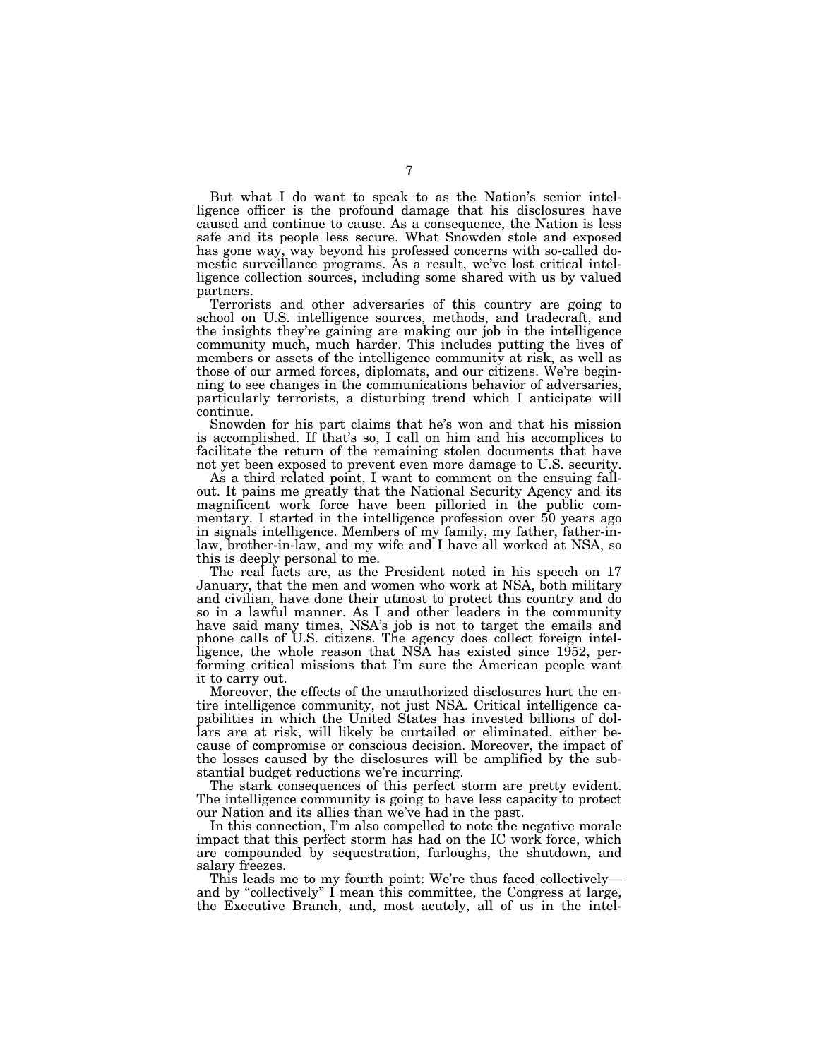But what I do want to speak to as the Nation's senior intelligence officer is the profound damage that his disclosures have caused and continue to cause. As a consequence, the Nation is less safe and its people less secure. What Snowden stole and exposed has gone way, way beyond his professed concerns with so-called domestic surveillance programs. As a result, we've lost critical intelligence collection sources, including some shared with us by valued partners.

Terrorists and other adversaries of this country are going to school on U.S. intelligence sources, methods, and tradecraft, and the insights they're gaining are making our job in the intelligence community much, much harder. This includes putting the lives of members or assets of the intelligence community at risk, as well as those of our armed forces, diplomats, and our citizens. We're beginning to see changes in the communications behavior of adversaries, particularly terrorists, a disturbing trend which I anticipate will continue.

Snowden for his part claims that he's won and that his mission is accomplished. If that's so, I call on him and his accomplices to facilitate the return of the remaining stolen documents that have not yet been exposed to prevent even more damage to U.S. security.

As a third related point, I want to comment on the ensuing fallout. It pains me greatly that the National Security Agency and its magnificent work force have been pilloried in the public commentary. I started in the intelligence profession over 50 years ago in signals intelligence. Members of my family, my father, father-in-law, brother-in-law, and my wife and I have all worked at NSA, so this is deeply personal to me.

The real facts are, as the President noted in his speech on 17 January, that the men and women who work at NSA, both military and civilian, have done their utmost to protect this country and do so in a lawful manner. As I and other leaders in the community have said many times, NSA's job is not to target the emails and phone calls of U.S. citizens. The agency does collect foreign intelligence, the whole reason that NSA has existed since 1952, performing critical missions that I'm sure the American people want it to carry out.

Moreover, the effects of the unauthorized disclosures hurt the entire intelligence community, not just NSA. Critical intelligence capabilities in which the United States has invested billions of dollars are at risk, will likely be curtailed or eliminated, either because of compromise or conscious decision. Moreover, the impact of the losses caused by the disclosures will be amplified by the substantial budget reductions we're incurring.

The stark consequences of this perfect storm are pretty evident. The intelligence community is going to have less capacity to protect our Nation and its allies than we've had in the past.

In this connection, I'm also compelled to note the negative morale impact that this perfect storm has had on the IC work force, which are compounded by sequestration, furloughs, the shutdown, and salary freezes.

This leads me to my fourth point: We're thus faced collectively—and by "collectively" I mean this committee, the Congress at large, the Executive Branch, and, most acutely, all of us in the intel-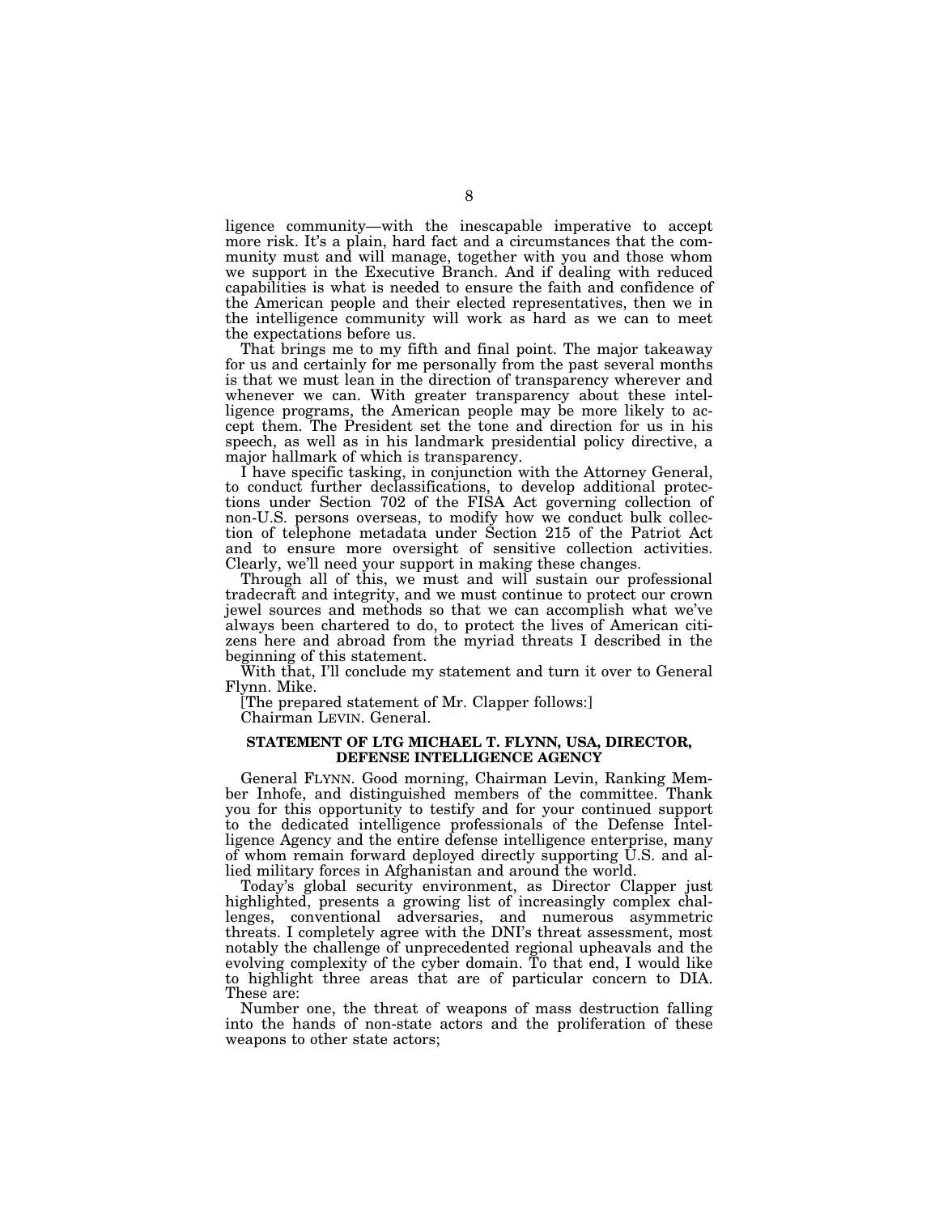ligence community—with the inescapable imperative to accept more risk. It's a plain, hard fact and a circumstances that the community must and will manage, together with you and those whom we support in the Executive Branch. And if dealing with reduced capabilities is what is needed to ensure the faith and confidence of the American people and their elected representatives, then we in the intelligence community will work as hard as we can to meet the expectations before us.

That brings me to my fifth and final point. The major takeaway for us and certainly for me personally from the past several months is that we must lean in the direction of transparency wherever and whenever we can. With greater transparency about these intelligence programs, the American people may be more likely to accept them. The President set the tone and direction for us in his speech, as well as in his landmark presidential policy directive, a major hallmark of which is transparency.

I have specific tasking, in conjunction with the Attorney General, to conduct further declassifications, to develop additional protections under Section 702 of the FISA Act governing collection of non-U.S. persons overseas, to modify how we conduct bulk collection of telephone metadata under Section 215 of the Patriot Act and to ensure more oversight of sensitive collection activities. Clearly, we'll need your support in making these changes.

Through all of this, we must and will sustain our professional tradecraft and integrity, and we must continue to protect our crown jewel sources and methods so that we can accomplish what we've always been chartered to do, to protect the lives of American citizens here and abroad from the myriad threats I described in the beginning of this statement.

With that, I'll conclude my statement and turn it over to General Flynn. Mike.

[The prepared statement of Mr. Clapper follows:]

Chairman LEVIN. General.

### STATEMENT OF LTG MICHAEL T. FLYNN, USA, DIRECTOR, DEFENSE INTELLIGENCE AGENCY

General FLYNN. Good morning, Chairman Levin, Ranking Member Inhofe, and distinguished members of the committee. Thank you for this opportunity to testify and for your continued support to the dedicated intelligence professionals of the Defense Intelligence Agency and the entire defense intelligence enterprise, many of whom remain forward deployed directly supporting U.S. and allied military forces in Afghanistan and around the world.

Today's global security environment, as Director Clapper just highlighted, presents a growing list of increasingly complex challenges, conventional adversaries, and numerous asymmetric threats. I completely agree with the DNI's threat assessment, most notably the challenge of unprecedented regional upheavals and the evolving complexity of the cyber domain. To that end, I would like to highlight three areas that are of particular concern to DIA. These are:

Number one, the threat of weapons of mass destruction falling into the hands of non-state actors and the proliferation of these weapons to other state actors;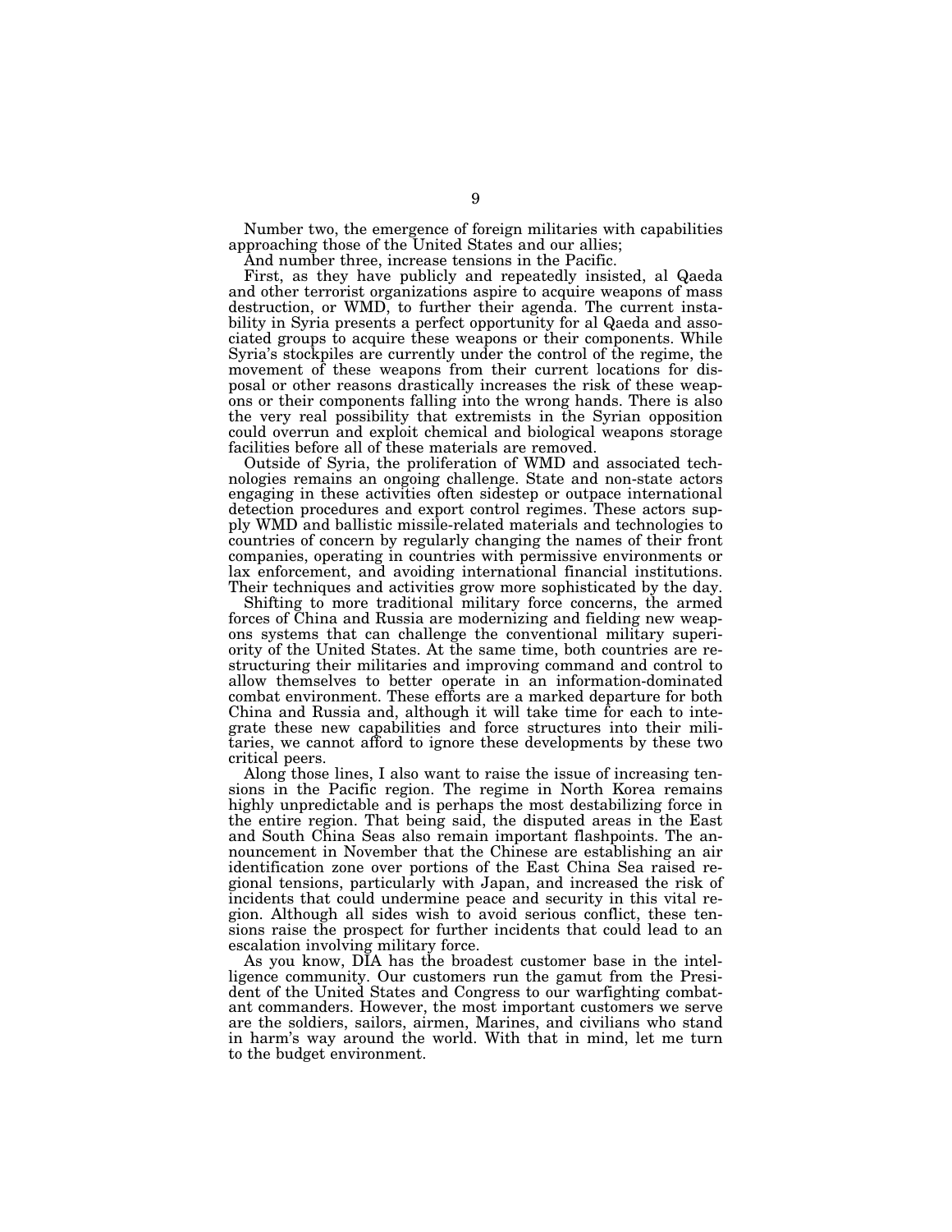Number two, the emergence of foreign militaries with capabilities approaching those of the United States and our allies;

And number three, increase tensions in the Pacific.

First, as they have publicly and repeatedly insisted, al Qaeda and other terrorist organizations aspire to acquire weapons of mass destruction, or WMD, to further their agenda. The current instability in Syria presents a perfect opportunity for al Qaeda and associated groups to acquire these weapons or their components. While Syria's stockpiles are currently under the control of the regime, the movement of these weapons from their current locations for disposal or other reasons drastically increases the risk of these weapons or their components falling into the wrong hands. There is also the very real possibility that extremists in the Syrian opposition could overrun and exploit chemical and biological weapons storage facilities before all of these materials are removed.

Outside of Syria, the proliferation of WMD and associated technologies remains an ongoing challenge. State and non-state actors engaging in these activities often sidestep or outpace international detection procedures and export control regimes. These actors supply WMD and ballistic missile-related materials and technologies to countries of concern by regularly changing the names of their front companies, operating in countries with permissive environments or lax enforcement, and avoiding international financial institutions. Their techniques and activities grow more sophisticated by the day.

Shifting to more traditional military force concerns, the armed forces of China and Russia are modernizing and fielding new weapons systems that can challenge the conventional military superiority of the United States. At the same time, both countries are restructuring their militaries and improving command and control to allow themselves to better operate in an information-dominated combat environment. These efforts are a marked departure for both China and Russia and, although it will take time for each to integrate these new capabilities and force structures into their militaries, we cannot afford to ignore these developments by these two critical peers.

Along those lines, I also want to raise the issue of increasing tensions in the Pacific region. The regime in North Korea remains highly unpredictable and is perhaps the most destabilizing force in the entire region. That being said, the disputed areas in the East and South China Seas also remain important flashpoints. The announcement in November that the Chinese are establishing an air identification zone over portions of the East China Sea raised regional tensions, particularly with Japan, and increased the risk of incidents that could undermine peace and security in this vital region. Although all sides wish to avoid serious conflict, these tensions raise the prospect for further incidents that could lead to an escalation involving military force.

As you know, DIA has the broadest customer base in the intelligence community. Our customers run the gamut from the President of the United States and Congress to our warfighting combatant commanders. However, the most important customers we serve are the soldiers, sailors, airmen, Marines, and civilians who stand in harm's way around the world. With that in mind, let me turn to the budget environment.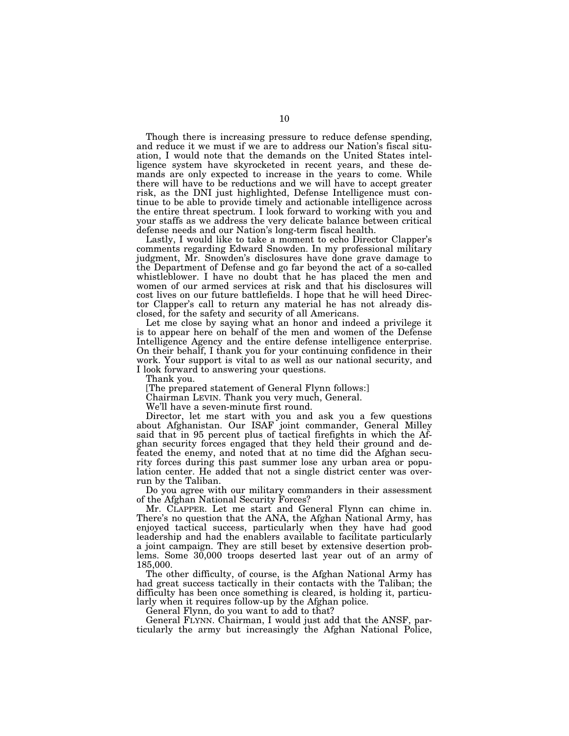Though there is increasing pressure to reduce defense spending, and reduce it we must if we are to address our Nation's fiscal situation, I would note that the demands on the United States intelligence system have skyrocketed in recent years, and these demands are only expected to increase in the years to come. While there will have to be reductions and we will have to accept greater risk, as the DNI just highlighted, Defense Intelligence must continue to be able to provide timely and actionable intelligence across the entire threat spectrum. I look forward to working with you and your staffs as we address the very delicate balance between critical defense needs and our Nation's long-term fiscal health.

Lastly, I would like to take a moment to echo Director Clapper's comments regarding Edward Snowden. In my professional military judgment, Mr. Snowden's disclosures have done grave damage to the Department of Defense and go far beyond the act of a so-called whistleblower. I have no doubt that he has placed the men and women of our armed services at risk and that his disclosures will cost lives on our future battlefields. I hope that he will heed Director Clapper's call to return any material he has not already disclosed, for the safety and security of all Americans.

Let me close by saying what an honor and indeed a privilege it is to appear here on behalf of the men and women of the Defense Intelligence Agency and the entire defense intelligence enterprise. On their behalf, I thank you for your continuing confidence in their work. Your support is vital to as well as our national security, and I look forward to answering your questions.

Thank you.

[The prepared statement of General Flynn follows:]

Chairman LEVIN. Thank you very much, General.

We'll have a seven-minute first round.

Director, let me start with you and ask you a few questions about Afghanistan. Our ISAF joint commander, General Milley said that in 95 percent plus of tactical firefights in which the Afghan security forces engaged that they held their ground and defeated the enemy, and noted that at no time did the Afghan security forces during this past summer lose any urban area or population center. He added that not a single district center was overrun by the Taliban.

Do you agree with our military commanders in their assessment of the Afghan National Security Forces?

Mr. CLAPPER. Let me start and General Flynn can chime in. There's no question that the ANA, the Afghan National Army, has enjoyed tactical success, particularly when they have had good leadership and had the enablers available to facilitate particularly a joint campaign. They are still beset by extensive desertion problems. Some 30,000 troops deserted last year out of an army of 185,000.

The other difficulty, of course, is the Afghan National Army has had great success tactically in their contacts with the Taliban; the difficulty has been once something is cleared, is holding it, particularly when it requires follow-up by the Afghan police.

General Flynn, do you want to add to that?

General FLYNN. Chairman, I would just add that the ANSF, particularly the army but increasingly the Afghan National Police,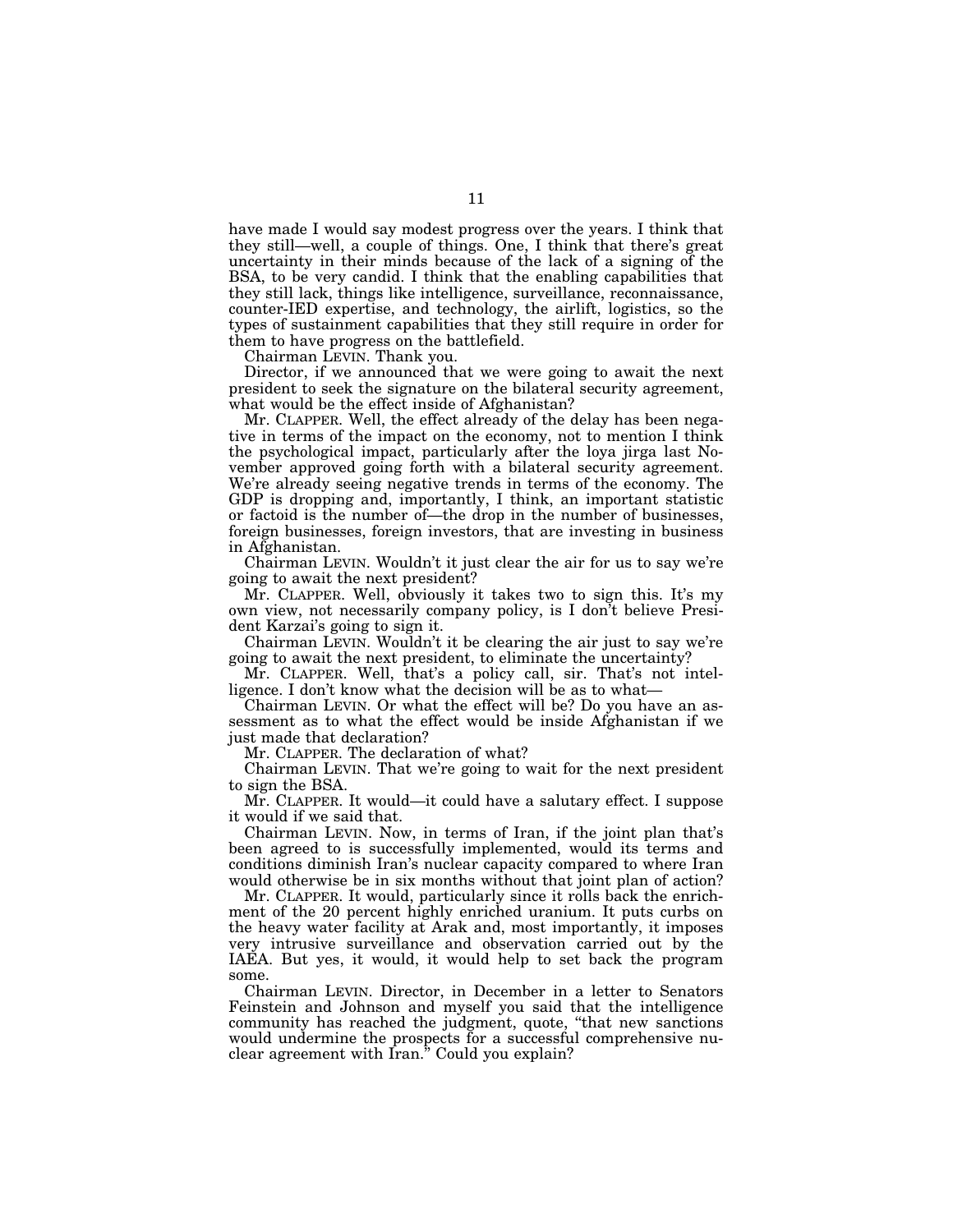have made I would say modest progress over the years. I think that they still—well, a couple of things. One, I think that there's great uncertainty in their minds because of the lack of a signing of the BSA, to be very candid. I think that the enabling capabilities that they still lack, things like intelligence, surveillance, reconnaissance, counter-IED expertise, and technology, the airlift, logistics, so the types of sustainment capabilities that they still require in order for them to have progress on the battlefield.

Chairman LEVIN. Thank you.

Director, if we announced that we were going to await the next president to seek the signature on the bilateral security agreement, what would be the effect inside of Afghanistan?

Mr. CLAPPER. Well, the effect already of the delay has been negative in terms of the impact on the economy, not to mention I think the psychological impact, particularly after the loya jirga last November approved going forth with a bilateral security agreement. We're already seeing negative trends in terms of the economy. The GDP is dropping and, importantly, I think, an important statistic or factoid is the number of—the drop in the number of businesses, foreign businesses, foreign investors, that are investing in business in Afghanistan.

Chairman LEVIN. Wouldn't it just clear the air for us to say we're going to await the next president?

Mr. CLAPPER. Well, obviously it takes two to sign this. It's my own view, not necessarily company policy, is I don't believe President Karzai's going to sign it.

Chairman LEVIN. Wouldn't it be clearing the air just to say we're going to await the next president, to eliminate the uncertainty?

Mr. CLAPPER. Well, that's a policy call, sir. That's not intelligence. I don't know what the decision will be as to what—

Chairman LEVIN. Or what the effect will be? Do you have an assessment as to what the effect would be inside Afghanistan if we just made that declaration?

Mr. CLAPPER. The declaration of what?

Chairman LEVIN. That we're going to wait for the next president to sign the BSA.

Mr. CLAPPER. It would—it could have a salutary effect. I suppose it would if we said that.

Chairman LEVIN. Now, in terms of Iran, if the joint plan that's been agreed to is successfully implemented, would its terms and conditions diminish Iran's nuclear capacity compared to where Iran would otherwise be in six months without that joint plan of action?

Mr. CLAPPER. It would, particularly since it rolls back the enrichment of the 20 percent highly enriched uranium. It puts curbs on the heavy water facility at Arak and, most importantly, it imposes very intrusive surveillance and observation carried out by the IAEA. But yes, it would, it would help to set back the program some.

Chairman LEVIN. Director, in December in a letter to Senators Feinstein and Johnson and myself you said that the intelligence community has reached the judgment, quote, "that new sanctions would undermine the prospects for a successful comprehensive nuclear agreement with Iran." Could you explain?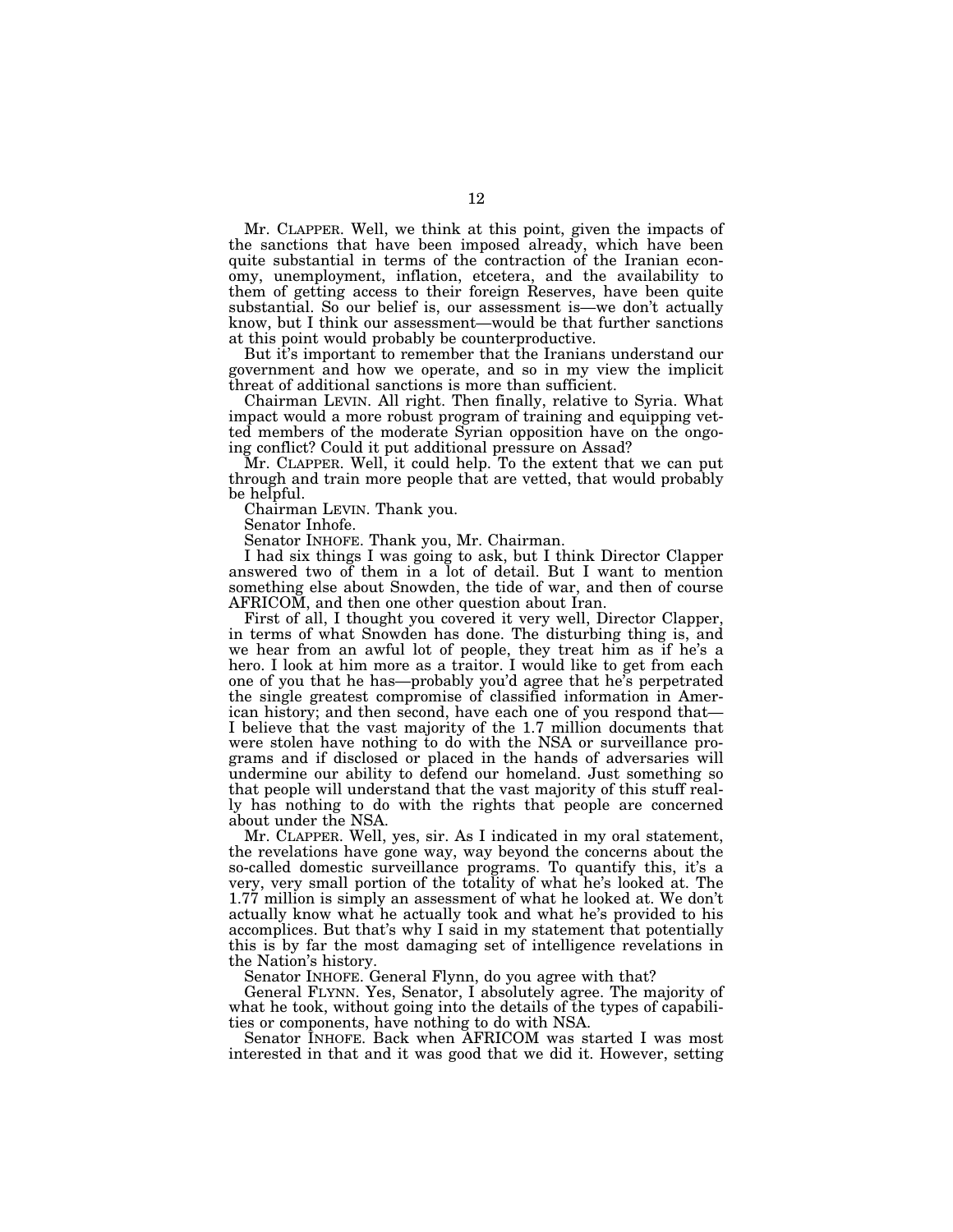Mr. CLAPPER. Well, we think at this point, given the impacts of the sanctions that have been imposed already, which have been quite substantial in terms of the contraction of the Iranian economy, unemployment, inflation, etcetera, and the availability to them of getting access to their foreign Reserves, have been quite substantial. So our belief is, our assessment is—we don't actually know, but I think our assessment—would be that further sanctions at this point would probably be counterproductive.

But it's important to remember that the Iranians understand our government and how we operate, and so in my view the implicit threat of additional sanctions is more than sufficient.

Chairman LEVIN. All right. Then finally, relative to Syria. What impact would a more robust program of training and equipping vetted members of the moderate Syrian opposition have on the ongoing conflict? Could it put additional pressure on Assad?

Mr. CLAPPER. Well, it could help. To the extent that we can put through and train more people that are vetted, that would probably be helpful.

Chairman LEVIN. Thank you.

Senator Inhofe.

Senator INHOFE. Thank you, Mr. Chairman.

I had six things I was going to ask, but I think Director Clapper answered two of them in a lot of detail. But I want to mention something else about Snowden, the tide of war, and then of course AFRICOM, and then one other question about Iran.

First of all, I thought you covered it very well, Director Clapper, in terms of what Snowden has done. The disturbing thing is, and we hear from an awful lot of people, they treat him as if he's a hero. I look at him more as a traitor. I would like to get from each one of you that he has—probably you'd agree that he's perpetrated the single greatest compromise of classified information in American history; and then second, have each one of you respond that—I believe that the vast majority of the 1.7 million documents that were stolen have nothing to do with the NSA or surveillance programs and if disclosed or placed in the hands of adversaries will undermine our ability to defend our homeland. Just something so that people will understand that the vast majority of this stuff really has nothing to do with the rights that people are concerned about under the NSA.

Mr. CLAPPER. Well, yes, sir. As I indicated in my oral statement, the revelations have gone way, way beyond the concerns about the so-called domestic surveillance programs. To quantify this, it's a very, very small portion of the totality of what he's looked at. The 1.77 million is simply an assessment of what he looked at. We don't actually know what he actually took and what he's provided to his accomplices. But that's why I said in my statement that potentially this is by far the most damaging set of intelligence revelations in the Nation's history.

Senator INHOFE. General Flynn, do you agree with that?

General FLYNN. Yes, Senator, I absolutely agree. The majority of what he took, without going into the details of the types of capabilities or components, have nothing to do with NSA.

Senator INHOFE. Back when AFRICOM was started I was most interested in that and it was good that we did it. However, setting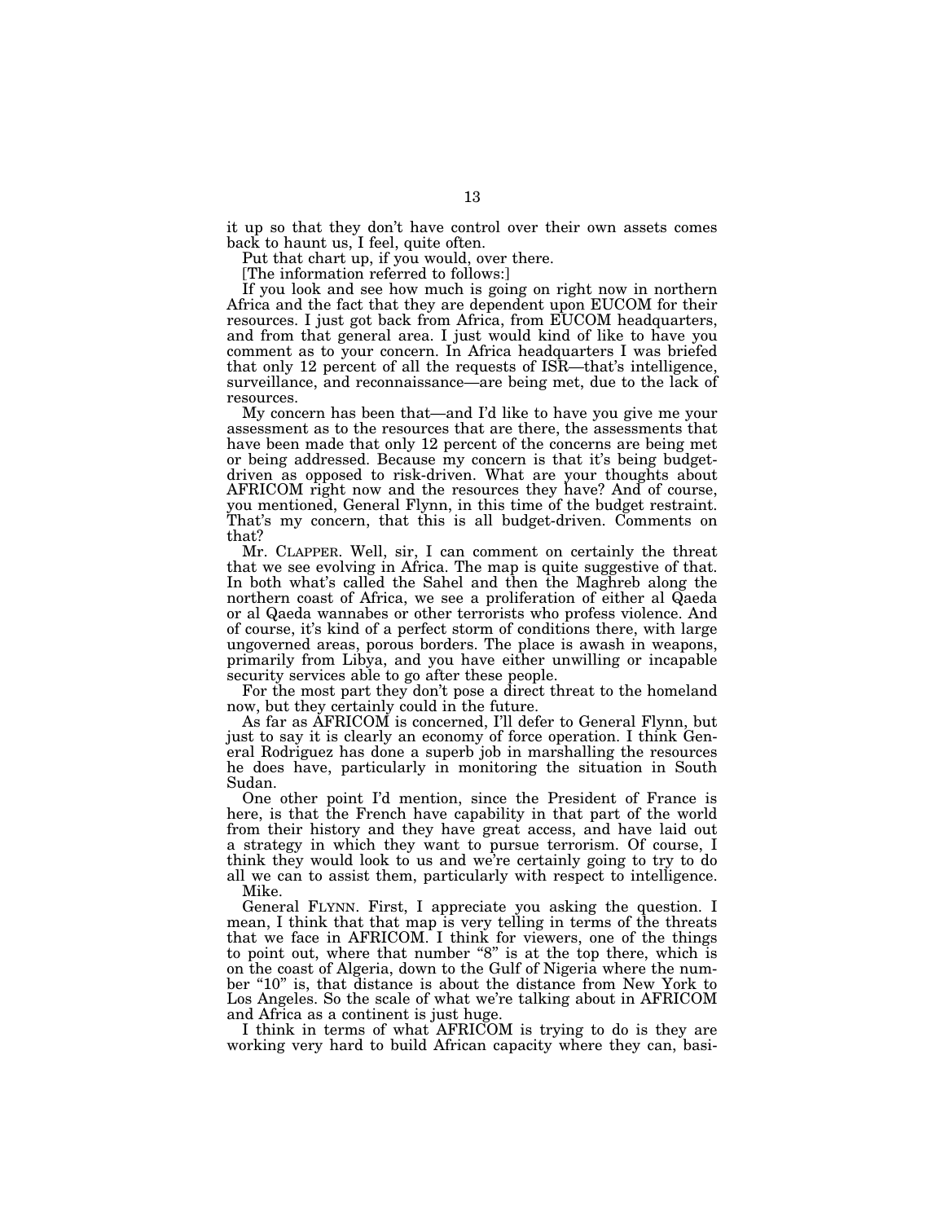it up so that they don't have control over their own assets comes back to haunt us, I feel, quite often.

Put that chart up, if you would, over there.

[The information referred to follows:]

If you look and see how much is going on right now in northern Africa and the fact that they are dependent upon EUCOM for their resources. I just got back from Africa, from EUCOM headquarters, and from that general area. I just would kind of like to have you comment as to your concern. In Africa headquarters I was briefed that only 12 percent of all the requests of ISR—that's intelligence, surveillance, and reconnaissance—are being met, due to the lack of resources.

My concern has been that—and I'd like to have you give me your assessment as to the resources that are there, the assessments that have been made that only 12 percent of the concerns are being met or being addressed. Because my concern is that it's being budget-driven as opposed to risk-driven. What are your thoughts about AFRICOM right now and the resources they have? And of course, you mentioned, General Flynn, in this time of the budget restraint. That's my concern, that this is all budget-driven. Comments on that?

Mr. CLAPPER. Well, sir, I can comment on certainly the threat that we see evolving in Africa. The map is quite suggestive of that. In both what's called the Sahel and then the Maghreb along the northern coast of Africa, we see a proliferation of either al Qaeda or al Qaeda wannabes or other terrorists who profess violence. And of course, it's kind of a perfect storm of conditions there, with large ungoverned areas, porous borders. The place is awash in weapons, primarily from Libya, and you have either unwilling or incapable security services able to go after these people.

For the most part they don't pose a direct threat to the homeland now, but they certainly could in the future.

As far as AFRICOM is concerned, I'll defer to General Flynn, but just to say it is clearly an economy of force operation. I think General Rodriguez has done a superb job in marshalling the resources he does have, particularly in monitoring the situation in South Sudan.

One other point I'd mention, since the President of France is here, is that the French have capability in that part of the world from their history and they have great access, and have laid out a strategy in which they want to pursue terrorism. Of course, I think they would look to us and we're certainly going to try to do all we can to assist them, particularly with respect to intelligence.

Mike.

General FLYNN. First, I appreciate you asking the question. I mean, I think that that map is very telling in terms of the threats that we face in AFRICOM. I think for viewers, one of the things to point out, where that number "8" is at the top there, which is on the coast of Algeria, down to the Gulf of Nigeria where the number "10" is, that distance is about the distance from New York to Los Angeles. So the scale of what we're talking about in AFRICOM and Africa as a continent is just huge.

I think in terms of what AFRICOM is trying to do is they are working very hard to build African capacity where they can, basi-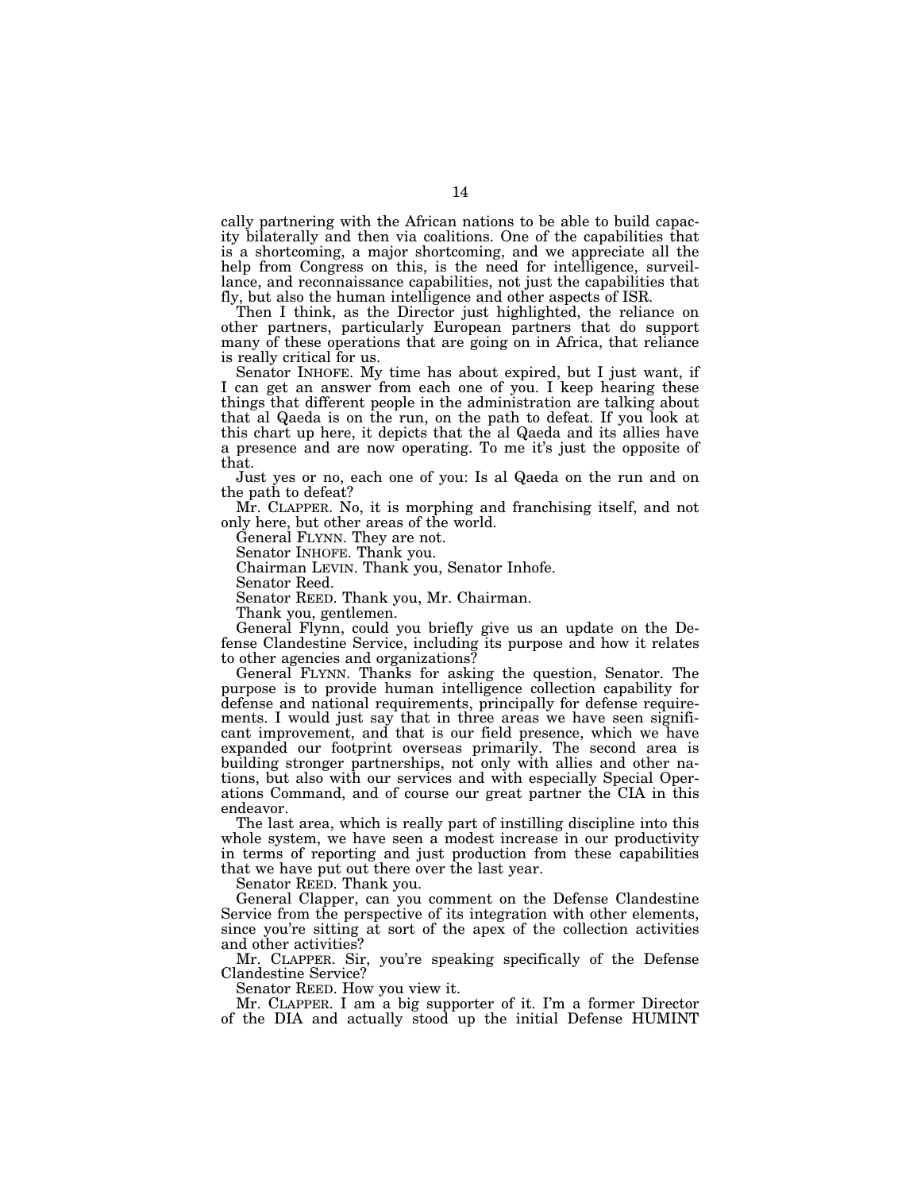cally partnering with the African nations to be able to build capacity bilaterally and then via coalitions. One of the capabilities that is a shortcoming, a major shortcoming, and we appreciate all the help from Congress on this, is the need for intelligence, surveillance, and reconnaissance capabilities, not just the capabilities that fly, but also the human intelligence and other aspects of ISR.

Then I think, as the Director just highlighted, the reliance on other partners, particularly European partners that do support many of these operations that are going on in Africa, that reliance is really critical for us.

Senator INHOFE. My time has about expired, but I just want, if I can get an answer from each one of you. I keep hearing these things that different people in the administration are talking about that al Qaeda is on the run, on the path to defeat. If you look at this chart up here, it depicts that the al Qaeda and its allies have a presence and are now operating. To me it's just the opposite of that.

Just yes or no, each one of you: Is al Qaeda on the run and on the path to defeat?

Mr. CLAPPER. No, it is morphing and franchising itself, and not only here, but other areas of the world.

General FLYNN. They are not.

Senator INHOFE. Thank you.

Chairman LEVIN. Thank you, Senator Inhofe.

Senator Reed.

Senator REED. Thank you, Mr. Chairman.

Thank you, gentlemen.

General Flynn, could you briefly give us an update on the Defense Clandestine Service, including its purpose and how it relates to other agencies and organizations?

General FLYNN. Thanks for asking the question, Senator. The purpose is to provide human intelligence collection capability for defense and national requirements, principally for defense requirements. I would just say that in three areas we have seen significant improvement, and that is our field presence, which we have expanded our footprint overseas primarily. The second area is building stronger partnerships, not only with allies and other nations, but also with our services and with especially Special Operations Command, and of course our great partner the CIA in this endeavor.

The last area, which is really part of instilling discipline into this whole system, we have seen a modest increase in our productivity in terms of reporting and just production from these capabilities that we have put out there over the last year.

Senator REED. Thank you.

General Clapper, can you comment on the Defense Clandestine Service from the perspective of its integration with other elements, since you're sitting at sort of the apex of the collection activities and other activities?

Mr. CLAPPER. Sir, you're speaking specifically of the Defense Clandestine Service?

Senator REED. How you view it.

Mr. CLAPPER. I am a big supporter of it. I'm a former Director of the DIA and actually stood up the initial Defense HUMINT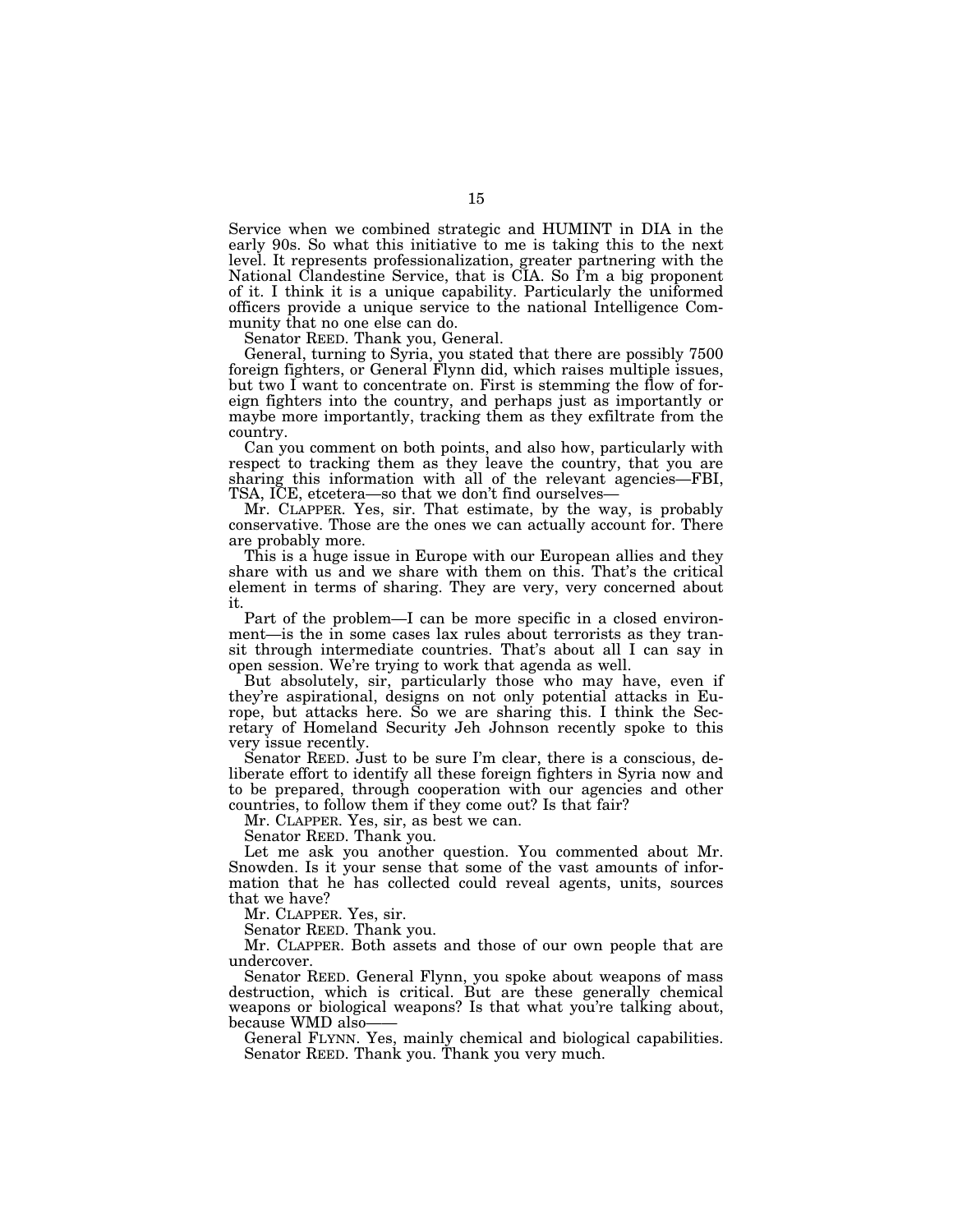Service when we combined strategic and HUMINT in DIA in the early 90s. So what this initiative to me is taking this to the next level. It represents professionalization, greater partnering with the National Clandestine Service, that is CIA. So I'm a big proponent of it. I think it is a unique capability. Particularly the uniformed officers provide a unique service to the national Intelligence Community that no one else can do.

Senator REED. Thank you, General.

General, turning to Syria, you stated that there are possibly 7500 foreign fighters, or General Flynn did, which raises multiple issues, but two I want to concentrate on. First is stemming the flow of foreign fighters into the country, and perhaps just as importantly or maybe more importantly, tracking them as they exfiltrate from the country.

Can you comment on both points, and also how, particularly with respect to tracking them as they leave the country, that you are sharing this information with all of the relevant agencies—FBI, TSA, ICE, etcetera—so that we don't find ourselves—

Mr. CLAPPER. Yes, sir. That estimate, by the way, is probably conservative. Those are the ones we can actually account for. There are probably more.

This is a huge issue in Europe with our European allies and they share with us and we share with them on this. That's the critical element in terms of sharing. They are very, very concerned about it.

Part of the problem—I can be more specific in a closed environment—is the in some cases lax rules about terrorists as they transit through intermediate countries. That's about all I can say in open session. We're trying to work that agenda as well.

But absolutely, sir, particularly those who may have, even if they're aspirational, designs on not only potential attacks in Europe, but attacks here. So we are sharing this. I think the Secretary of Homeland Security Jeh Johnson recently spoke to this very issue recently.

Senator REED. Just to be sure I'm clear, there is a conscious, deliberate effort to identify all these foreign fighters in Syria now and to be prepared, through cooperation with our agencies and other countries, to follow them if they come out? Is that fair?

Mr. CLAPPER. Yes, sir, as best we can.

Senator REED. Thank you.

Let me ask you another question. You commented about Mr. Snowden. Is it your sense that some of the vast amounts of information that he has collected could reveal agents, units, sources that we have?

Mr. CLAPPER. Yes, sir.

Senator REED. Thank you.

Mr. CLAPPER. Both assets and those of our own people that are undercover.

Senator REED. General Flynn, you spoke about weapons of mass destruction, which is critical. But are these generally chemical weapons or biological weapons? Is that what you're talking about, because WMD also——

General FLYNN. Yes, mainly chemical and biological capabilities.

Senator REED. Thank you. Thank you very much.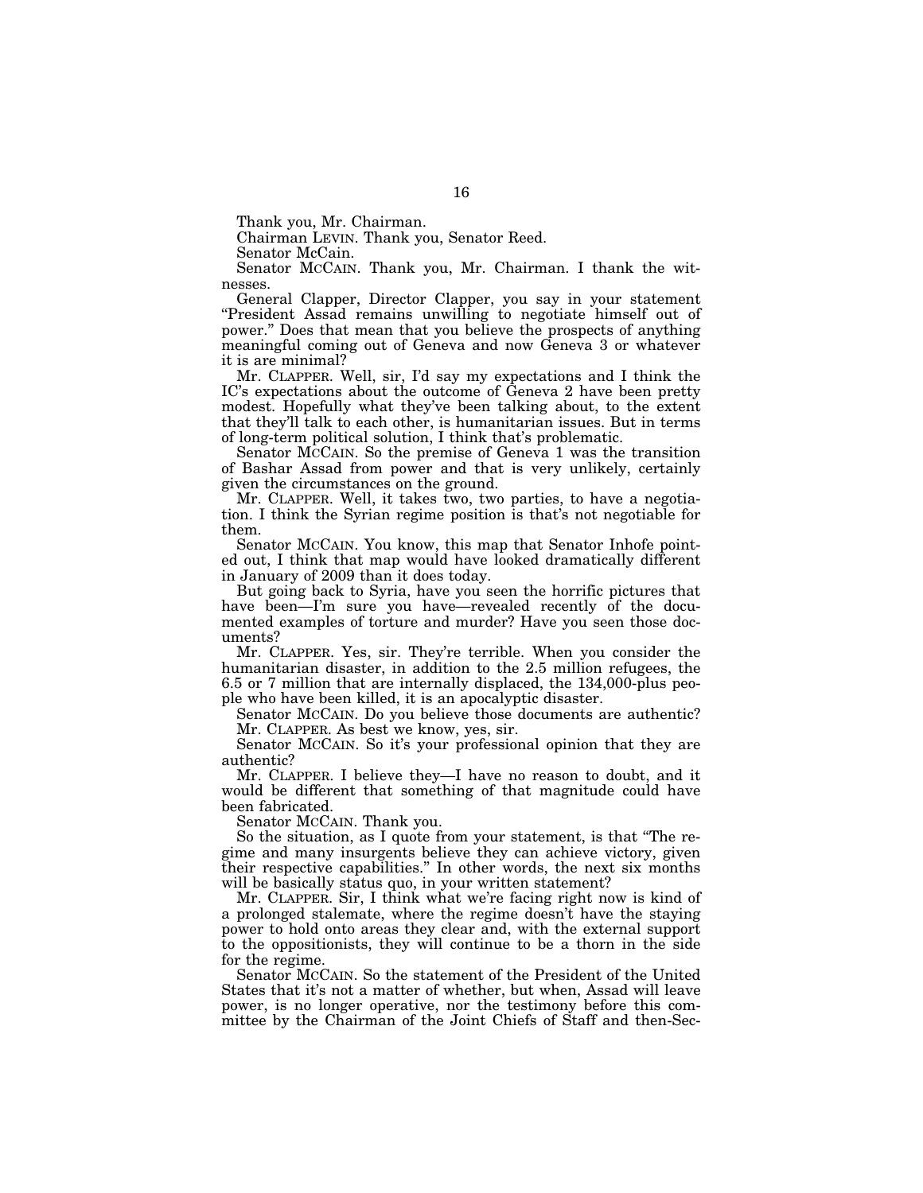Thank you, Mr. Chairman.

Chairman LEVIN. Thank you, Senator Reed.

Senator McCain.

Senator MCCAIN. Thank you, Mr. Chairman. I thank the witnesses.

General Clapper, Director Clapper, you say in your statement "President Assad remains unwilling to negotiate himself out of power." Does that mean that you believe the prospects of anything meaningful coming out of Geneva and now Geneva 3 or whatever it is are minimal?

Mr. CLAPPER. Well, sir, I'd say my expectations and I think the IC's expectations about the outcome of Geneva 2 have been pretty modest. Hopefully what they've been talking about, to the extent that they'll talk to each other, is humanitarian issues. But in terms of long-term political solution, I think that's problematic.

Senator MCCAIN. So the premise of Geneva 1 was the transition of Bashar Assad from power and that is very unlikely, certainly given the circumstances on the ground.

Mr. CLAPPER. Well, it takes two, two parties, to have a negotiation. I think the Syrian regime position is that's not negotiable for them.

Senator MCCAIN. You know, this map that Senator Inhofe pointed out, I think that map would have looked dramatically different in January of 2009 than it does today.

But going back to Syria, have you seen the horrific pictures that have been—I'm sure you have—revealed recently of the documented examples of torture and murder? Have you seen those documents?

Mr. CLAPPER. Yes, sir. They're terrible. When you consider the humanitarian disaster, in addition to the 2.5 million refugees, the 6.5 or 7 million that are internally displaced, the 134,000-plus people who have been killed, it is an apocalyptic disaster.

Senator MCCAIN. Do you believe those documents are authentic?

Mr. CLAPPER. As best we know, yes, sir.

Senator MCCAIN. So it's your professional opinion that they are authentic?

Mr. CLAPPER. I believe they—I have no reason to doubt, and it would be different that something of that magnitude could have been fabricated.

Senator MCCAIN. Thank you.

So the situation, as I quote from your statement, is that "The regime and many insurgents believe they can achieve victory, given their respective capabilities." In other words, the next six months will be basically status quo, in your written statement?

Mr. CLAPPER. Sir, I think what we're facing right now is kind of a prolonged stalemate, where the regime doesn't have the staying power to hold onto areas they clear and, with the external support to the oppositionists, they will continue to be a thorn in the side for the regime.

Senator MCCAIN. So the statement of the President of the United States that it's not a matter of whether, but when, Assad will leave power, is no longer operative, nor the testimony before this committee by the Chairman of the Joint Chiefs of Staff and then-Sec-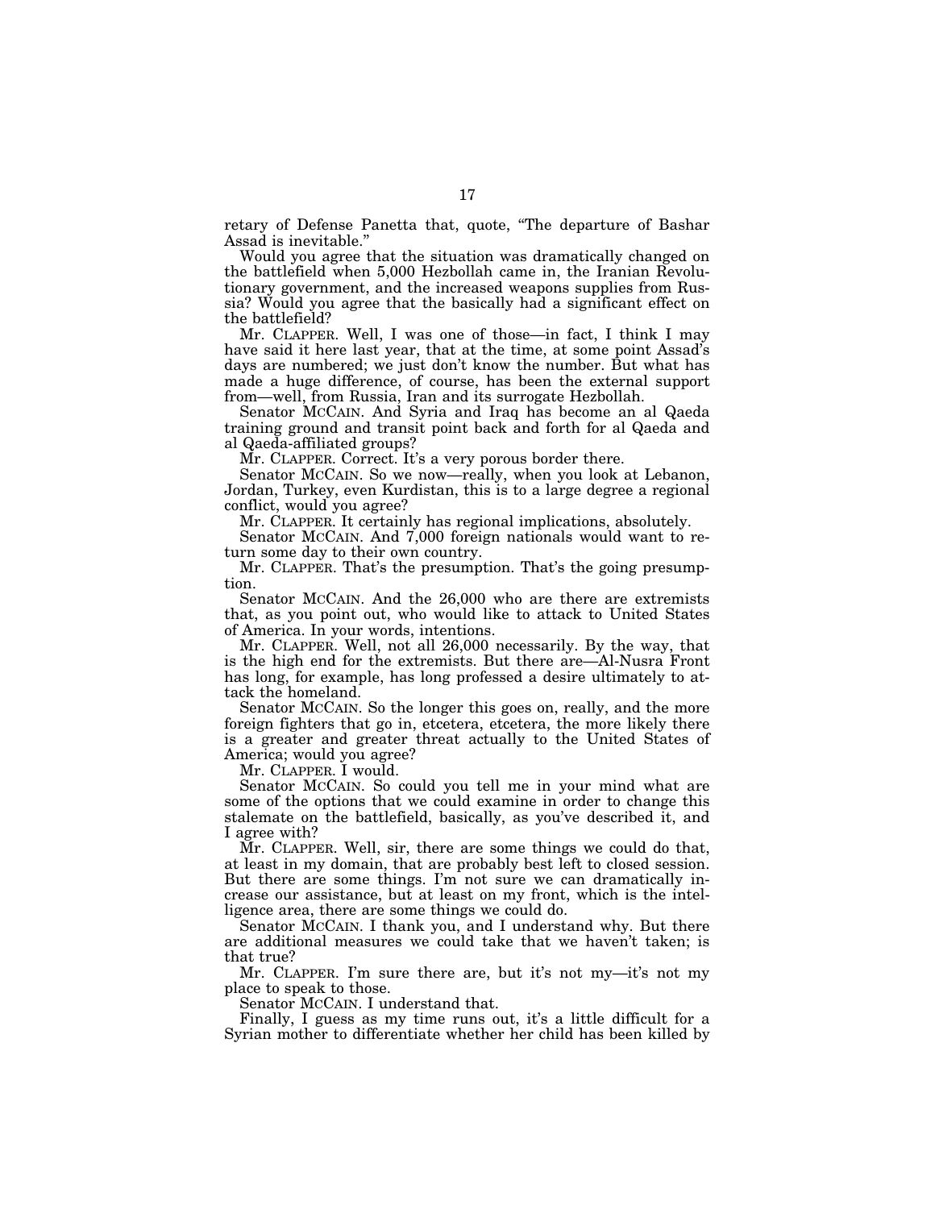retary of Defense Panetta that, quote, "The departure of Bashar Assad is inevitable."

Would you agree that the situation was dramatically changed on the battlefield when 5,000 Hezbollah came in, the Iranian Revolutionary government, and the increased weapons supplies from Russia? Would you agree that the basically had a significant effect on the battlefield?

Mr. CLAPPER. Well, I was one of those—in fact, I think I may have said it here last year, that at the time, at some point Assad's days are numbered; we just don't know the number. But what has made a huge difference, of course, has been the external support from—well, from Russia, Iran and its surrogate Hezbollah.

Senator MCCAIN. And Syria and Iraq has become an al Qaeda training ground and transit point back and forth for al Qaeda and al Qaeda-affiliated groups?

Mr. CLAPPER. Correct. It's a very porous border there.

Senator MCCAIN. So we now—really, when you look at Lebanon, Jordan, Turkey, even Kurdistan, this is to a large degree a regional conflict, would you agree?

Mr. CLAPPER. It certainly has regional implications, absolutely.

Senator MCCAIN. And 7,000 foreign nationals would want to return some day to their own country.

Mr. CLAPPER. That's the presumption. That's the going presumption.

Senator MCCAIN. And the 26,000 who are there are extremists that, as you point out, who would like to attack to United States of America. In your words, intentions.

Mr. CLAPPER. Well, not all 26,000 necessarily. By the way, that is the high end for the extremists. But there are—Al-Nusra Front has long, for example, has long professed a desire ultimately to attack the homeland.

Senator MCCAIN. So the longer this goes on, really, and the more foreign fighters that go in, etcetera, etcetera, the more likely there is a greater and greater threat actually to the United States of America; would you agree?

Mr. CLAPPER. I would.

Senator MCCAIN. So could you tell me in your mind what are some of the options that we could examine in order to change this stalemate on the battlefield, basically, as you've described it, and I agree with?

Mr. CLAPPER. Well, sir, there are some things we could do that, at least in my domain, that are probably best left to closed session. But there are some things. I'm not sure we can dramatically increase our assistance, but at least on my front, which is the intelligence area, there are some things we could do.

Senator MCCAIN. I thank you, and I understand why. But there are additional measures we could take that we haven't taken; is that true?

Mr. CLAPPER. I'm sure there are, but it's not my—it's not my place to speak to those.

Senator MCCAIN. I understand that.

Finally, I guess as my time runs out, it's a little difficult for a Syrian mother to differentiate whether her child has been killed by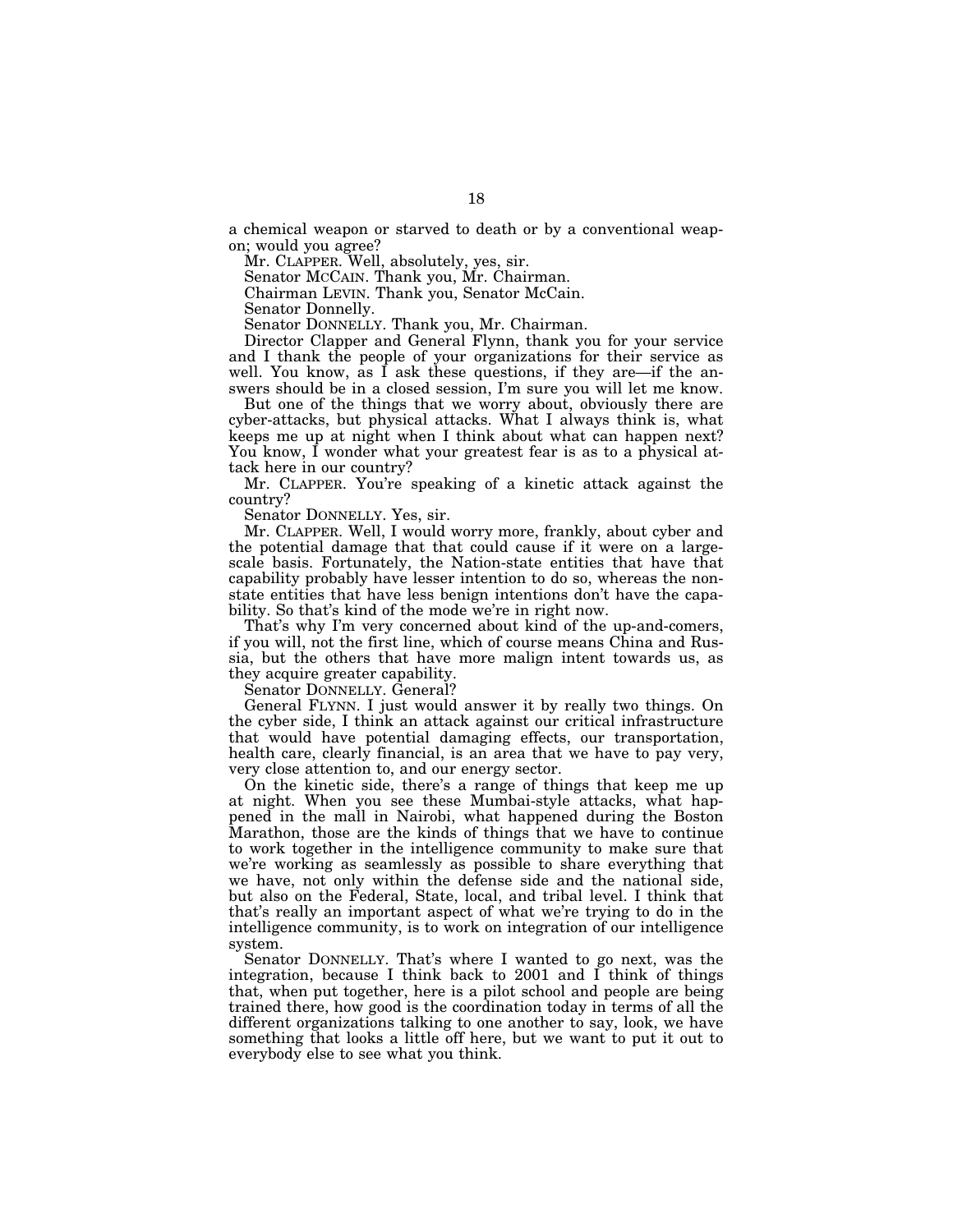a chemical weapon or starved to death or by a conventional weapon; would you agree?

Mr. CLAPPER. Well, absolutely, yes, sir.

Senator MCCAIN. Thank you, Mr. Chairman.

Chairman LEVIN. Thank you, Senator McCain.

Senator Donnelly.

Senator DONNELLY. Thank you, Mr. Chairman.

Director Clapper and General Flynn, thank you for your service and I thank the people of your organizations for their service as well. You know, as I ask these questions, if they are—if the answers should be in a closed session, I'm sure you will let me know.

But one of the things that we worry about, obviously there are cyber-attacks, but physical attacks. What I always think is, what keeps me up at night when I think about what can happen next? You know, I wonder what your greatest fear is as to a physical attack here in our country?

Mr. CLAPPER. You're speaking of a kinetic attack against the country?

Senator DONNELLY. Yes, sir.

Mr. CLAPPER. Well, I would worry more, frankly, about cyber and the potential damage that that could cause if it were on a large-scale basis. Fortunately, the Nation-state entities that have that capability probably have lesser intention to do so, whereas the non-state entities that have less benign intentions don't have the capability. So that's kind of the mode we're in right now.

That's why I'm very concerned about kind of the up-and-comers, if you will, not the first line, which of course means China and Russia, but the others that have more malign intent towards us, as they acquire greater capability.

Senator DONNELLY. General?

General FLYNN. I just would answer it by really two things. On the cyber side, I think an attack against our critical infrastructure that would have potential damaging effects, our transportation, health care, clearly financial, is an area that we have to pay very, very close attention to, and our energy sector.

On the kinetic side, there's a range of things that keep me up at night. When you see these Mumbai-style attacks, what happened in the mall in Nairobi, what happened during the Boston Marathon, those are the kinds of things that we have to continue to work together in the intelligence community to make sure that we're working as seamlessly as possible to share everything that we have, not only within the defense side and the national side, but also on the Federal, State, local, and tribal level. I think that that's really an important aspect of what we're trying to do in the intelligence community, is to work on integration of our intelligence system.

Senator DONNELLY. That's where I wanted to go next, was the integration, because I think back to 2001 and I think of things that, when put together, here is a pilot school and people are being trained there, how good is the coordination today in terms of all the different organizations talking to one another to say, look, we have something that looks a little off here, but we want to put it out to everybody else to see what you think.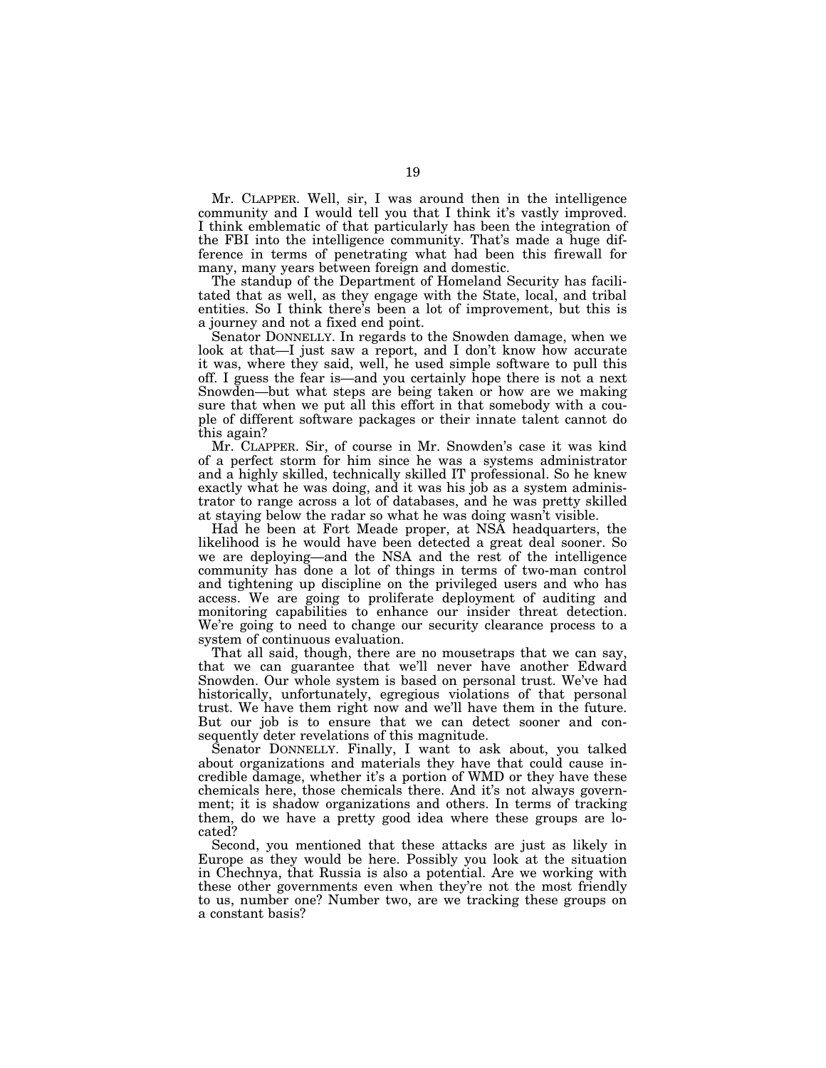Mr. CLAPPER. Well, sir, I was around then in the intelligence community and I would tell you that I think it's vastly improved. I think emblematic of that particularly has been the integration of the FBI into the intelligence community. That's made a huge difference in terms of penetrating what had been this firewall for many, many years between foreign and domestic.

The standup of the Department of Homeland Security has facilitated that as well, as they engage with the State, local, and tribal entities. So I think there's been a lot of improvement, but this is a journey and not a fixed end point.

Senator DONNELLY. In regards to the Snowden damage, when we look at that—I just saw a report, and I don't know how accurate it was, where they said, well, he used simple software to pull this off. I guess the fear is—and you certainly hope there is not a next Snowden—but what steps are being taken or how are we making sure that when we put all this effort in that somebody with a couple of different software packages or their innate talent cannot do this again?

Mr. CLAPPER. Sir, of course in Mr. Snowden's case it was kind of a perfect storm for him since he was a systems administrator and a highly skilled, technically skilled IT professional. So he knew exactly what he was doing, and it was his job as a system administrator to range across a lot of databases, and he was pretty skilled at staying below the radar so what he was doing wasn't visible.

Had he been at Fort Meade proper, at NSA headquarters, the likelihood is he would have been detected a great deal sooner. So we are deploying—and the NSA and the rest of the intelligence community has done a lot of things in terms of two-man control and tightening up discipline on the privileged users and who has access. We are going to proliferate deployment of auditing and monitoring capabilities to enhance our insider threat detection. We're going to need to change our security clearance process to a system of continuous evaluation.

That all said, though, there are no mousetraps that we can say, that we can guarantee that we'll never have another Edward Snowden. Our whole system is based on personal trust. We've had historically, unfortunately, egregious violations of that personal trust. We have them right now and we'll have them in the future. But our job is to ensure that we can detect sooner and consequently deter revelations of this magnitude.

Senator DONNELLY. Finally, I want to ask about, you talked about organizations and materials they have that could cause incredible damage, whether it's a portion of WMD or they have these chemicals here, those chemicals there. And it's not always government; it is shadow organizations and others. In terms of tracking them, do we have a pretty good idea where these groups are located?

Second, you mentioned that these attacks are just as likely in Europe as they would be here. Possibly you look at the situation in Chechnya, that Russia is also a potential. Are we working with these other governments even when they're not the most friendly to us, number one? Number two, are we tracking these groups on a constant basis?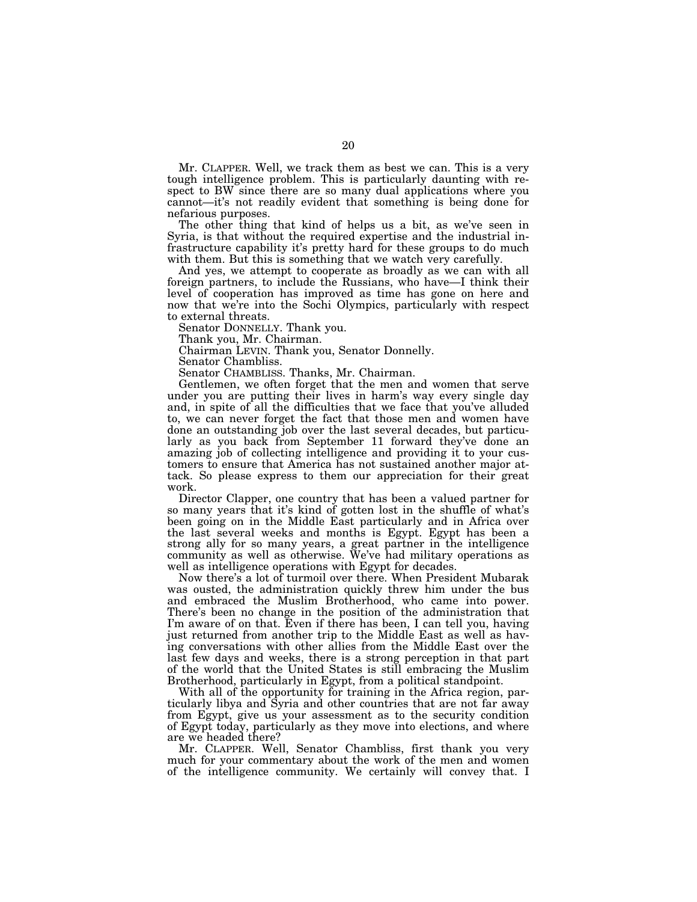Mr. CLAPPER. Well, we track them as best we can. This is a very tough intelligence problem. This is particularly daunting with respect to BW since there are so many dual applications where you cannot—it's not readily evident that something is being done for nefarious purposes.

The other thing that kind of helps us a bit, as we've seen in Syria, is that without the required expertise and the industrial infrastructure capability it's pretty hard for these groups to do much with them. But this is something that we watch very carefully.

And yes, we attempt to cooperate as broadly as we can with all foreign partners, to include the Russians, who have—I think their level of cooperation has improved as time has gone on here and now that we're into the Sochi Olympics, particularly with respect to external threats.

Senator DONNELLY. Thank you.

Thank you, Mr. Chairman.

Chairman LEVIN. Thank you, Senator Donnelly.

Senator Chambliss.

Senator CHAMBLISS. Thanks, Mr. Chairman.

Gentlemen, we often forget that the men and women that serve under you are putting their lives in harm's way every single day and, in spite of all the difficulties that we face that you've alluded to, we can never forget the fact that those men and women have done an outstanding job over the last several decades, but particularly as you back from September 11 forward they've done an amazing job of collecting intelligence and providing it to your customers to ensure that America has not sustained another major attack. So please express to them our appreciation for their great work.

Director Clapper, one country that has been a valued partner for so many years that it's kind of gotten lost in the shuffle of what's been going on in the Middle East particularly and in Africa over the last several weeks and months is Egypt. Egypt has been a strong ally for so many years, a great partner in the intelligence community as well as otherwise. We've had military operations as well as intelligence operations with Egypt for decades.

Now there's a lot of turmoil over there. When President Mubarak was ousted, the administration quickly threw him under the bus and embraced the Muslim Brotherhood, who came into power. There's been no change in the position of the administration that I'm aware of on that. Even if there has been, I can tell you, having just returned from another trip to the Middle East as well as having conversations with other allies from the Middle East over the last few days and weeks, there is a strong perception in that part of the world that the United States is still embracing the Muslim Brotherhood, particularly in Egypt, from a political standpoint.

With all of the opportunity for training in the Africa region, particularly libya and Syria and other countries that are not far away from Egypt, give us your assessment as to the security condition of Egypt today, particularly as they move into elections, and where are we headed there?

Mr. CLAPPER. Well, Senator Chambliss, first thank you very much for your commentary about the work of the men and women of the intelligence community. We certainly will convey that. I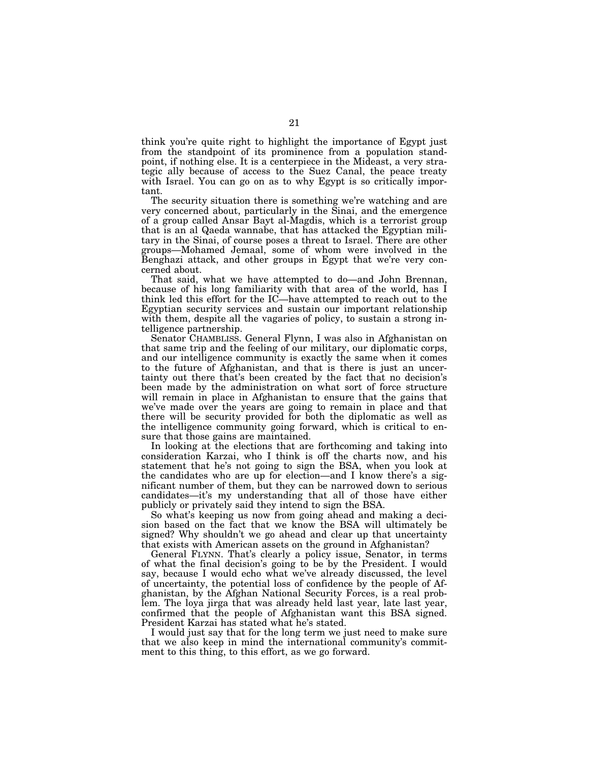think you're quite right to highlight the importance of Egypt just from the standpoint of its prominence from a population standpoint, if nothing else. It is a centerpiece in the Mideast, a very strategic ally because of access to the Suez Canal, the peace treaty with Israel. You can go on as to why Egypt is so critically important.

The security situation there is something we're watching and are very concerned about, particularly in the Sinai, and the emergence of a group called Ansar Bayt al-Magdis, which is a terrorist group that is an al Qaeda wannabe, that has attacked the Egyptian military in the Sinai, of course poses a threat to Israel. There are other groups—Mohamed Jemaal, some of whom were involved in the Benghazi attack, and other groups in Egypt that we're very concerned about.

That said, what we have attempted to do—and John Brennan, because of his long familiarity with that area of the world, has I think led this effort for the IC—have attempted to reach out to the Egyptian security services and sustain our important relationship with them, despite all the vagaries of policy, to sustain a strong intelligence partnership.

Senator CHAMBLISS. General Flynn, I was also in Afghanistan on that same trip and the feeling of our military, our diplomatic corps, and our intelligence community is exactly the same when it comes to the future of Afghanistan, and that is there is just an uncertainty out there that's been created by the fact that no decision's been made by the administration on what sort of force structure will remain in place in Afghanistan to ensure that the gains that we've made over the years are going to remain in place and that there will be security provided for both the diplomatic as well as the intelligence community going forward, which is critical to ensure that those gains are maintained.

In looking at the elections that are forthcoming and taking into consideration Karzai, who I think is off the charts now, and his statement that he's not going to sign the BSA, when you look at the candidates who are up for election—and I know there's a significant number of them, but they can be narrowed down to serious candidates—it's my understanding that all of those have either publicly or privately said they intend to sign the BSA.

So what's keeping us now from going ahead and making a decision based on the fact that we know the BSA will ultimately be signed? Why shouldn't we go ahead and clear up that uncertainty that exists with American assets on the ground in Afghanistan?

General FLYNN. That's clearly a policy issue, Senator, in terms of what the final decision's going to be by the President. I would say, because I would echo what we've already discussed, the level of uncertainty, the potential loss of confidence by the people of Afghanistan, by the Afghan National Security Forces, is a real problem. The loya jirga that was already held last year, late last year, confirmed that the people of Afghanistan want this BSA signed. President Karzai has stated what he's stated.

I would just say that for the long term we just need to make sure that we also keep in mind the international community's commitment to this thing, to this effort, as we go forward.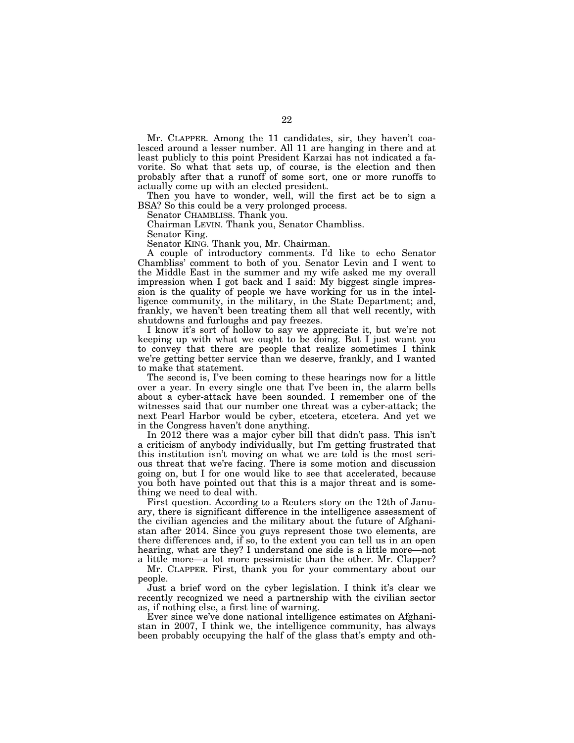Mr. CLAPPER. Among the 11 candidates, sir, they haven't coalesced around a lesser number. All 11 are hanging in there and at least publicly to this point President Karzai has not indicated a favorite. So what that sets up, of course, is the election and then probably after that a runoff of some sort, one or more runoffs to actually come up with an elected president.

Then you have to wonder, well, will the first act be to sign a BSA? So this could be a very prolonged process.

Senator CHAMBLISS. Thank you.

Chairman LEVIN. Thank you, Senator Chambliss.

Senator King.

Senator KING. Thank you, Mr. Chairman.

A couple of introductory comments. I'd like to echo Senator Chambliss' comment to both of you. Senator Levin and I went to the Middle East in the summer and my wife asked me my overall impression when I got back and I said: My biggest single impression is the quality of people we have working for us in the intelligence community, in the military, in the State Department; and, frankly, we haven't been treating them all that well recently, with shutdowns and furloughs and pay freezes.

I know it's sort of hollow to say we appreciate it, but we're not keeping up with what we ought to be doing. But I just want you to convey that there are people that realize sometimes I think we're getting better service than we deserve, frankly, and I wanted to make that statement.

The second is, I've been coming to these hearings now for a little over a year. In every single one that I've been in, the alarm bells about a cyber-attack have been sounded. I remember one of the witnesses said that our number one threat was a cyber-attack; the next Pearl Harbor would be cyber, etcetera, etcetera. And yet we in the Congress haven't done anything.

In 2012 there was a major cyber bill that didn't pass. This isn't a criticism of anybody individually, but I'm getting frustrated that this institution isn't moving on what we are told is the most serious threat that we're facing. There is some motion and discussion going on, but I for one would like to see that accelerated, because you both have pointed out that this is a major threat and is something we need to deal with.

First question. According to a Reuters story on the 12th of January, there is significant difference in the intelligence assessment of the civilian agencies and the military about the future of Afghanistan after 2014. Since you guys represent those two elements, are there differences and, if so, to the extent you can tell us in an open hearing, what are they? I understand one side is a little more—not a little more—a lot more pessimistic than the other. Mr. Clapper?

Mr. CLAPPER. First, thank you for your commentary about our people.

Just a brief word on the cyber legislation. I think it's clear we recently recognized we need a partnership with the civilian sector as, if nothing else, a first line of warning.

Ever since we've done national intelligence estimates on Afghanistan in 2007, I think we, the intelligence community, has always been probably occupying the half of the glass that's empty and oth-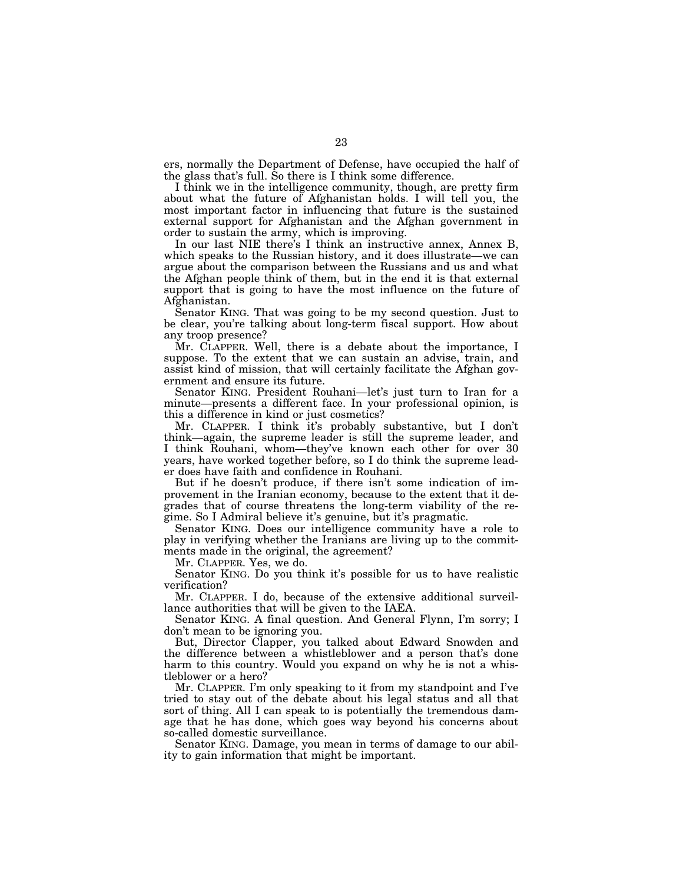ers, normally the Department of Defense, have occupied the half of the glass that's full. So there is I think some difference.

I think we in the intelligence community, though, are pretty firm about what the future of Afghanistan holds. I will tell you, the most important factor in influencing that future is the sustained external support for Afghanistan and the Afghan government in order to sustain the army, which is improving.

In our last NIE there's I think an instructive annex, Annex B, which speaks to the Russian history, and it does illustrate—we can argue about the comparison between the Russians and us and what the Afghan people think of them, but in the end it is that external support that is going to have the most influence on the future of Afghanistan.

Senator KING. That was going to be my second question. Just to be clear, you're talking about long-term fiscal support. How about any troop presence?

Mr. CLAPPER. Well, there is a debate about the importance, I suppose. To the extent that we can sustain an advise, train, and assist kind of mission, that will certainly facilitate the Afghan government and ensure its future.

Senator KING. President Rouhani—let's just turn to Iran for a minute—presents a different face. In your professional opinion, is this a difference in kind or just cosmetics?

Mr. CLAPPER. I think it's probably substantive, but I don't think—again, the supreme leader is still the supreme leader, and I think Rouhani, whom—they've known each other for over 30 years, have worked together before, so I do think the supreme leader does have faith and confidence in Rouhani.

But if he doesn't produce, if there isn't some indication of improvement in the Iranian economy, because to the extent that it degrades that of course threatens the long-term viability of the regime. So I Admiral believe it's genuine, but it's pragmatic.

Senator KING. Does our intelligence community have a role to play in verifying whether the Iranians are living up to the commitments made in the original, the agreement?

Mr. CLAPPER. Yes, we do.

Senator KING. Do you think it's possible for us to have realistic verification?

Mr. CLAPPER. I do, because of the extensive additional surveillance authorities that will be given to the IAEA.

Senator KING. A final question. And General Flynn, I'm sorry; I don't mean to be ignoring you.

But, Director Clapper, you talked about Edward Snowden and the difference between a whistleblower and a person that's done harm to this country. Would you expand on why he is not a whistleblower or a hero?

Mr. CLAPPER. I'm only speaking to it from my standpoint and I've tried to stay out of the debate about his legal status and all that sort of thing. All I can speak to is potentially the tremendous damage that he has done, which goes way beyond his concerns about so-called domestic surveillance.

Senator KING. Damage, you mean in terms of damage to our ability to gain information that might be important.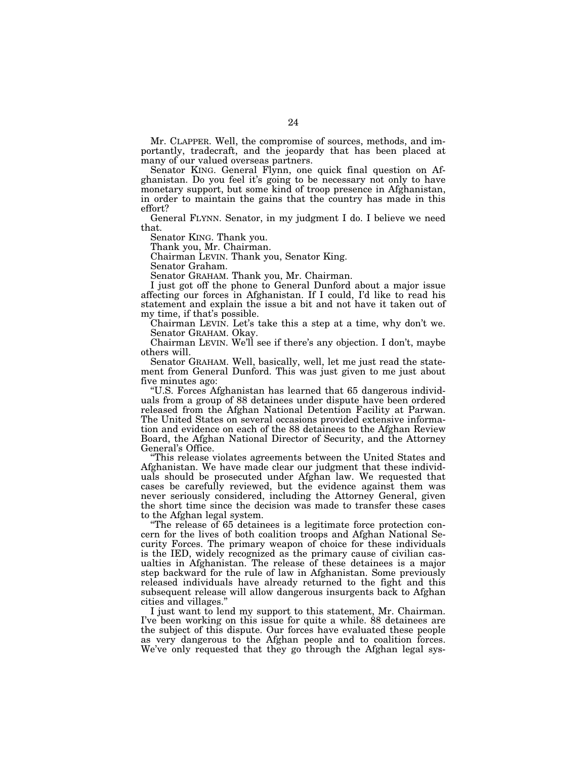Mr. CLAPPER. Well, the compromise of sources, methods, and importantly, tradecraft, and the jeopardy that has been placed at many of our valued overseas partners.

Senator KING. General Flynn, one quick final question on Afghanistan. Do you feel it's going to be necessary not only to have monetary support, but some kind of troop presence in Afghanistan, in order to maintain the gains that the country has made in this effort?

General FLYNN. Senator, in my judgment I do. I believe we need that.

Senator KING. Thank you.

Thank you, Mr. Chairman.

Chairman LEVIN. Thank you, Senator King.

Senator Graham.

Senator GRAHAM. Thank you, Mr. Chairman.

I just got off the phone to General Dunford about a major issue affecting our forces in Afghanistan. If I could, I'd like to read his statement and explain the issue a bit and not have it taken out of my time, if that's possible.

Chairman LEVIN. Let's take this a step at a time, why don't we.

Senator GRAHAM. Okay.

Chairman LEVIN. We'll see if there's any objection. I don't, maybe others will.

Senator GRAHAM. Well, basically, well, let me just read the statement from General Dunford. This was just given to me just about five minutes ago:

"U.S. Forces Afghanistan has learned that 65 dangerous individuals from a group of 88 detainees under dispute have been ordered released from the Afghan National Detention Facility at Parwan. The United States on several occasions provided extensive information and evidence on each of the 88 detainees to the Afghan Review Board, the Afghan National Director of Security, and the Attorney General's Office.

"This release violates agreements between the United States and Afghanistan. We have made clear our judgment that these individuals should be prosecuted under Afghan law. We requested that cases be carefully reviewed, but the evidence against them was never seriously considered, including the Attorney General, given the short time since the decision was made to transfer these cases to the Afghan legal system.

"The release of 65 detainees is a legitimate force protection concern for the lives of both coalition troops and Afghan National Security Forces. The primary weapon of choice for these individuals is the IED, widely recognized as the primary cause of civilian casualties in Afghanistan. The release of these detainees is a major step backward for the rule of law in Afghanistan. Some previously released individuals have already returned to the fight and this subsequent release will allow dangerous insurgents back to Afghan cities and villages."

I just want to lend my support to this statement, Mr. Chairman. I've been working on this issue for quite a while. 88 detainees are the subject of this dispute. Our forces have evaluated these people as very dangerous to the Afghan people and to coalition forces. We've only requested that they go through the Afghan legal sys-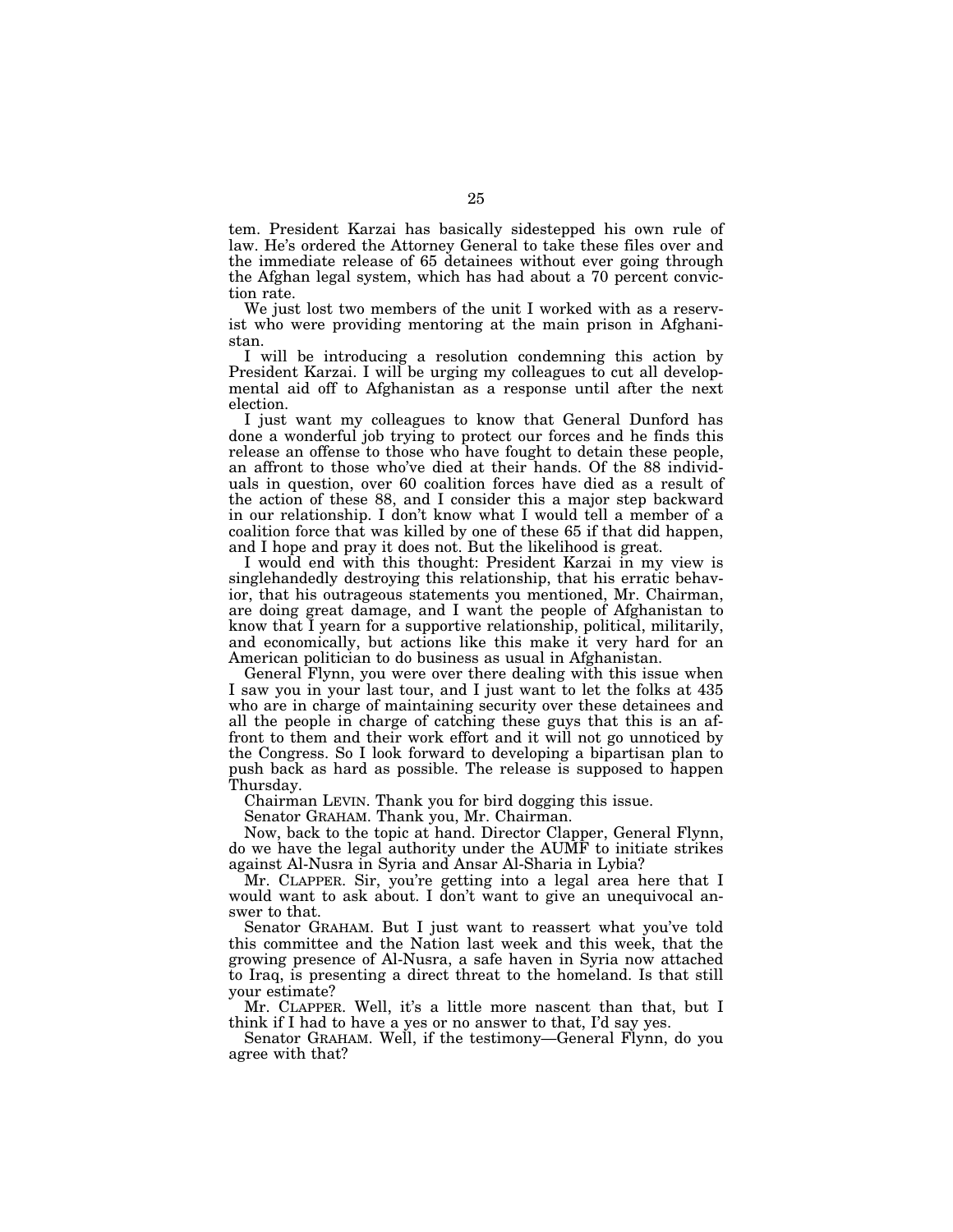tem. President Karzai has basically sidestepped his own rule of law. He's ordered the Attorney General to take these files over and the immediate release of 65 detainees without ever going through the Afghan legal system, which has had about a 70 percent conviction rate.

We just lost two members of the unit I worked with as a reservist who were providing mentoring at the main prison in Afghanistan.

I will be introducing a resolution condemning this action by President Karzai. I will be urging my colleagues to cut all developmental aid off to Afghanistan as a response until after the next election.

I just want my colleagues to know that General Dunford has done a wonderful job trying to protect our forces and he finds this release an offense to those who have fought to detain these people, an affront to those who've died at their hands. Of the 88 individuals in question, over 60 coalition forces have died as a result of the action of these 88, and I consider this a major step backward in our relationship. I don't know what I would tell a member of a coalition force that was killed by one of these 65 if that did happen, and I hope and pray it does not. But the likelihood is great.

I would end with this thought: President Karzai in my view is singlehandedly destroying this relationship, that his erratic behavior, that his outrageous statements you mentioned, Mr. Chairman, are doing great damage, and I want the people of Afghanistan to know that I yearn for a supportive relationship, political, militarily, and economically, but actions like this make it very hard for an American politician to do business as usual in Afghanistan.

General Flynn, you were over there dealing with this issue when I saw you in your last tour, and I just want to let the folks at 435 who are in charge of maintaining security over these detainees and all the people in charge of catching these guys that this is an affront to them and their work effort and it will not go unnoticed by the Congress. So I look forward to developing a bipartisan plan to push back as hard as possible. The release is supposed to happen Thursday.

Chairman LEVIN. Thank you for bird dogging this issue.

Senator GRAHAM. Thank you, Mr. Chairman.

Now, back to the topic at hand. Director Clapper, General Flynn, do we have the legal authority under the AUMF to initiate strikes against Al-Nusra in Syria and Ansar Al-Sharia in Lybia?

Mr. CLAPPER. Sir, you're getting into a legal area here that I would want to ask about. I don't want to give an unequivocal answer to that.

Senator GRAHAM. But I just want to reassert what you've told this committee and the Nation last week and this week, that the growing presence of Al-Nusra, a safe haven in Syria now attached to Iraq, is presenting a direct threat to the homeland. Is that still your estimate?

Mr. CLAPPER. Well, it's a little more nascent than that, but I think if I had to have a yes or no answer to that, I'd say yes.

Senator GRAHAM. Well, if the testimony—General Flynn, do you agree with that?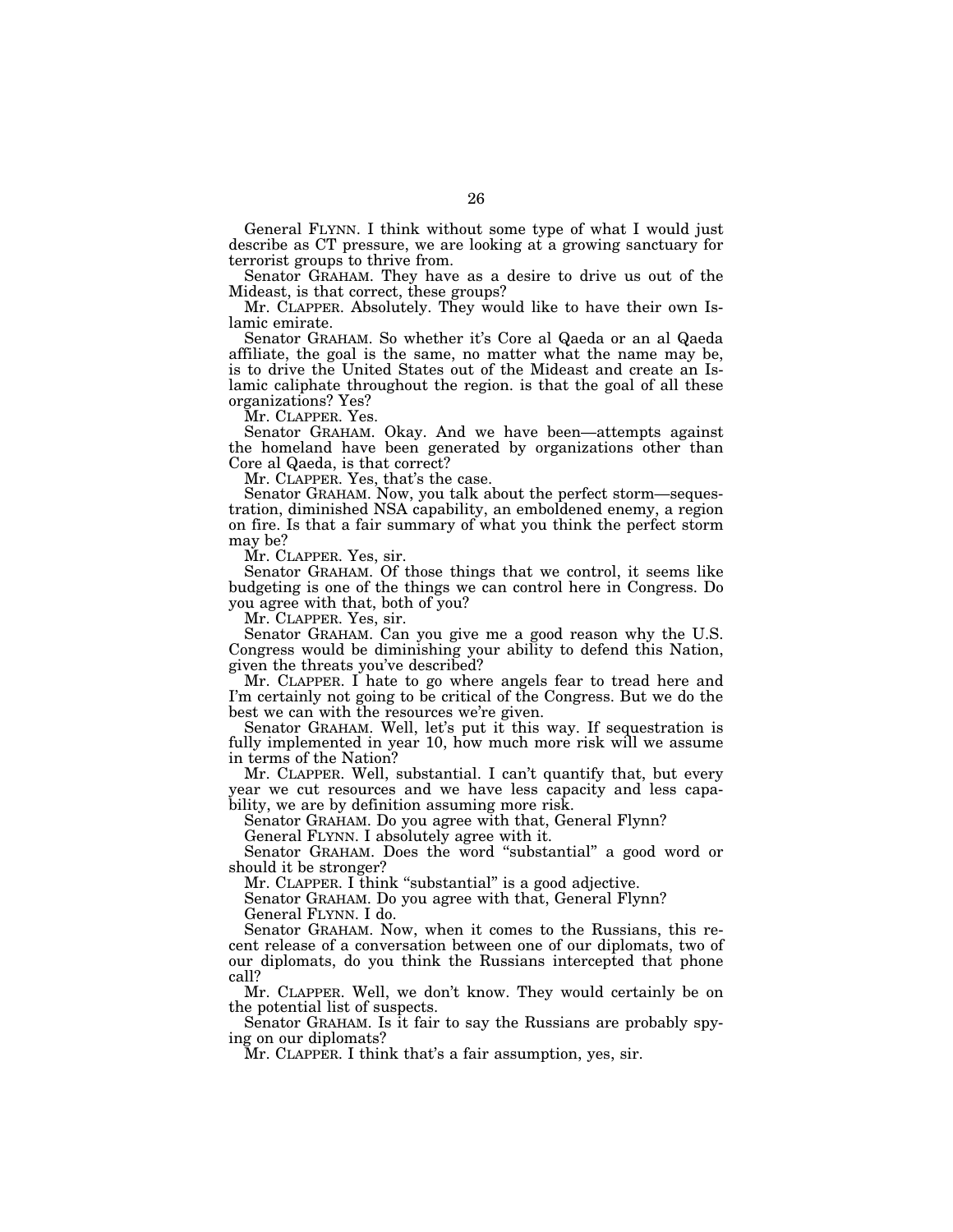General FLYNN. I think without some type of what I would just describe as CT pressure, we are looking at a growing sanctuary for terrorist groups to thrive from.

Senator GRAHAM. They have as a desire to drive us out of the Mideast, is that correct, these groups?

Mr. CLAPPER. Absolutely. They would like to have their own Islamic emirate.

Senator GRAHAM. So whether it's Core al Qaeda or an al Qaeda affiliate, the goal is the same, no matter what the name may be, is to drive the United States out of the Mideast and create an Islamic caliphate throughout the region. is that the goal of all these organizations? Yes?

Mr. CLAPPER. Yes.

Senator GRAHAM. Okay. And we have been—attempts against the homeland have been generated by organizations other than Core al Qaeda, is that correct?

Mr. CLAPPER. Yes, that's the case.

Senator GRAHAM. Now, you talk about the perfect storm—sequestration, diminished NSA capability, an emboldened enemy, a region on fire. Is that a fair summary of what you think the perfect storm may be?

Mr. CLAPPER. Yes, sir.

Senator GRAHAM. Of those things that we control, it seems like budgeting is one of the things we can control here in Congress. Do you agree with that, both of you?

Mr. CLAPPER. Yes, sir.

Senator GRAHAM. Can you give me a good reason why the U.S. Congress would be diminishing your ability to defend this Nation, given the threats you've described?

Mr. CLAPPER. I hate to go where angels fear to tread here and I'm certainly not going to be critical of the Congress. But we do the best we can with the resources we're given.

Senator GRAHAM. Well, let's put it this way. If sequestration is fully implemented in year 10, how much more risk will we assume in terms of the Nation?

Mr. CLAPPER. Well, substantial. I can't quantify that, but every year we cut resources and we have less capacity and less capability, we are by definition assuming more risk.

Senator GRAHAM. Do you agree with that, General Flynn?

General FLYNN. I absolutely agree with it.

Senator GRAHAM. Does the word "substantial" a good word or should it be stronger?

Mr. CLAPPER. I think "substantial" is a good adjective.

Senator GRAHAM. Do you agree with that, General Flynn?

General FLYNN. I do.

Senator GRAHAM. Now, when it comes to the Russians, this recent release of a conversation between one of our diplomats, two of our diplomats, do you think the Russians intercepted that phone call?

Mr. CLAPPER. Well, we don't know. They would certainly be on the potential list of suspects.

Senator GRAHAM. Is it fair to say the Russians are probably spying on our diplomats?

Mr. CLAPPER. I think that's a fair assumption, yes, sir.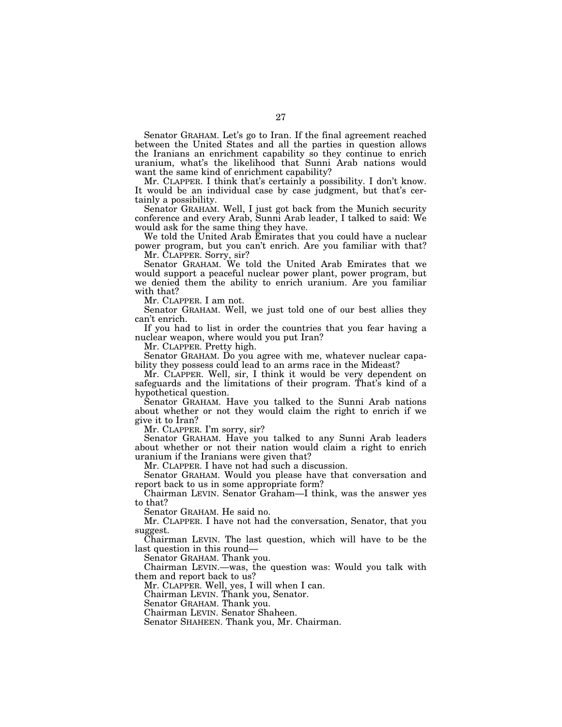Senator GRAHAM. Let's go to Iran. If the final agreement reached between the United States and all the parties in question allows the Iranians an enrichment capability so they continue to enrich uranium, what's the likelihood that Sunni Arab nations would want the same kind of enrichment capability?

Mr. CLAPPER. I think that's certainly a possibility. I don't know. It would be an individual case by case judgment, but that's certainly a possibility.

Senator GRAHAM. Well, I just got back from the Munich security conference and every Arab, Sunni Arab leader, I talked to said: We would ask for the same thing they have.

We told the United Arab Emirates that you could have a nuclear power program, but you can't enrich. Are you familiar with that?

Mr. CLAPPER. Sorry, sir?

Senator GRAHAM. We told the United Arab Emirates that we would support a peaceful nuclear power plant, power program, but we denied them the ability to enrich uranium. Are you familiar with that?

Mr. CLAPPER. I am not.

Senator GRAHAM. Well, we just told one of our best allies they can't enrich.

If you had to list in order the countries that you fear having a nuclear weapon, where would you put Iran?

Mr. CLAPPER. Pretty high.

Senator GRAHAM. Do you agree with me, whatever nuclear capability they possess could lead to an arms race in the Mideast?

Mr. CLAPPER. Well, sir, I think it would be very dependent on safeguards and the limitations of their program. That's kind of a hypothetical question.

Senator GRAHAM. Have you talked to the Sunni Arab nations about whether or not they would claim the right to enrich if we give it to Iran?

Mr. CLAPPER. I'm sorry, sir?

Senator GRAHAM. Have you talked to any Sunni Arab leaders about whether or not their nation would claim a right to enrich uranium if the Iranians were given that?

Mr. CLAPPER. I have not had such a discussion.

Senator GRAHAM. Would you please have that conversation and report back to us in some appropriate form?

Chairman LEVIN. Senator Graham—I think, was the answer yes to that?

Senator GRAHAM. He said no.

Mr. CLAPPER. I have not had the conversation, Senator, that you suggest.

Chairman LEVIN. The last question, which will have to be the last question in this round—

Senator GRAHAM. Thank you.

Chairman LEVIN.—was, the question was: Would you talk with them and report back to us?

Mr. CLAPPER. Well, yes, I will when I can.

Chairman LEVIN. Thank you, Senator.

Senator GRAHAM. Thank you.

Chairman LEVIN. Senator Shaheen.

Senator SHAHEEN. Thank you, Mr. Chairman.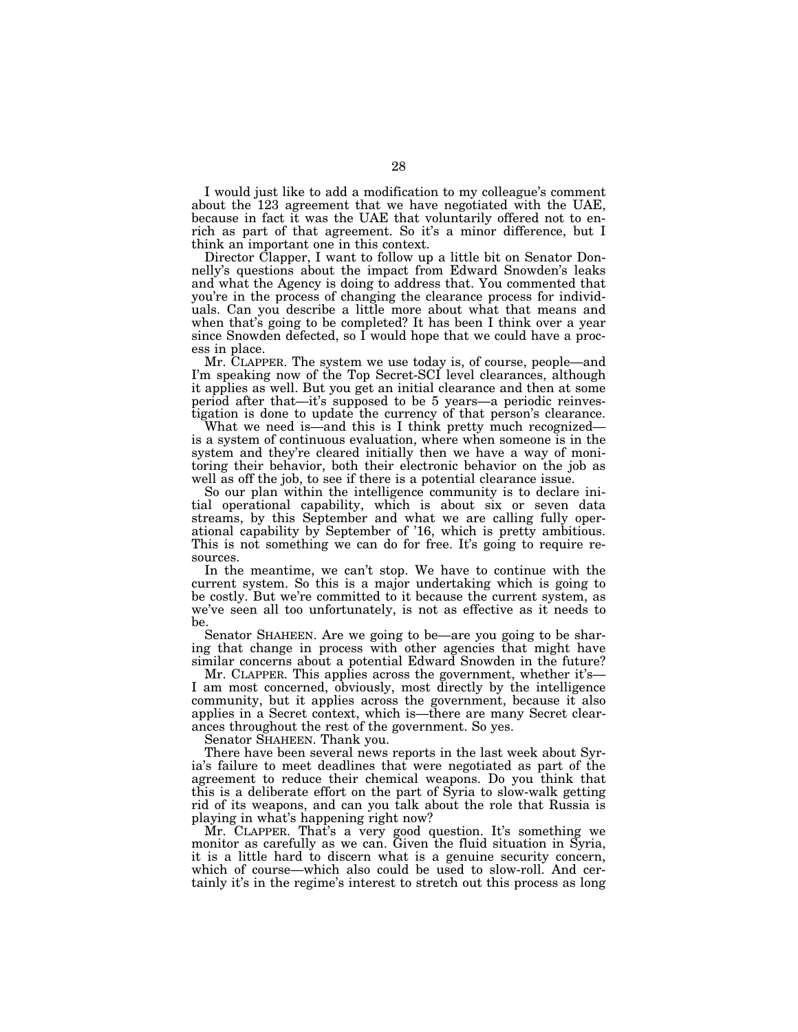I would just like to add a modification to my colleague's comment about the 123 agreement that we have negotiated with the UAE, because in fact it was the UAE that voluntarily offered not to enrich as part of that agreement. So it's a minor difference, but I think an important one in this context.

Director Clapper, I want to follow up a little bit on Senator Donnelly's questions about the impact from Edward Snowden's leaks and what the Agency is doing to address that. You commented that you're in the process of changing the clearance process for individuals. Can you describe a little more about what that means and when that's going to be completed? It has been I think over a year since Snowden defected, so I would hope that we could have a process in place.

Mr. CLAPPER. The system we use today is, of course, people—and I'm speaking now of the Top Secret-SCI level clearances, although it applies as well. But you get an initial clearance and then at some period after that—it's supposed to be 5 years—a periodic reinvestigation is done to update the currency of that person's clearance.

What we need is—and this is I think pretty much recognized—is a system of continuous evaluation, where when someone is in the system and they're cleared initially then we have a way of monitoring their behavior, both their electronic behavior on the job as well as off the job, to see if there is a potential clearance issue.

So our plan within the intelligence community is to declare initial operational capability, which is about six or seven data streams, by this September and what we are calling fully operational capability by September of '16, which is pretty ambitious. This is not something we can do for free. It's going to require resources.

In the meantime, we can't stop. We have to continue with the current system. So this is a major undertaking which is going to be costly. But we're committed to it because the current system, as we've seen all too unfortunately, is not as effective as it needs to be.

Senator SHAHEEN. Are we going to be—are you going to be sharing that change in process with other agencies that might have similar concerns about a potential Edward Snowden in the future?

Mr. CLAPPER. This applies across the government, whether it's—I am most concerned, obviously, most directly by the intelligence community, but it applies across the government, because it also applies in a Secret context, which is—there are many Secret clearances throughout the rest of the government. So yes.

Senator SHAHEEN. Thank you.

There have been several news reports in the last week about Syria's failure to meet deadlines that were negotiated as part of the agreement to reduce their chemical weapons. Do you think that this is a deliberate effort on the part of Syria to slow-walk getting rid of its weapons, and can you talk about the role that Russia is playing in what's happening right now?

Mr. CLAPPER. That's a very good question. It's something we monitor as carefully as we can. Given the fluid situation in Syria, it is a little hard to discern what is a genuine security concern, which of course—which also could be used to slow-roll. And certainly it's in the regime's interest to stretch out this process as long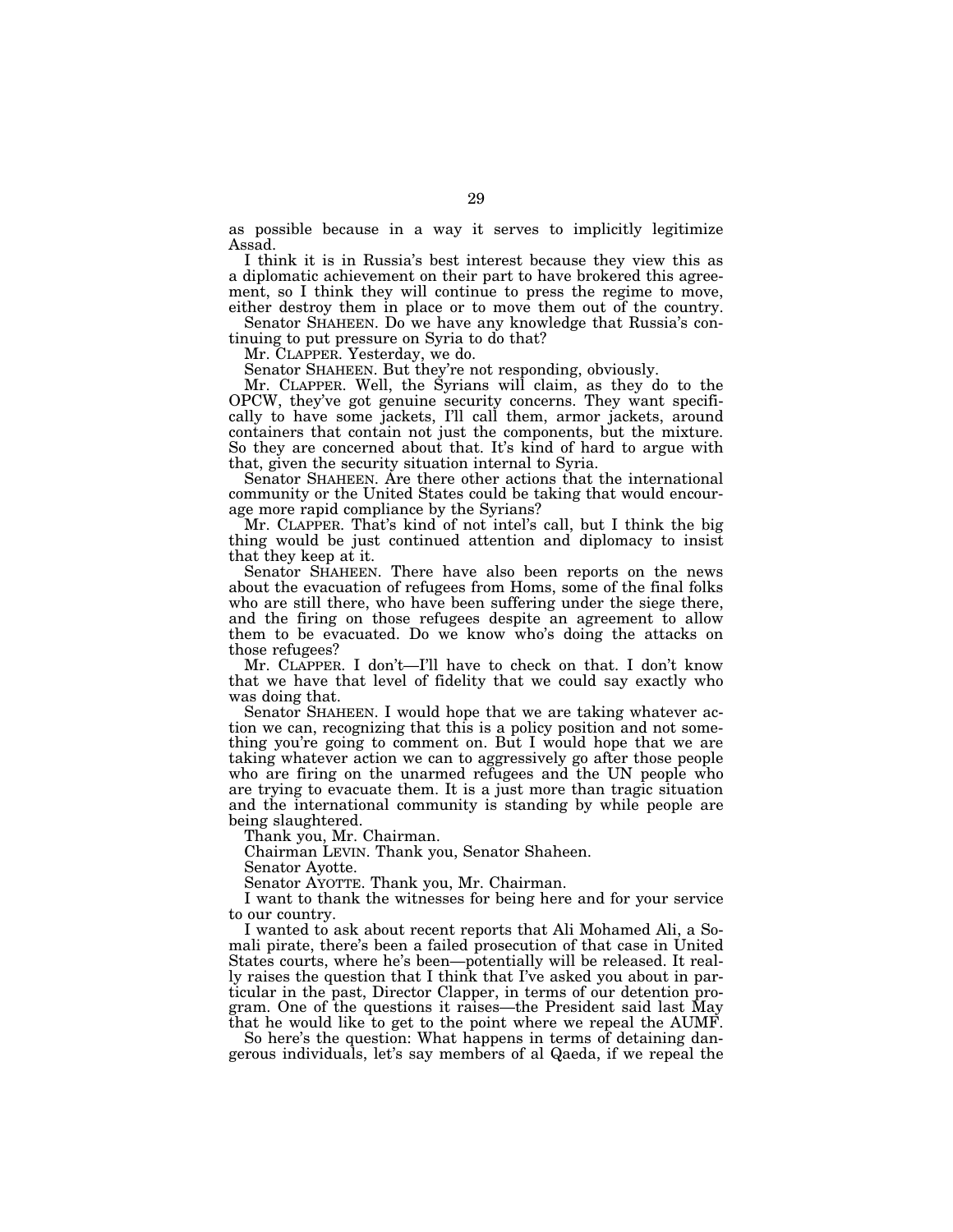as possible because in a way it serves to implicitly legitimize Assad.

I think it is in Russia's best interest because they view this as a diplomatic achievement on their part to have brokered this agreement, so I think they will continue to press the regime to move, either destroy them in place or to move them out of the country.

Senator SHAHEEN. Do we have any knowledge that Russia's continuing to put pressure on Syria to do that?

Mr. CLAPPER. Yesterday, we do.

Senator SHAHEEN. But they're not responding, obviously.

Mr. CLAPPER. Well, the Syrians will claim, as they do to the OPCW, they've got genuine security concerns. They want specifically to have some jackets, I'll call them, armor jackets, around containers that contain not just the components, but the mixture. So they are concerned about that. It's kind of hard to argue with that, given the security situation internal to Syria.

Senator SHAHEEN. Are there other actions that the international community or the United States could be taking that would encourage more rapid compliance by the Syrians?

Mr. CLAPPER. That's kind of not intel's call, but I think the big thing would be just continued attention and diplomacy to insist that they keep at it.

Senator SHAHEEN. There have also been reports on the news about the evacuation of refugees from Homs, some of the final folks who are still there, who have been suffering under the siege there, and the firing on those refugees despite an agreement to allow them to be evacuated. Do we know who's doing the attacks on those refugees?

Mr. CLAPPER. I don't—I'll have to check on that. I don't know that we have that level of fidelity that we could say exactly who was doing that.

Senator SHAHEEN. I would hope that we are taking whatever action we can, recognizing that this is a policy position and not something you're going to comment on. But I would hope that we are taking whatever action we can to aggressively go after those people who are firing on the unarmed refugees and the UN people who are trying to evacuate them. It is a just more than tragic situation and the international community is standing by while people are being slaughtered.

Thank you, Mr. Chairman.

Chairman LEVIN. Thank you, Senator Shaheen.

Senator Ayotte.

Senator AYOTTE. Thank you, Mr. Chairman.

I want to thank the witnesses for being here and for your service to our country.

I wanted to ask about recent reports that Ali Mohamed Ali, a Somali pirate, there's been a failed prosecution of that case in United States courts, where he's been—potentially will be released. It really raises the question that I think that I've asked you about in particular in the past, Director Clapper, in terms of our detention program. One of the questions it raises—the President said last May that he would like to get to the point where we repeal the AUMF.

So here's the question: What happens in terms of detaining dangerous individuals, let's say members of al Qaeda, if we repeal the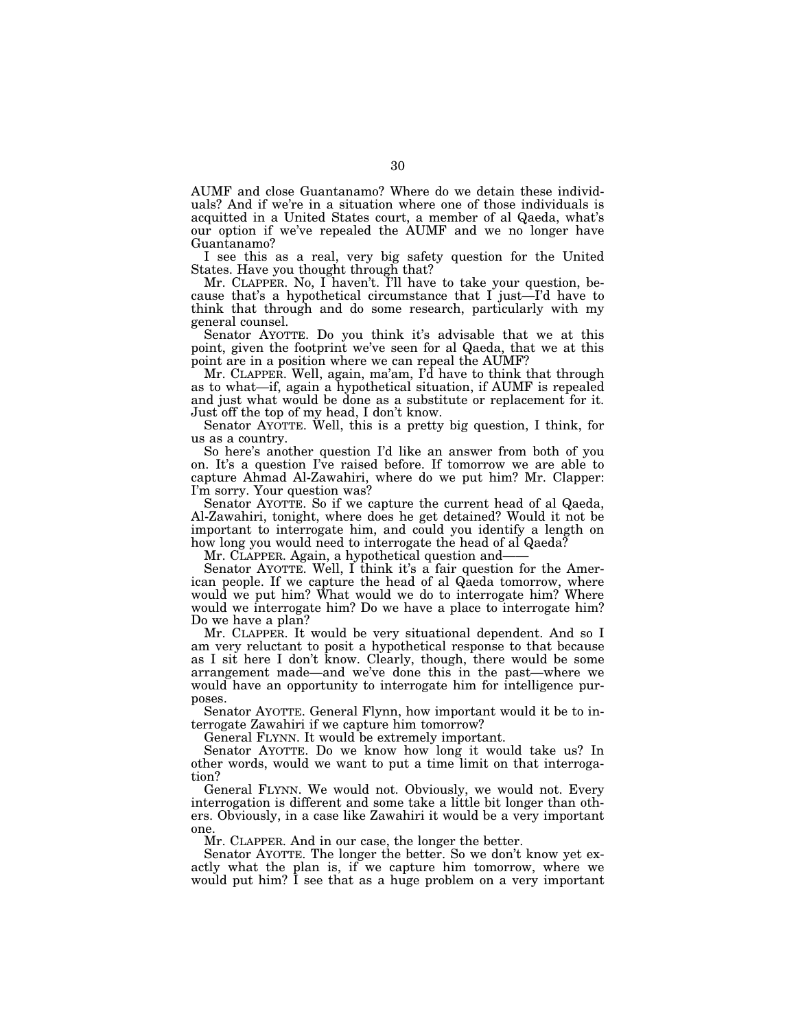AUMF and close Guantanamo? Where do we detain these individuals? And if we're in a situation where one of those individuals is acquitted in a United States court, a member of al Qaeda, what's our option if we've repealed the AUMF and we no longer have Guantanamo?

I see this as a real, very big safety question for the United States. Have you thought through that?

Mr. CLAPPER. No, I haven't. I'll have to take your question, because that's a hypothetical circumstance that I just—I'd have to think that through and do some research, particularly with my general counsel.

Senator AYOTTE. Do you think it's advisable that we at this point, given the footprint we've seen for al Qaeda, that we at this point are in a position where we can repeal the AUMF?

Mr. CLAPPER. Well, again, ma'am, I'd have to think that through as to what—if, again a hypothetical situation, if AUMF is repealed and just what would be done as a substitute or replacement for it. Just off the top of my head, I don't know.

Senator AYOTTE. Well, this is a pretty big question, I think, for us as a country.

So here's another question I'd like an answer from both of you on. It's a question I've raised before. If tomorrow we are able to capture Ahmad Al-Zawahiri, where do we put him? Mr. Clapper: I'm sorry. Your question was?

Senator AYOTTE. So if we capture the current head of al Qaeda, Al-Zawahiri, tonight, where does he get detained? Would it not be important to interrogate him, and could you identify a length on how long you would need to interrogate the head of al Qaeda?

Mr. CLAPPER. Again, a hypothetical question and——

Senator AYOTTE. Well, I think it's a fair question for the American people. If we capture the head of al Qaeda tomorrow, where would we put him? What would we do to interrogate him? Where would we interrogate him? Do we have a place to interrogate him? Do we have a plan?

Mr. CLAPPER. It would be very situational dependent. And so I am very reluctant to posit a hypothetical response to that because as I sit here I don't know. Clearly, though, there would be some arrangement made—and we've done this in the past—where we would have an opportunity to interrogate him for intelligence purposes.

Senator AYOTTE. General Flynn, how important would it be to interrogate Zawahiri if we capture him tomorrow?

General FLYNN. It would be extremely important.

Senator AYOTTE. Do we know how long it would take us? In other words, would we want to put a time limit on that interrogation?

General FLYNN. We would not. Obviously, we would not. Every interrogation is different and some take a little bit longer than others. Obviously, in a case like Zawahiri it would be a very important one.

Mr. CLAPPER. And in our case, the longer the better.

Senator AYOTTE. The longer the better. So we don't know yet exactly what the plan is, if we capture him tomorrow, where we would put him? I see that as a huge problem on a very important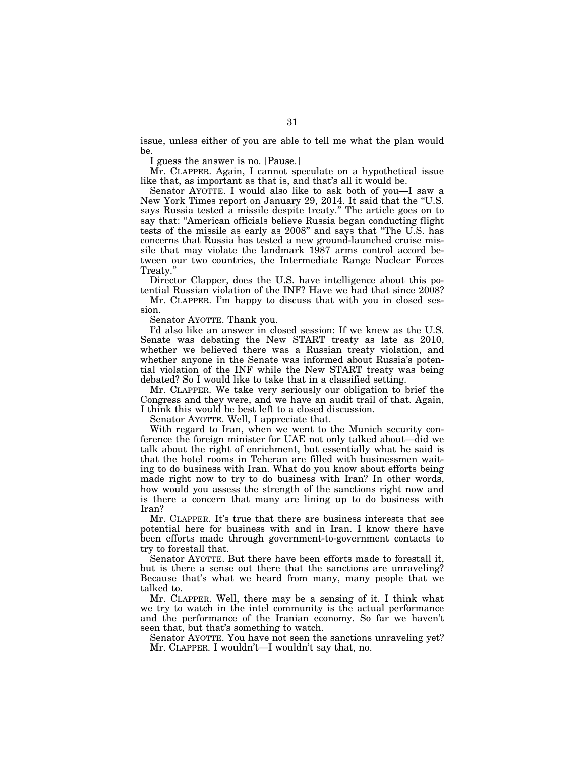issue, unless either of you are able to tell me what the plan would be.

I guess the answer is no. [Pause.]

Mr. CLAPPER. Again, I cannot speculate on a hypothetical issue like that, as important as that is, and that's all it would be.

Senator AYOTTE. I would also like to ask both of you—I saw a New York Times report on January 29, 2014. It said that the "U.S. says Russia tested a missile despite treaty." The article goes on to say that: "American officials believe Russia began conducting flight tests of the missile as early as 2008" and says that "The U.S. has concerns that Russia has tested a new ground-launched cruise missile that may violate the landmark 1987 arms control accord between our two countries, the Intermediate Range Nuclear Forces Treaty."

Director Clapper, does the U.S. have intelligence about this potential Russian violation of the INF? Have we had that since 2008?

Mr. CLAPPER. I'm happy to discuss that with you in closed session.

Senator AYOTTE. Thank you.

I'd also like an answer in closed session: If we knew as the U.S. Senate was debating the New START treaty as late as 2010, whether we believed there was a Russian treaty violation, and whether anyone in the Senate was informed about Russia's potential violation of the INF while the New START treaty was being debated? So I would like to take that in a classified setting.

Mr. CLAPPER. We take very seriously our obligation to brief the Congress and they were, and we have an audit trail of that. Again, I think this would be best left to a closed discussion.

Senator AYOTTE. Well, I appreciate that.

With regard to Iran, when we went to the Munich security conference the foreign minister for UAE not only talked about—did we talk about the right of enrichment, but essentially what he said is that the hotel rooms in Teheran are filled with businessmen waiting to do business with Iran. What do you know about efforts being made right now to try to do business with Iran? In other words, how would you assess the strength of the sanctions right now and is there a concern that many are lining up to do business with Iran?

Mr. CLAPPER. It's true that there are business interests that see potential here for business with and in Iran. I know there have been efforts made through government-to-government contacts to try to forestall that.

Senator AYOTTE. But there have been efforts made to forestall it, but is there a sense out there that the sanctions are unraveling? Because that's what we heard from many, many people that we talked to.

Mr. CLAPPER. Well, there may be a sensing of it. I think what we try to watch in the intel community is the actual performance and the performance of the Iranian economy. So far we haven't seen that, but that's something to watch.

Senator AYOTTE. You have not seen the sanctions unraveling yet?

Mr. CLAPPER. I wouldn't—I wouldn't say that, no.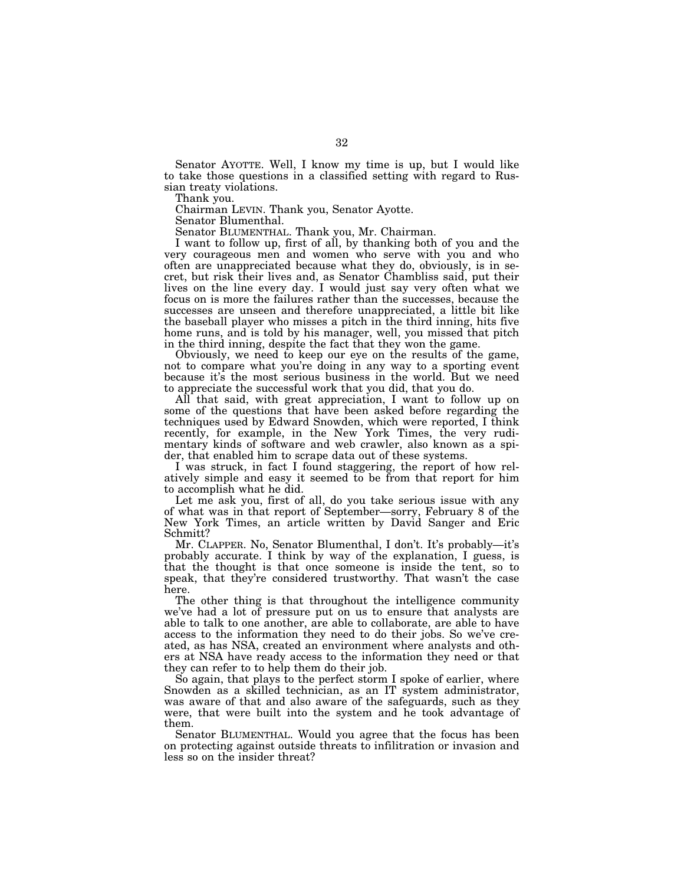Senator AYOTTE. Well, I know my time is up, but I would like to take those questions in a classified setting with regard to Russian treaty violations.

Thank you.

Chairman LEVIN. Thank you, Senator Ayotte.

Senator Blumenthal.

Senator BLUMENTHAL. Thank you, Mr. Chairman.

I want to follow up, first of all, by thanking both of you and the very courageous men and women who serve with you and who often are unappreciated because what they do, obviously, is in secret, but risk their lives and, as Senator Chambliss said, put their lives on the line every day. I would just say very often what we focus on is more the failures rather than the successes, because the successes are unseen and therefore unappreciated, a little bit like the baseball player who misses a pitch in the third inning, hits five home runs, and is told by his manager, well, you missed that pitch in the third inning, despite the fact that they won the game.

Obviously, we need to keep our eye on the results of the game, not to compare what you're doing in any way to a sporting event because it's the most serious business in the world. But we need to appreciate the successful work that you did, that you do.

All that said, with great appreciation, I want to follow up on some of the questions that have been asked before regarding the techniques used by Edward Snowden, which were reported, I think recently, for example, in the New York Times, the very rudimentary kinds of software and web crawler, also known as a spider, that enabled him to scrape data out of these systems.

I was struck, in fact I found staggering, the report of how relatively simple and easy it seemed to be from that report for him to accomplish what he did.

Let me ask you, first of all, do you take serious issue with any of what was in that report of September—sorry, February 8 of the New York Times, an article written by David Sanger and Eric Schmitt?

Mr. CLAPPER. No, Senator Blumenthal, I don't. It's probably—it's probably accurate. I think by way of the explanation, I guess, is that the thought is that once someone is inside the tent, so to speak, that they're considered trustworthy. That wasn't the case here.

The other thing is that throughout the intelligence community we've had a lot of pressure put on us to ensure that analysts are able to talk to one another, are able to collaborate, are able to have access to the information they need to do their jobs. So we've created, as has NSA, created an environment where analysts and others at NSA have ready access to the information they need or that they can refer to to help them do their job.

So again, that plays to the perfect storm I spoke of earlier, where Snowden as a skilled technician, as an IT system administrator, was aware of that and also aware of the safeguards, such as they were, that were built into the system and he took advantage of them.

Senator BLUMENTHAL. Would you agree that the focus has been on protecting against outside threats to infiltration or invasion and less so on the insider threat?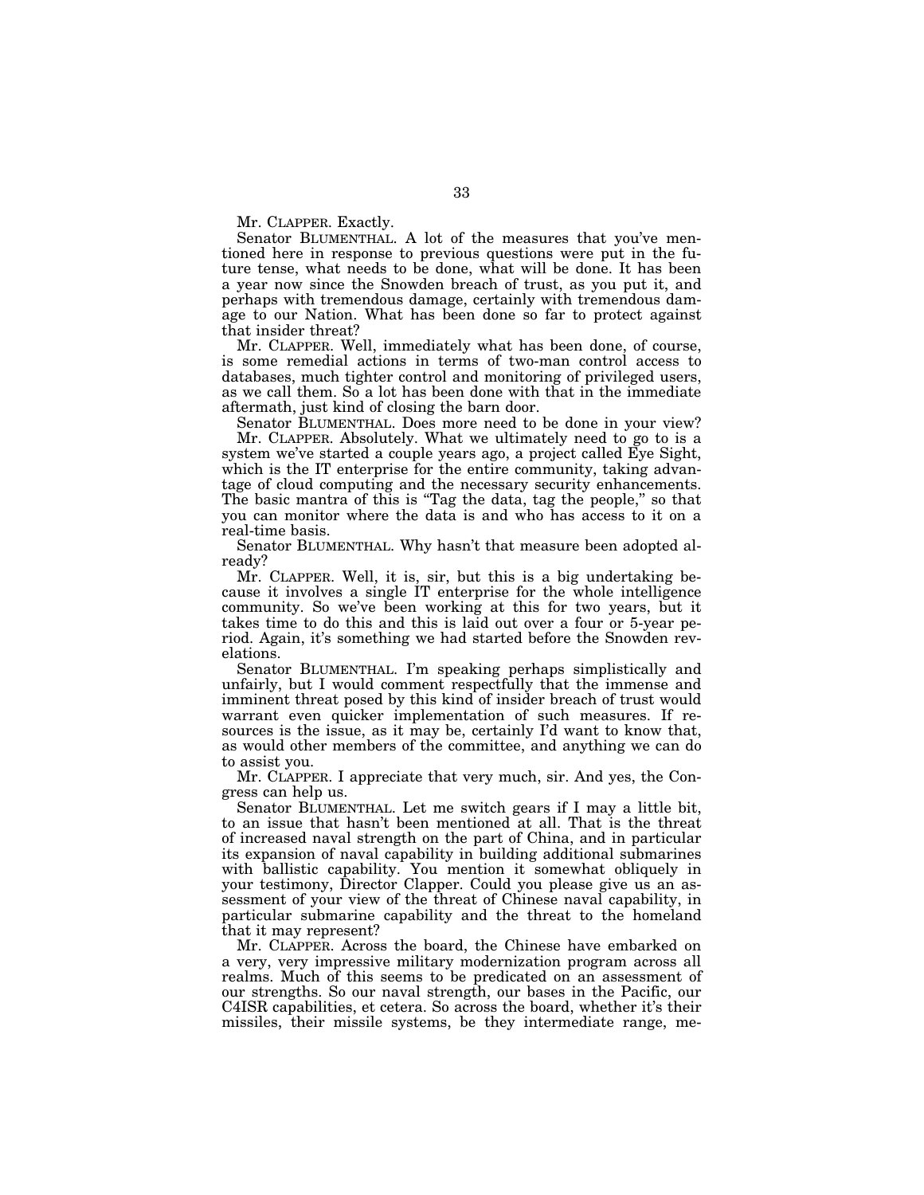Mr. CLAPPER. Exactly.

Senator BLUMENTHAL. A lot of the measures that you've mentioned here in response to previous questions were put in the future tense, what needs to be done, what will be done. It has been a year now since the Snowden breach of trust, as you put it, and perhaps with tremendous damage, certainly with tremendous damage to our Nation. What has been done so far to protect against that insider threat?

Mr. CLAPPER. Well, immediately what has been done, of course, is some remedial actions in terms of two-man control access to databases, much tighter control and monitoring of privileged users, as we call them. So a lot has been done with that in the immediate aftermath, just kind of closing the barn door.

Senator BLUMENTHAL. Does more need to be done in your view?

Mr. CLAPPER. Absolutely. What we ultimately need to go to is a system we've started a couple years ago, a project called Eye Sight, which is the IT enterprise for the entire community, taking advantage of cloud computing and the necessary security enhancements. The basic mantra of this is "Tag the data, tag the people," so that you can monitor where the data is and who has access to it on a real-time basis.

Senator BLUMENTHAL. Why hasn't that measure been adopted already?

Mr. CLAPPER. Well, it is, sir, but this is a big undertaking because it involves a single IT enterprise for the whole intelligence community. So we've been working at this for two years, but it takes time to do this and this is laid out over a four or 5-year period. Again, it's something we had started before the Snowden revelations.

Senator BLUMENTHAL. I'm speaking perhaps simplistically and unfairly, but I would comment respectfully that the immense and imminent threat posed by this kind of insider breach of trust would warrant even quicker implementation of such measures. If resources is the issue, as it may be, certainly I'd want to know that, as would other members of the committee, and anything we can do to assist you.

Mr. CLAPPER. I appreciate that very much, sir. And yes, the Congress can help us.

Senator BLUMENTHAL. Let me switch gears if I may a little bit, to an issue that hasn't been mentioned at all. That is the threat of increased naval strength on the part of China, and in particular its expansion of naval capability in building additional submarines with ballistic capability. You mention it somewhat obliquely in your testimony, Director Clapper. Could you please give us an assessment of your view of the threat of Chinese naval capability, in particular submarine capability and the threat to the homeland that it may represent?

Mr. CLAPPER. Across the board, the Chinese have embarked on a very, very impressive military modernization program across all realms. Much of this seems to be predicated on an assessment of our strengths. So our naval strength, our bases in the Pacific, our C4ISR capabilities, et cetera. So across the board, whether it's their missiles, their missile systems, be they intermediate range, me-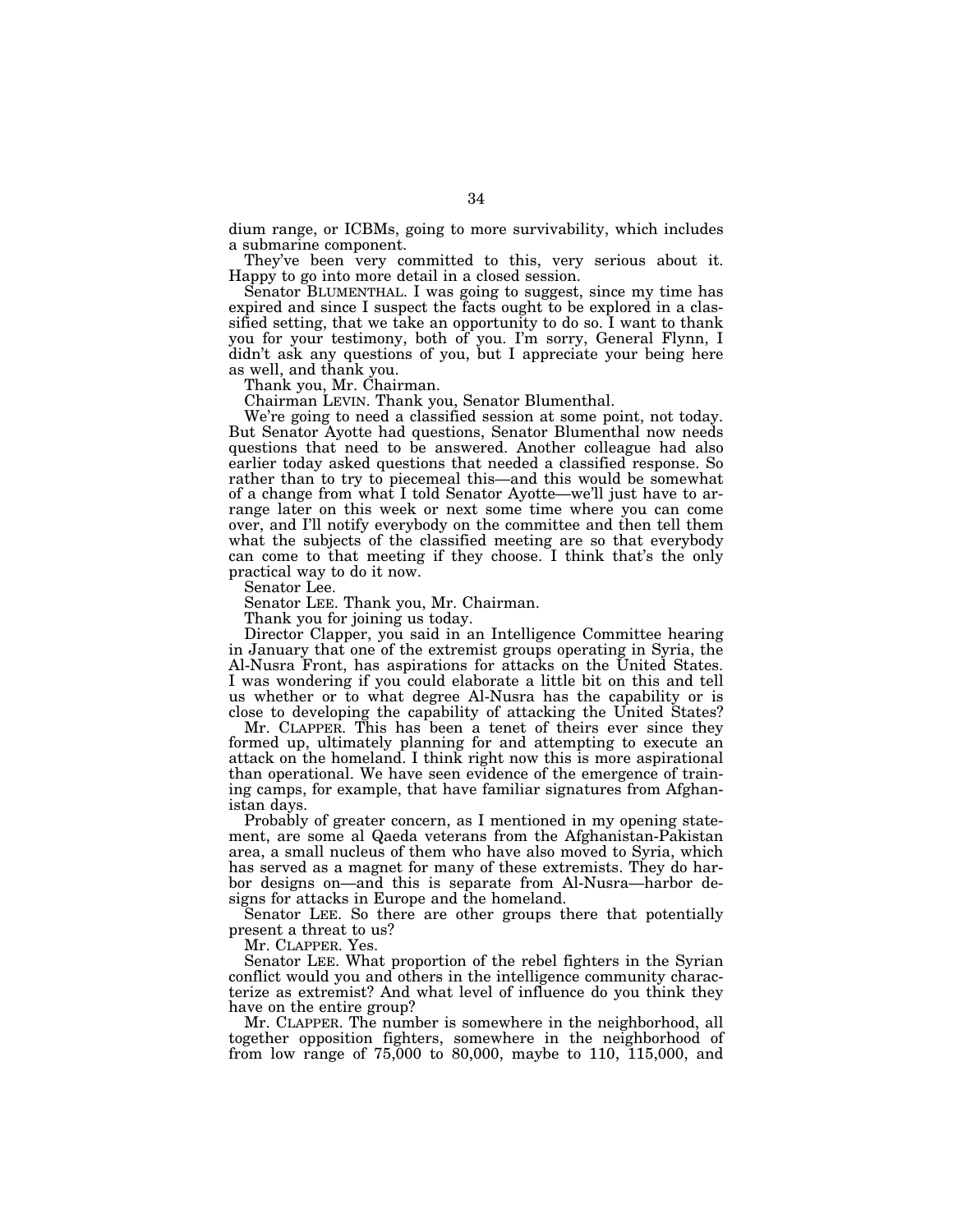dium range, or ICBMs, going to more survivability, which includes a submarine component.

They've been very committed to this, very serious about it. Happy to go into more detail in a closed session.

Senator BLUMENTHAL. I was going to suggest, since my time has expired and since I suspect the facts ought to be explored in a classified setting, that we take an opportunity to do so. I want to thank you for your testimony, both of you. I'm sorry, General Flynn, I didn't ask any questions of you, but I appreciate your being here as well, and thank you.

Thank you, Mr. Chairman.

Chairman LEVIN. Thank you, Senator Blumenthal.

We're going to need a classified session at some point, not today. But Senator Ayotte had questions, Senator Blumenthal now needs questions that need to be answered. Another colleague had also earlier today asked questions that needed a classified response. So rather than to try to piecemeal this—and this would be somewhat of a change from what I told Senator Ayotte—we'll just have to arrange later on this week or next some time where you can come over, and I'll notify everybody on the committee and then tell them what the subjects of the classified meeting are so that everybody can come to that meeting if they choose. I think that's the only practical way to do it now.

Senator Lee.

Senator LEE. Thank you, Mr. Chairman.

Thank you for joining us today.

Director Clapper, you said in an Intelligence Committee hearing in January that one of the extremist groups operating in Syria, the Al-Nusra Front, has aspirations for attacks on the United States. I was wondering if you could elaborate a little bit on this and tell us whether or to what degree Al-Nusra has the capability or is close to developing the capability of attacking the United States?

Mr. CLAPPER. This has been a tenet of theirs ever since they formed up, ultimately planning for and attempting to execute an attack on the homeland. I think right now this is more aspirational than operational. We have seen evidence of the emergence of training camps, for example, that have familiar signatures from Afghanistan days.

Probably of greater concern, as I mentioned in my opening statement, are some al Qaeda veterans from the Afghanistan-Pakistan area, a small nucleus of them who have also moved to Syria, which has served as a magnet for many of these extremists. They do harbor designs on—and this is separate from Al-Nusra—harbor designs for attacks in Europe and the homeland.

Senator LEE. So there are other groups there that potentially present a threat to us?

Mr. CLAPPER. Yes.

Senator LEE. What proportion of the rebel fighters in the Syrian conflict would you and others in the intelligence community characterize as extremist? And what level of influence do you think they have on the entire group?

Mr. CLAPPER. The number is somewhere in the neighborhood, all together opposition fighters, somewhere in the neighborhood of from low range of 75,000 to 80,000, maybe to 110, 115,000, and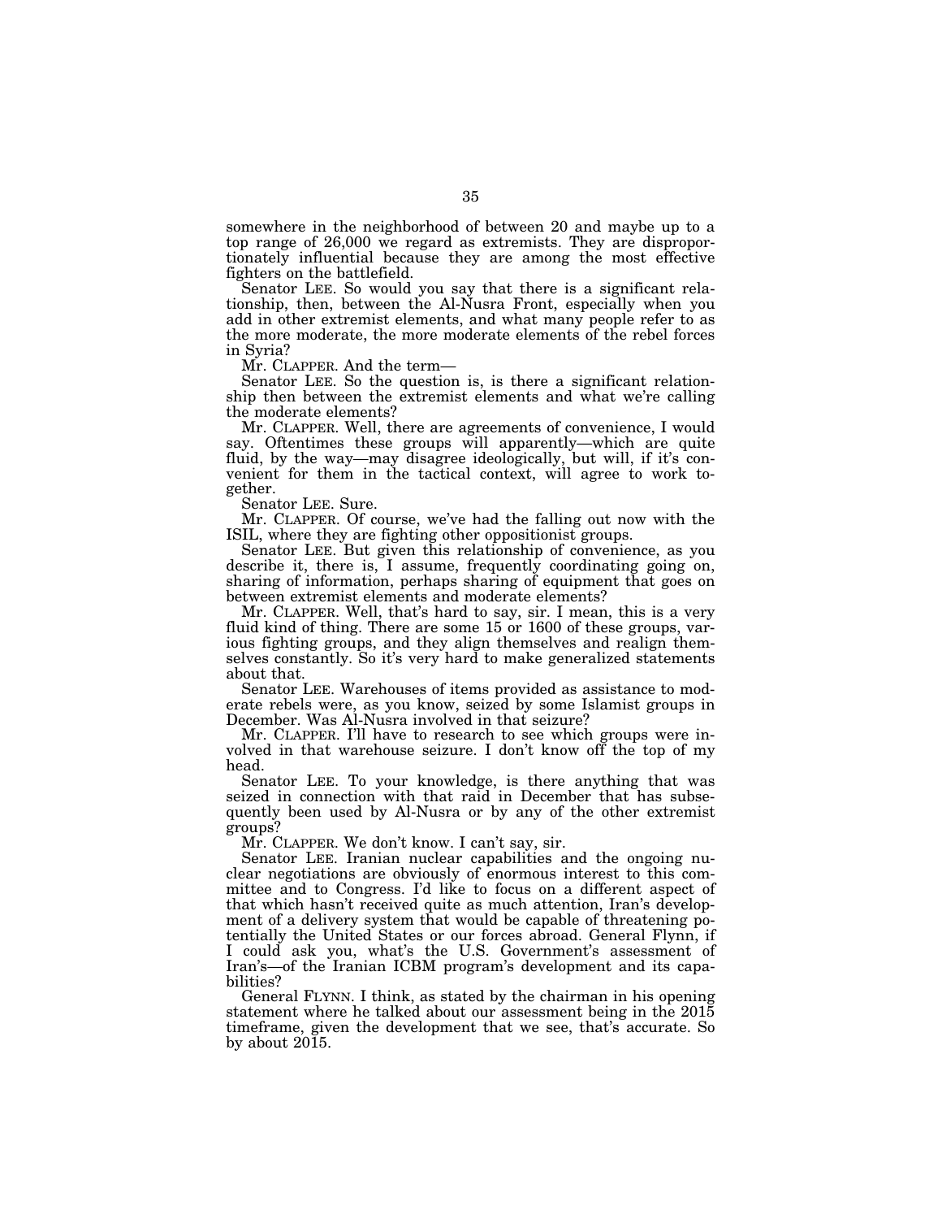somewhere in the neighborhood of between 20 and maybe up to a top range of 26,000 we regard as extremists. They are disproportionately influential because they are among the most effective fighters on the battlefield.

Senator LEE. So would you say that there is a significant relationship, then, between the Al-Nusra Front, especially when you add in other extremist elements, and what many people refer to as the more moderate, the more moderate elements of the rebel forces in Syria?

Mr. CLAPPER. And the term—

Senator LEE. So the question is, is there a significant relationship then between the extremist elements and what we're calling the moderate elements?

Mr. CLAPPER. Well, there are agreements of convenience, I would say. Oftentimes these groups will apparently—which are quite fluid, by the way—may disagree ideologically, but will, if it's convenient for them in the tactical context, will agree to work together.

Senator LEE. Sure.

Mr. CLAPPER. Of course, we've had the falling out now with the ISIL, where they are fighting other oppositionist groups.

Senator LEE. But given this relationship of convenience, as you describe it, there is, I assume, frequently coordinating going on, sharing of information, perhaps sharing of equipment that goes on between extremist elements and moderate elements?

Mr. CLAPPER. Well, that's hard to say, sir. I mean, this is a very fluid kind of thing. There are some 15 or 1600 of these groups, various fighting groups, and they align themselves and realign themselves constantly. So it's very hard to make generalized statements about that.

Senator LEE. Warehouses of items provided as assistance to moderate rebels were, as you know, seized by some Islamist groups in December. Was Al-Nusra involved in that seizure?

Mr. CLAPPER. I'll have to research to see which groups were involved in that warehouse seizure. I don't know off the top of my head.

Senator LEE. To your knowledge, is there anything that was seized in connection with that raid in December that has subsequently been used by Al-Nusra or by any of the other extremist groups?

Mr. CLAPPER. We don't know. I can't say, sir.

Senator LEE. Iranian nuclear capabilities and the ongoing nuclear negotiations are obviously of enormous interest to this committee and to Congress. I'd like to focus on a different aspect of that which hasn't received quite as much attention, Iran's development of a delivery system that would be capable of threatening potentially the United States or our forces abroad. General Flynn, if I could ask you, what's the U.S. Government's assessment of Iran's—of the Iranian ICBM program's development and its capabilities?

General FLYNN. I think, as stated by the chairman in his opening statement where he talked about our assessment being in the 2015 timeframe, given the development that we see, that's accurate. So by about 2015.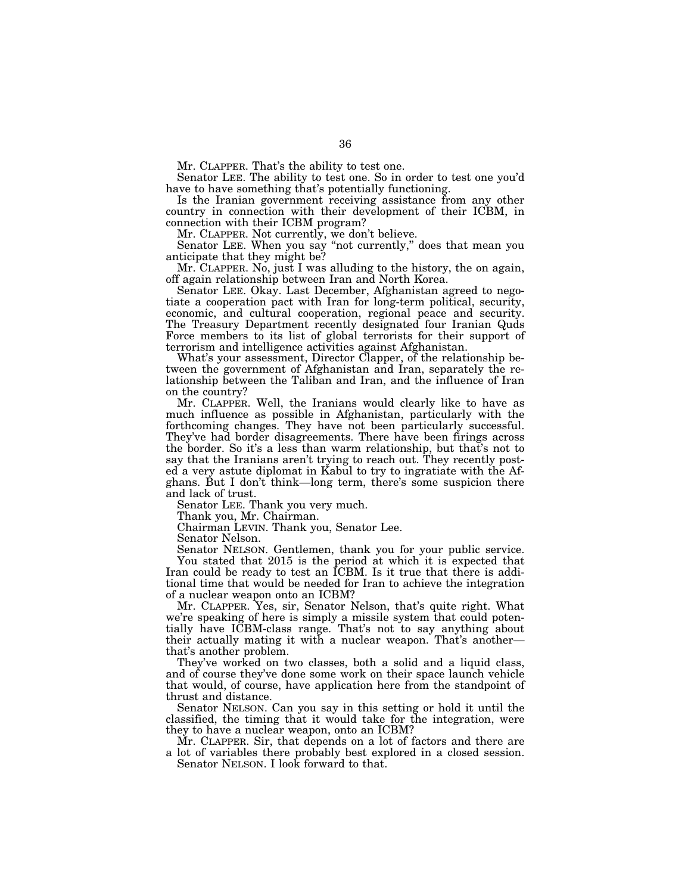Mr. CLAPPER. That's the ability to test one.

Senator LEE. The ability to test one. So in order to test one you'd have to have something that's potentially functioning.

Is the Iranian government receiving assistance from any other country in connection with their development of their ICBM, in connection with their ICBM program?

Mr. CLAPPER. Not currently, we don't believe.

Senator LEE. When you say "not currently," does that mean you anticipate that they might be?

Mr. CLAPPER. No, just I was alluding to the history, the on again, off again relationship between Iran and North Korea.

Senator LEE. Okay. Last December, Afghanistan agreed to negotiate a cooperation pact with Iran for long-term political, security, economic, and cultural cooperation, regional peace and security. The Treasury Department recently designated four Iranian Quds Force members to its list of global terrorists for their support of terrorism and intelligence activities against Afghanistan.

What's your assessment, Director Clapper, of the relationship between the government of Afghanistan and Iran, separately the relationship between the Taliban and Iran, and the influence of Iran on the country?

Mr. CLAPPER. Well, the Iranians would clearly like to have as much influence as possible in Afghanistan, particularly with the forthcoming changes. They have not been particularly successful. They've had border disagreements. There have been firings across the border. So it's a less than warm relationship, but that's not to say that the Iranians aren't trying to reach out. They recently posted a very astute diplomat in Kabul to try to ingratiate with the Afghans. But I don't think—long term, there's some suspicion there and lack of trust.

Senator LEE. Thank you very much.

Thank you, Mr. Chairman.

Chairman LEVIN. Thank you, Senator Lee.

Senator Nelson.

Senator NELSON. Gentlemen, thank you for your public service.

You stated that 2015 is the period at which it is expected that Iran could be ready to test an ICBM. Is it true that there is additional time that would be needed for Iran to achieve the integration of a nuclear weapon onto an ICBM?

Mr. CLAPPER. Yes, sir, Senator Nelson, that's quite right. What we're speaking of here is simply a missile system that could potentially have ICBM-class range. That's not to say anything about their actually mating it with a nuclear weapon. That's another—that's another problem.

They've worked on two classes, both a solid and a liquid class, and of course they've done some work on their space launch vehicle that would, of course, have application here from the standpoint of thrust and distance.

Senator NELSON. Can you say in this setting or hold it until the classified, the timing that it would take for the integration, were they to have a nuclear weapon, onto an ICBM?

Mr. CLAPPER. Sir, that depends on a lot of factors and there are a lot of variables there probably best explored in a closed session.

Senator NELSON. I look forward to that.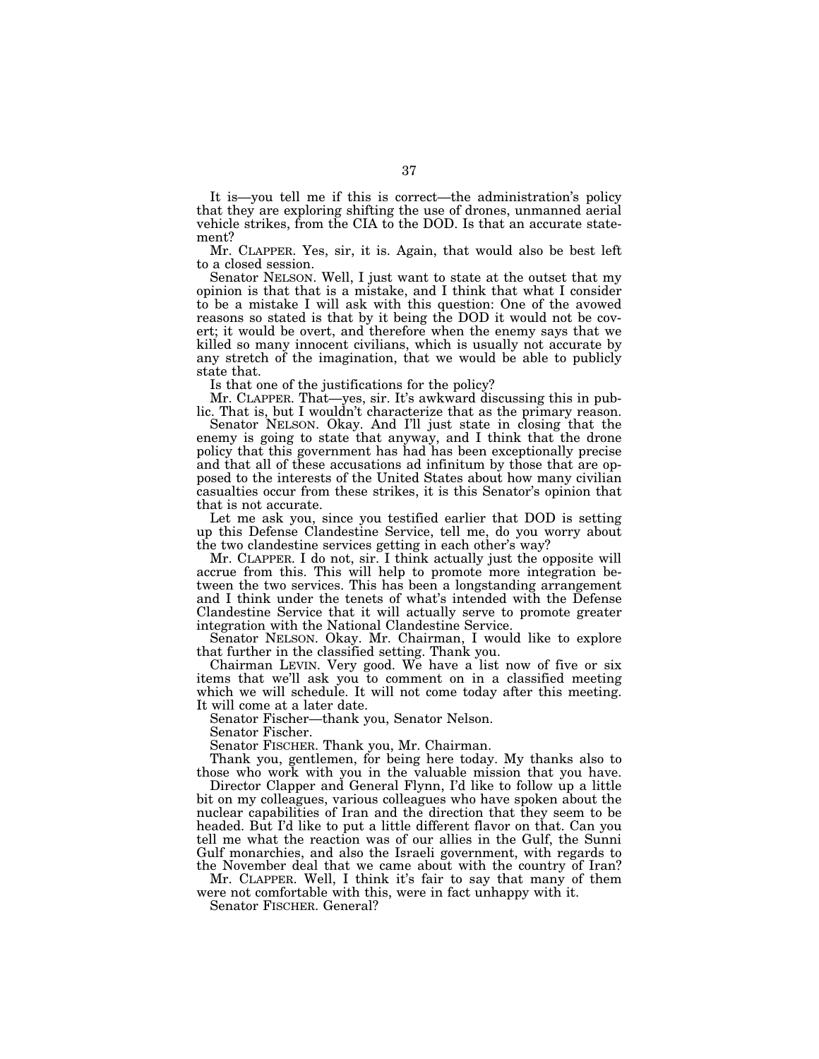It is—you tell me if this is correct—the administration's policy that they are exploring shifting the use of drones, unmanned aerial vehicle strikes, from the CIA to the DOD. Is that an accurate statement?

Mr. CLAPPER. Yes, sir, it is. Again, that would also be best left to a closed session.

Senator NELSON. Well, I just want to state at the outset that my opinion is that that is a mistake, and I think that what I consider to be a mistake I will ask with this question: One of the avowed reasons so stated is that by it being the DOD it would not be covert; it would be overt, and therefore when the enemy says that we killed so many innocent civilians, which is usually not accurate by any stretch of the imagination, that we would be able to publicly state that.

Is that one of the justifications for the policy?

Mr. CLAPPER. That—yes, sir. It's awkward discussing this in public. That is, but I wouldn't characterize that as the primary reason.

Senator NELSON. Okay. And I'll just state in closing that the enemy is going to state that anyway, and I think that the drone policy that this government has had has been exceptionally precise and that all of these accusations ad infinitum by those that are opposed to the interests of the United States about how many civilian casualties occur from these strikes, it is this Senator's opinion that that is not accurate.

Let me ask you, since you testified earlier that DOD is setting up this Defense Clandestine Service, tell me, do you worry about the two clandestine services getting in each other's way?

Mr. CLAPPER. I do not, sir. I think actually just the opposite will accrue from this. This will help to promote more integration between the two services. This has been a longstanding arrangement and I think under the tenets of what's intended with the Defense Clandestine Service that it will actually serve to promote greater integration with the National Clandestine Service.

Senator NELSON. Okay. Mr. Chairman, I would like to explore that further in the classified setting. Thank you.

Chairman LEVIN. Very good. We have a list now of five or six items that we'll ask you to comment on in a classified meeting which we will schedule. It will not come today after this meeting. It will come at a later date.

Senator Fischer—thank you, Senator Nelson.

Senator Fischer.

Senator FISCHER. Thank you, Mr. Chairman.

Thank you, gentlemen, for being here today. My thanks also to those who work with you in the valuable mission that you have.

Director Clapper and General Flynn, I'd like to follow up a little bit on my colleagues, various colleagues who have spoken about the nuclear capabilities of Iran and the direction that they seem to be headed. But I'd like to put a little different flavor on that. Can you tell me what the reaction was of our allies in the Gulf, the Sunni Gulf monarchies, and also the Israeli government, with regards to the November deal that we came about with the country of Iran?

Mr. CLAPPER. Well, I think it's fair to say that many of them were not comfortable with this, were in fact unhappy with it.

Senator FISCHER. General?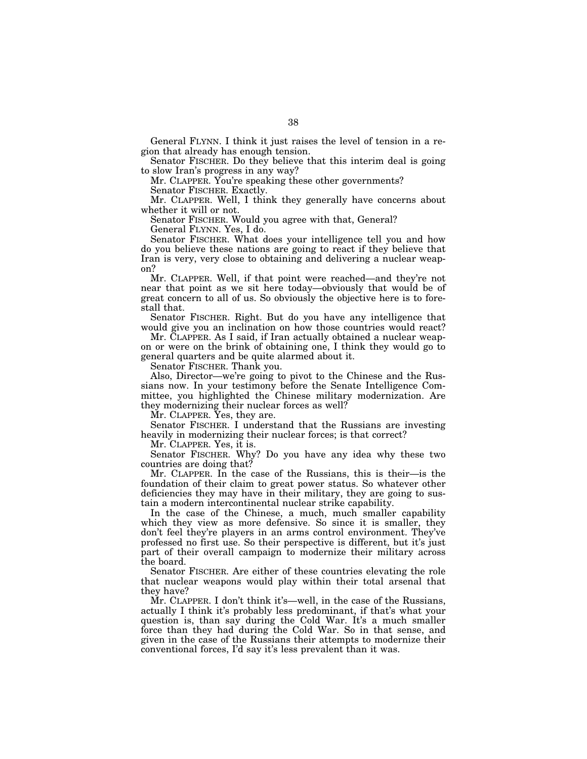General FLYNN. I think it just raises the level of tension in a region that already has enough tension.

Senator FISCHER. Do they believe that this interim deal is going to slow Iran's progress in any way?

Mr. CLAPPER. You're speaking these other governments?

Senator FISCHER. Exactly.

Mr. CLAPPER. Well, I think they generally have concerns about whether it will or not.

Senator FISCHER. Would you agree with that, General?

General FLYNN. Yes, I do.

Senator FISCHER. What does your intelligence tell you and how do you believe these nations are going to react if they believe that Iran is very, very close to obtaining and delivering a nuclear weapon?

Mr. CLAPPER. Well, if that point were reached—and they're not near that point as we sit here today—obviously that would be of great concern to all of us. So obviously the objective here is to forestall that.

Senator FISCHER. Right. But do you have any intelligence that would give you an inclination on how those countries would react?

Mr. CLAPPER. As I said, if Iran actually obtained a nuclear weapon or were on the brink of obtaining one, I think they would go to general quarters and be quite alarmed about it.

Senator FISCHER. Thank you.

Also, Director—we're going to pivot to the Chinese and the Russians now. In your testimony before the Senate Intelligence Committee, you highlighted the Chinese military modernization. Are they modernizing their nuclear forces as well?

Mr. CLAPPER. Yes, they are.

Senator FISCHER. I understand that the Russians are investing heavily in modernizing their nuclear forces; is that correct?

Mr. CLAPPER. Yes, it is.

Senator FISCHER. Why? Do you have any idea why these two countries are doing that?

Mr. CLAPPER. In the case of the Russians, this is their—is the foundation of their claim to great power status. So whatever other deficiencies they may have in their military, they are going to sustain a modern intercontinental nuclear strike capability.

In the case of the Chinese, a much, much smaller capability which they view as more defensive. So since it is smaller, they don't feel they're players in an arms control environment. They've professed no first use. So their perspective is different, but it's just part of their overall campaign to modernize their military across the board.

Senator FISCHER. Are either of these countries elevating the role that nuclear weapons would play within their total arsenal that they have?

Mr. CLAPPER. I don't think it's—well, in the case of the Russians, actually I think it's probably less predominant, if that's what your question is, than say during the Cold War. It's a much smaller force than they had during the Cold War. So in that sense, and given in the case of the Russians their attempts to modernize their conventional forces, I'd say it's less prevalent than it was.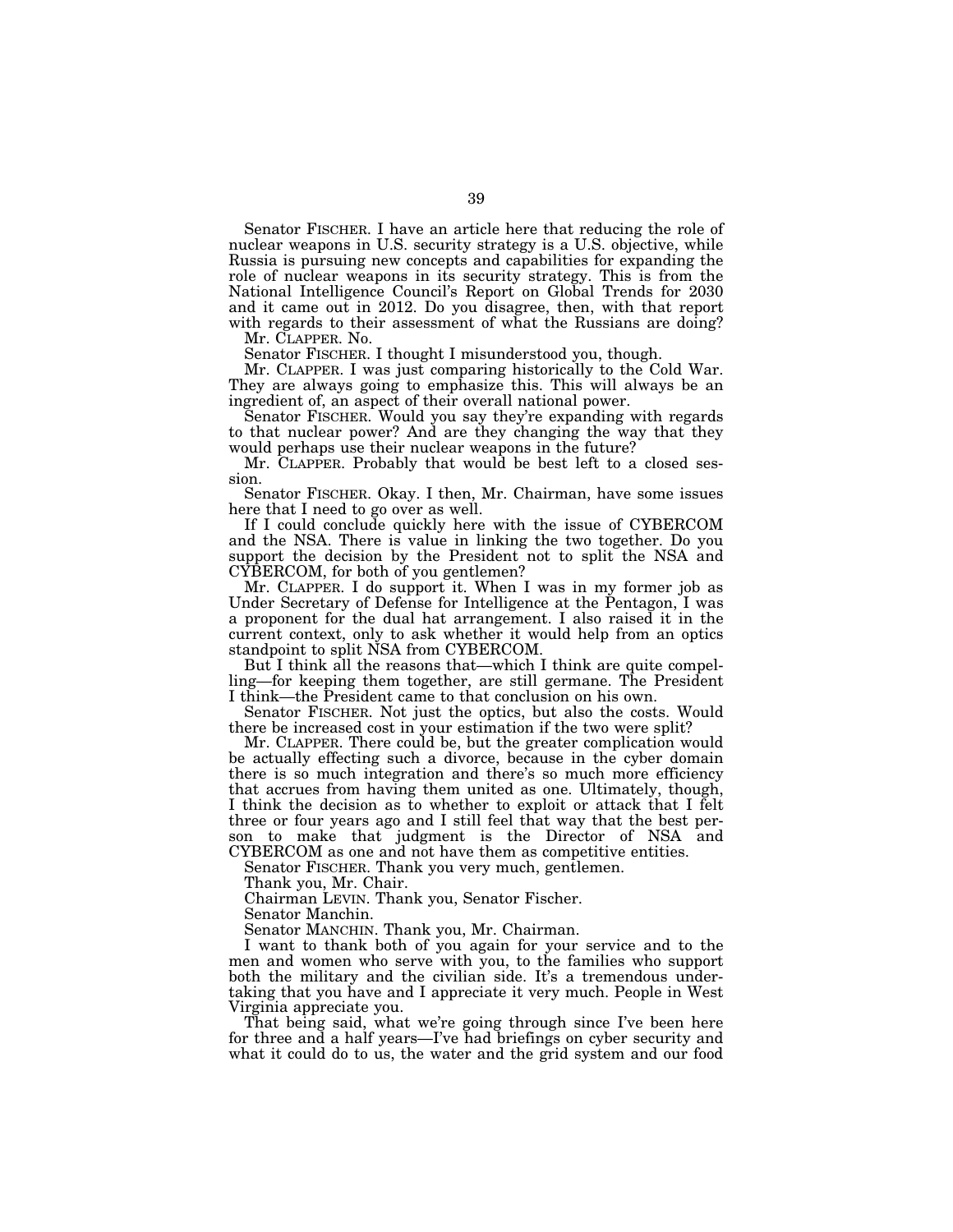Senator FISCHER. I have an article here that reducing the role of nuclear weapons in U.S. security strategy is a U.S. objective, while Russia is pursuing new concepts and capabilities for expanding the role of nuclear weapons in its security strategy. This is from the National Intelligence Council's Report on Global Trends for 2030 and it came out in 2012. Do you disagree, then, with that report with regards to their assessment of what the Russians are doing?

Mr. CLAPPER. No.

Senator FISCHER. I thought I misunderstood you, though.

Mr. CLAPPER. I was just comparing historically to the Cold War. They are always going to emphasize this. This will always be an ingredient of, an aspect of their overall national power.

Senator FISCHER. Would you say they're expanding with regards to that nuclear power? And are they changing the way that they would perhaps use their nuclear weapons in the future?

Mr. CLAPPER. Probably that would be best left to a closed session.

Senator FISCHER. Okay. I then, Mr. Chairman, have some issues here that I need to go over as well.

If I could conclude quickly here with the issue of CYBERCOM and the NSA. There is value in linking the two together. Do you support the decision by the President not to split the NSA and CYBERCOM, for both of you gentlemen?

Mr. CLAPPER. I do support it. When I was in my former job as Under Secretary of Defense for Intelligence at the Pentagon, I was a proponent for the dual hat arrangement. I also raised it in the current context, only to ask whether it would help from an optics standpoint to split NSA from CYBERCOM.

But I think all the reasons that—which I think are quite compelling—for keeping them together, are still germane. The President I think—the President came to that conclusion on his own.

Senator FISCHER. Not just the optics, but also the costs. Would there be increased cost in your estimation if the two were split?

Mr. CLAPPER. There could be, but the greater complication would be actually effecting such a divorce, because in the cyber domain there is so much integration and there's so much more efficiency that accrues from having them united as one. Ultimately, though, I think the decision as to whether to exploit or attack that I felt three or four years ago and I still feel that way that the best person to make that judgment is the Director of NSA and CYBERCOM as one and not have them as competitive entities.

Senator FISCHER. Thank you very much, gentlemen.

Thank you, Mr. Chair.

Chairman LEVIN. Thank you, Senator Fischer.

Senator Manchin.

Senator MANCHIN. Thank you, Mr. Chairman.

I want to thank both of you again for your service and to the men and women who serve with you, to the families who support both the military and the civilian side. It's a tremendous undertaking that you have and I appreciate it very much. People in West Virginia appreciate you.

That being said, what we're going through since I've been here for three and a half years—I've had briefings on cyber security and what it could do to us, the water and the grid system and our food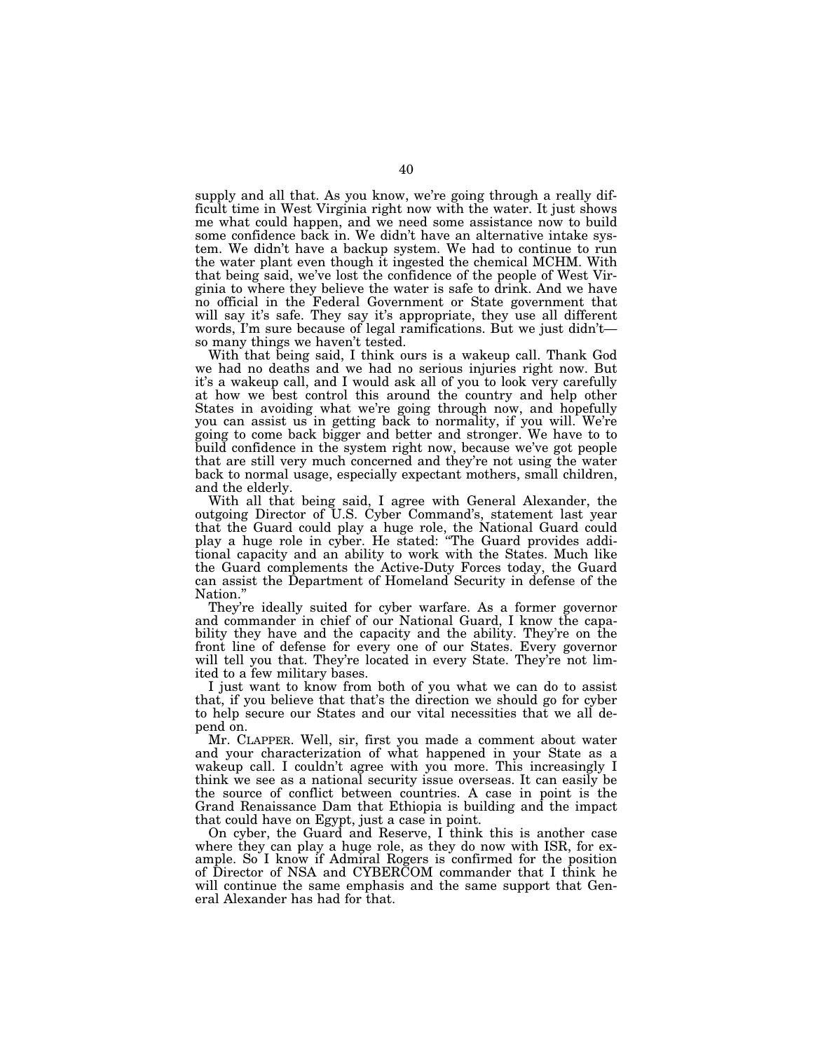supply and all that. As you know, we're going through a really difficult time in West Virginia right now with the water. It just shows me what could happen, and we need some assistance now to build some confidence back in. We didn't have an alternative intake system. We didn't have a backup system. We had to continue to run the water plant even though it ingested the chemical MCHM. With that being said, we've lost the confidence of the people of West Virginia to where they believe the water is safe to drink. And we have no official in the Federal Government or State government that will say it's safe. They say it's appropriate, they use all different words, I'm sure because of legal ramifications. But we just didn't—so many things we haven't tested.

With that being said, I think ours is a wakeup call. Thank God we had no deaths and we had no serious injuries right now. But it's a wakeup call, and I would ask all of you to look very carefully at how we best control this around the country and help other States in avoiding what we're going through now, and hopefully you can assist us in getting back to normality, if you will. We're going to come back bigger and better and stronger. We have to to build confidence in the system right now, because we've got people that are still very much concerned and they're not using the water back to normal usage, especially expectant mothers, small children, and the elderly.

With all that being said, I agree with General Alexander, the outgoing Director of U.S. Cyber Command's, statement last year that the Guard could play a huge role, the National Guard could play a huge role in cyber. He stated: "The Guard provides additional capacity and an ability to work with the States. Much like the Guard complements the Active-Duty Forces today, the Guard can assist the Department of Homeland Security in defense of the Nation."

They're ideally suited for cyber warfare. As a former governor and commander in chief of our National Guard, I know the capability they have and the capacity and the ability. They're on the front line of defense for every one of our States. Every governor will tell you that. They're located in every State. They're not limited to a few military bases.

I just want to know from both of you what we can do to assist that, if you believe that that's the direction we should go for cyber to help secure our States and our vital necessities that we all depend on.

Mr. CLAPPER. Well, sir, first you made a comment about water and your characterization of what happened in your State as a wakeup call. I couldn't agree with you more. This increasingly I think we see as a national security issue overseas. It can easily be the source of conflict between countries. A case in point is the Grand Renaissance Dam that Ethiopia is building and the impact that could have on Egypt, just a case in point.

On cyber, the Guard and Reserve, I think this is another case where they can play a huge role, as they do now with ISR, for example. So I know if Admiral Rogers is confirmed for the position of Director of NSA and CYBERCOM commander that I think he will continue the same emphasis and the same support that General Alexander has had for that.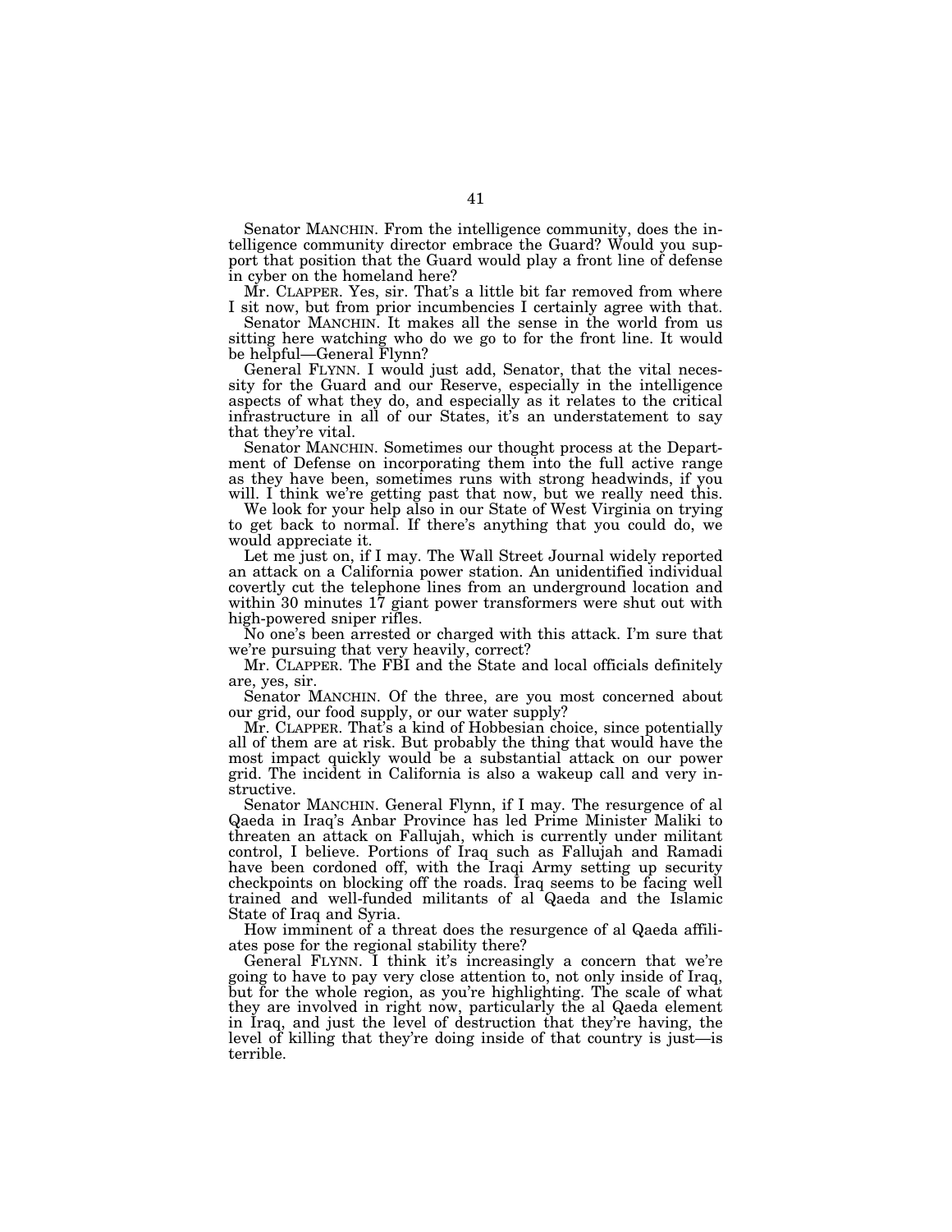Senator MANCHIN. From the intelligence community, does the intelligence community director embrace the Guard? Would you support that position that the Guard would play a front line of defense in cyber on the homeland here?

Mr. CLAPPER. Yes, sir. That's a little bit far removed from where I sit now, but from prior incumbencies I certainly agree with that.

Senator MANCHIN. It makes all the sense in the world from us sitting here watching who do we go to for the front line. It would be helpful—General Flynn?

General FLYNN. I would just add, Senator, that the vital necessity for the Guard and our Reserve, especially in the intelligence aspects of what they do, and especially as it relates to the critical infrastructure in all of our States, it's an understatement to say that they're vital.

Senator MANCHIN. Sometimes our thought process at the Department of Defense on incorporating them into the full active range as they have been, sometimes runs with strong headwinds, if you will. I think we're getting past that now, but we really need this.

We look for your help also in our State of West Virginia on trying to get back to normal. If there's anything that you could do, we would appreciate it.

Let me just on, if I may. The Wall Street Journal widely reported an attack on a California power station. An unidentified individual covertly cut the telephone lines from an underground location and within 30 minutes 17 giant power transformers were shut out with high-powered sniper rifles.

No one's been arrested or charged with this attack. I'm sure that we're pursuing that very heavily, correct?

Mr. CLAPPER. The FBI and the State and local officials definitely are, yes, sir.

Senator MANCHIN. Of the three, are you most concerned about our grid, our food supply, or our water supply?

Mr. CLAPPER. That's a kind of Hobbesian choice, since potentially all of them are at risk. But probably the thing that would have the most impact quickly would be a substantial attack on our power grid. The incident in California is also a wakeup call and very instructive.

Senator MANCHIN. General Flynn, if I may. The resurgence of al Qaeda in Iraq's Anbar Province has led Prime Minister Maliki to threaten an attack on Fallujah, which is currently under militant control, I believe. Portions of Iraq such as Fallujah and Ramadi have been cordoned off, with the Iraqi Army setting up security checkpoints on blocking off the roads. Iraq seems to be facing well trained and well-funded militants of al Qaeda and the Islamic State of Iraq and Syria.

How imminent of a threat does the resurgence of al Qaeda affiliates pose for the regional stability there?

General FLYNN. I think it's increasingly a concern that we're going to have to pay very close attention to, not only inside of Iraq, but for the whole region, as you're highlighting. The scale of what they are involved in right now, particularly the al Qaeda element in Iraq, and just the level of destruction that they're having, the level of killing that they're doing inside of that country is just—is terrible.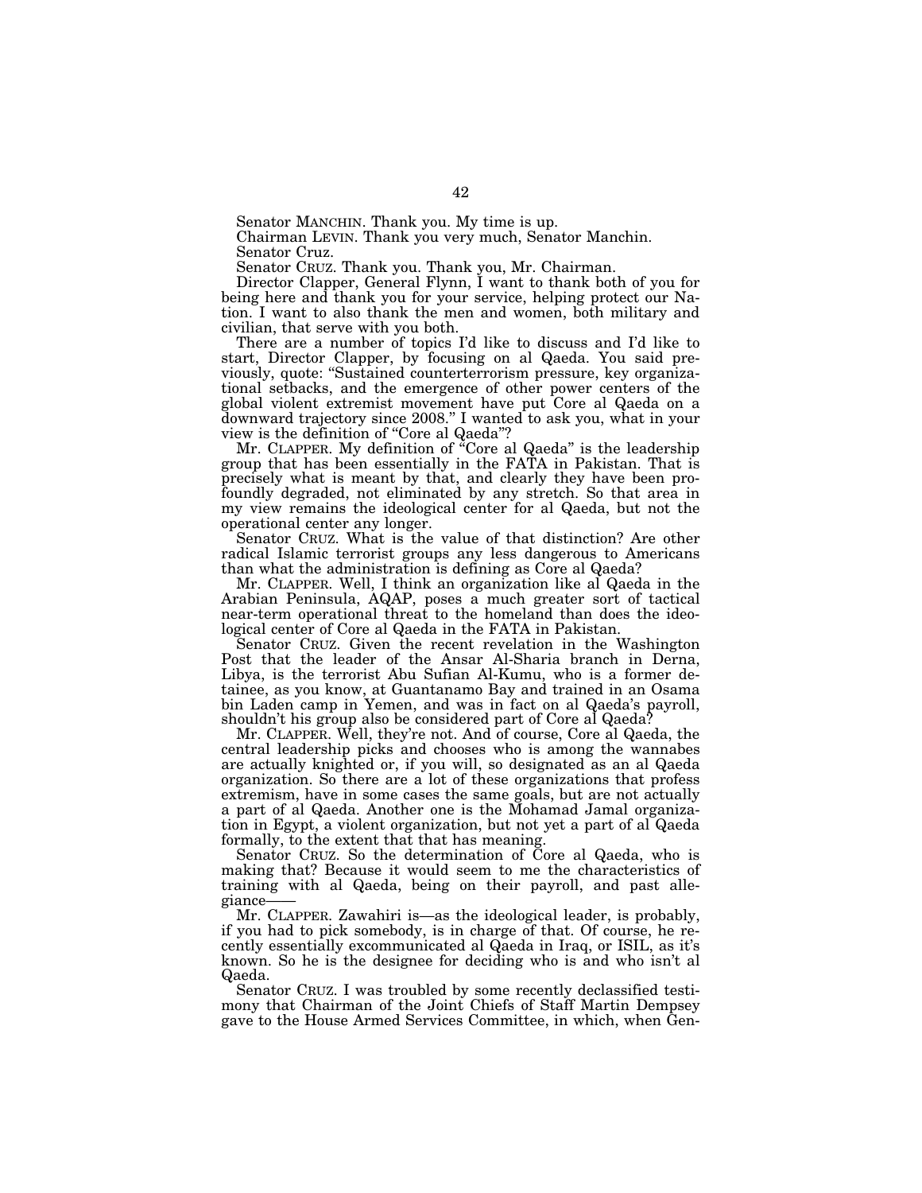Senator MANCHIN. Thank you. My time is up.

Chairman LEVIN. Thank you very much, Senator Manchin.

Senator Cruz.

Senator CRUZ. Thank you. Thank you, Mr. Chairman.

Director Clapper, General Flynn, I want to thank both of you for being here and thank you for your service, helping protect our Nation. I want to also thank the men and women, both military and civilian, that serve with you both.

There are a number of topics I'd like to discuss and I'd like to start, Director Clapper, by focusing on al Qaeda. You said previously, quote: "Sustained counterterrorism pressure, key organizational setbacks, and the emergence of other power centers of the global violent extremist movement have put Core al Qaeda on a downward trajectory since 2008." I wanted to ask you, what in your view is the definition of "Core al Qaeda"?

Mr. CLAPPER. My definition of "Core al Qaeda" is the leadership group that has been essentially in the FATA in Pakistan. That is precisely what is meant by that, and clearly they have been profoundly degraded, not eliminated by any stretch. So that area in my view remains the ideological center for al Qaeda, but not the operational center any longer.

Senator CRUZ. What is the value of that distinction? Are other radical Islamic terrorist groups any less dangerous to Americans than what the administration is defining as Core al Qaeda?

Mr. CLAPPER. Well, I think an organization like al Qaeda in the Arabian Peninsula, AQAP, poses a much greater sort of tactical near-term operational threat to the homeland than does the ideological center of Core al Qaeda in the FATA in Pakistan.

Senator CRUZ. Given the recent revelation in the Washington Post that the leader of the Ansar Al-Sharia branch in Derna, Libya, is the terrorist Abu Sufian Al-Kumu, who is a former detainee, as you know, at Guantanamo Bay and trained in an Osama bin Laden camp in Yemen, and was in fact on al Qaeda's payroll, shouldn't his group also be considered part of Core al Qaeda?

Mr. CLAPPER. Well, they're not. And of course, Core al Qaeda, the central leadership picks and chooses who is among the wannabes are actually knighted or, if you will, so designated as an al Qaeda organization. So there are a lot of these organizations that profess extremism, have in some cases the same goals, but are not actually a part of al Qaeda. Another one is the Mohamad Jamal organization in Egypt, a violent organization, but not yet a part of al Qaeda formally, to the extent that that has meaning.

Senator CRUZ. So the determination of Core al Qaeda, who is making that? Because it would seem to me the characteristics of training with al Qaeda, being on their payroll, and past allegiance——

Mr. CLAPPER. Zawahiri is—as the ideological leader, is probably, if you had to pick somebody, is in charge of that. Of course, he recently essentially excommunicated al Qaeda in Iraq, or ISIL, as it's known. So he is the designee for deciding who is and who isn't al Qaeda.

Senator CRUZ. I was troubled by some recently declassified testimony that Chairman of the Joint Chiefs of Staff Martin Dempsey gave to the House Armed Services Committee, in which, when Gen-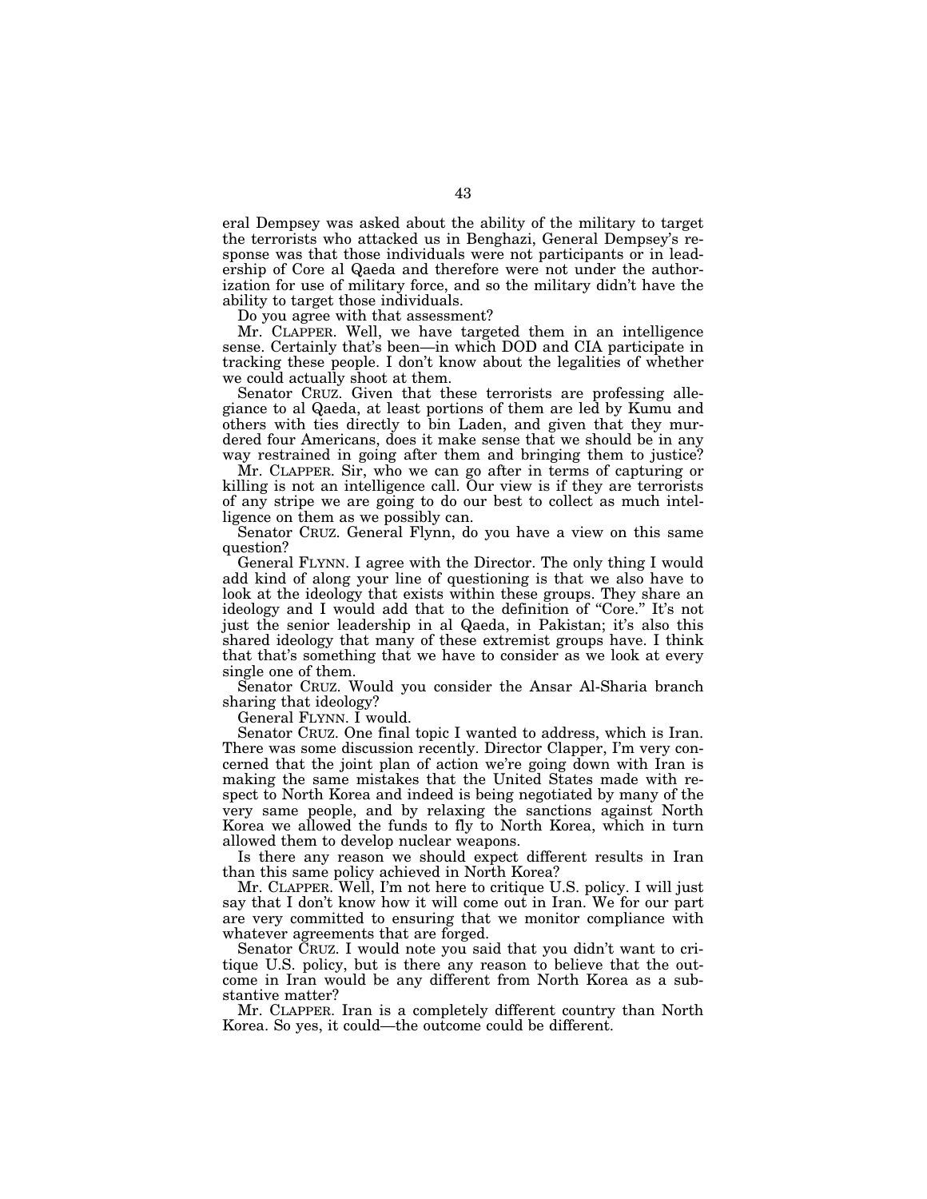eral Dempsey was asked about the ability of the military to target the terrorists who attacked us in Benghazi, General Dempsey's response was that those individuals were not participants or in leadership of Core al Qaeda and therefore were not under the authorization for use of military force, and so the military didn't have the ability to target those individuals.

Do you agree with that assessment?

Mr. CLAPPER. Well, we have targeted them in an intelligence sense. Certainly that's been—in which DOD and CIA participate in tracking these people. I don't know about the legalities of whether we could actually shoot at them.

Senator CRUZ. Given that these terrorists are professing allegiance to al Qaeda, at least portions of them are led by Kumu and others with ties directly to bin Laden, and given that they murdered four Americans, does it make sense that we should be in any way restrained in going after them and bringing them to justice?

Mr. CLAPPER. Sir, who we can go after in terms of capturing or killing is not an intelligence call. Our view is if they are terrorists of any stripe we are going to do our best to collect as much intelligence on them as we possibly can.

Senator CRUZ. General Flynn, do you have a view on this same question?

General FLYNN. I agree with the Director. The only thing I would add kind of along your line of questioning is that we also have to look at the ideology that exists within these groups. They share an ideology and I would add that to the definition of "Core." It's not just the senior leadership in al Qaeda, in Pakistan; it's also this shared ideology that many of these extremist groups have. I think that that's something that we have to consider as we look at every single one of them.

Senator CRUZ. Would you consider the Ansar Al-Sharia branch sharing that ideology?

General FLYNN. I would.

Senator CRUZ. One final topic I wanted to address, which is Iran. There was some discussion recently. Director Clapper, I'm very concerned that the joint plan of action we're going down with Iran is making the same mistakes that the United States made with respect to North Korea and indeed is being negotiated by many of the very same people, and by relaxing the sanctions against North Korea we allowed the funds to fly to North Korea, which in turn allowed them to develop nuclear weapons.

Is there any reason we should expect different results in Iran than this same policy achieved in North Korea?

Mr. CLAPPER. Well, I'm not here to critique U.S. policy. I will just say that I don't know how it will come out in Iran. We for our part are very committed to ensuring that we monitor compliance with whatever agreements that are forged.

Senator CRUZ. I would note you said that you didn't want to critique U.S. policy, but is there any reason to believe that the outcome in Iran would be any different from North Korea as a substantive matter?

Mr. CLAPPER. Iran is a completely different country than North Korea. So yes, it could—the outcome could be different.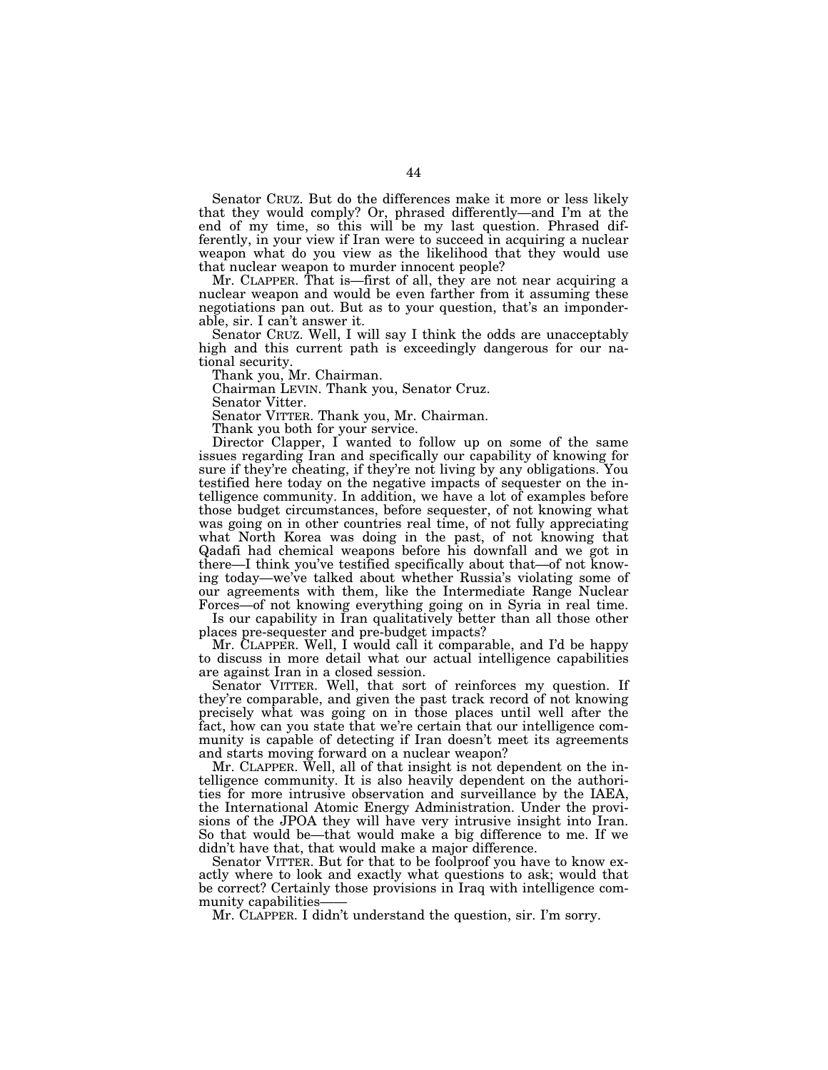Senator CRUZ. But do the differences make it more or less likely that they would comply? Or, phrased differently—and I'm at the end of my time, so this will be my last question. Phrased differently, in your view if Iran were to succeed in acquiring a nuclear weapon what do you view as the likelihood that they would use that nuclear weapon to murder innocent people?

Mr. CLAPPER. That is—first of all, they are not near acquiring a nuclear weapon and would be even farther from it assuming these negotiations pan out. But as to your question, that's an imponderable, sir. I can't answer it.

Senator CRUZ. Well, I will say I think the odds are unacceptably high and this current path is exceedingly dangerous for our national security.

Thank you, Mr. Chairman.

Chairman LEVIN. Thank you, Senator Cruz.

Senator Vitter.

Senator VITTER. Thank you, Mr. Chairman.

Thank you both for your service.

Director Clapper, I wanted to follow up on some of the same issues regarding Iran and specifically our capability of knowing for sure if they're cheating, if they're not living by any obligations. You testified here today on the negative impacts of sequester on the intelligence community. In addition, we have a lot of examples before those budget circumstances, before sequester, of not knowing what was going on in other countries real time, of not fully appreciating what North Korea was doing in the past, of not knowing that Qadafi had chemical weapons before his downfall and we got in there—I think you've testified specifically about that—of not knowing today—we've talked about whether Russia's violating some of our agreements with them, like the Intermediate Range Nuclear Forces—of not knowing everything going on in Syria in real time.

Is our capability in Iran qualitatively better than all those other places pre-sequester and pre-budget impacts?

Mr. CLAPPER. Well, I would call it comparable, and I'd be happy to discuss in more detail what our actual intelligence capabilities are against Iran in a closed session.

Senator VITTER. Well, that sort of reinforces my question. If they're comparable, and given the past track record of not knowing precisely what was going on in those places until well after the fact, how can you state that we're certain that our intelligence community is capable of detecting if Iran doesn't meet its agreements and starts moving forward on a nuclear weapon?

Mr. CLAPPER. Well, all of that insight is not dependent on the intelligence community. It is also heavily dependent on the authorities for more intrusive observation and surveillance by the IAEA, the International Atomic Energy Administration. Under the provisions of the JPOA they will have very intrusive insight into Iran. So that would be—that would make a big difference to me. If we didn't have that, that would make a major difference.

Senator VITTER. But for that to be foolproof you have to know exactly where to look and exactly what questions to ask; would that be correct? Certainly those provisions in Iraq with intelligence community capabilities——

Mr. CLAPPER. I didn't understand the question, sir. I'm sorry.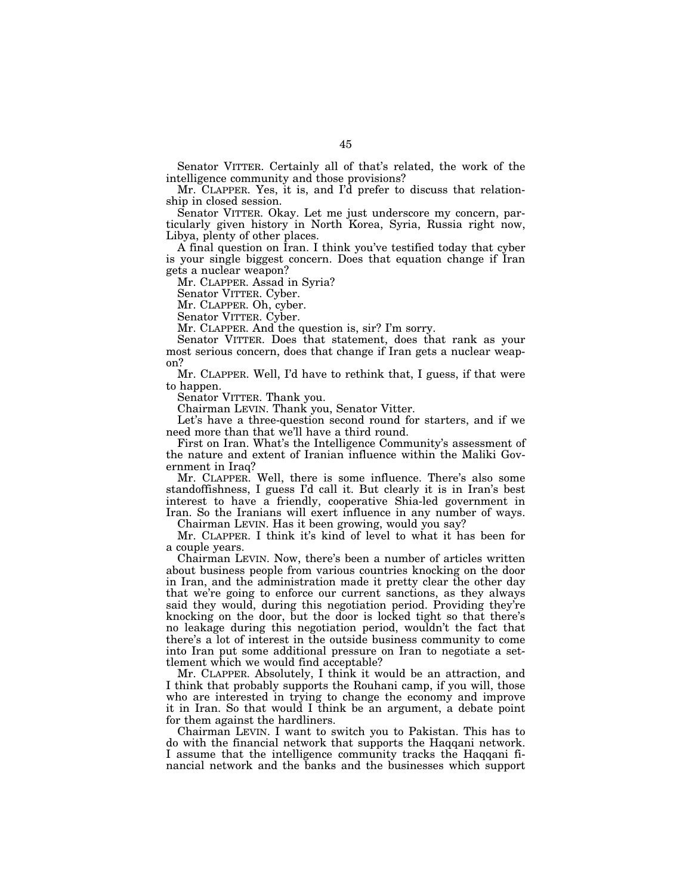Senator VITTER. Certainly all of that's related, the work of the intelligence community and those provisions?

Mr. CLAPPER. Yes, it is, and I'd prefer to discuss that relationship in closed session.

Senator VITTER. Okay. Let me just underscore my concern, particularly given history in North Korea, Syria, Russia right now, Libya, plenty of other places.

A final question on Iran. I think you've testified today that cyber is your single biggest concern. Does that equation change if Iran gets a nuclear weapon?

Mr. CLAPPER. Assad in Syria?

Senator VITTER. Cyber.

Mr. CLAPPER. Oh, cyber.

Senator VITTER. Cyber.

Mr. CLAPPER. And the question is, sir? I'm sorry.

Senator VITTER. Does that statement, does that rank as your most serious concern, does that change if Iran gets a nuclear weapon?

Mr. CLAPPER. Well, I'd have to rethink that, I guess, if that were to happen.

Senator VITTER. Thank you.

Chairman LEVIN. Thank you, Senator Vitter.

Let's have a three-question second round for starters, and if we need more than that we'll have a third round.

First on Iran. What's the Intelligence Community's assessment of the nature and extent of Iranian influence within the Maliki Government in Iraq?

Mr. CLAPPER. Well, there is some influence. There's also some standoffishness, I guess I'd call it. But clearly it is in Iran's best interest to have a friendly, cooperative Shia-led government in Iran. So the Iranians will exert influence in any number of ways.

Chairman LEVIN. Has it been growing, would you say?

Mr. CLAPPER. I think it's kind of level to what it has been for a couple years.

Chairman LEVIN. Now, there's been a number of articles written about business people from various countries knocking on the door in Iran, and the administration made it pretty clear the other day that we're going to enforce our current sanctions, as they always said they would, during this negotiation period. Providing they're knocking on the door, but the door is locked tight so that there's no leakage during this negotiation period, wouldn't the fact that there's a lot of interest in the outside business community to come into Iran put some additional pressure on Iran to negotiate a settlement which we would find acceptable?

Mr. CLAPPER. Absolutely, I think it would be an attraction, and I think that probably supports the Rouhani camp, if you will, those who are interested in trying to change the economy and improve it in Iran. So that would I think be an argument, a debate point for them against the hardliners.

Chairman LEVIN. I want to switch you to Pakistan. This has to do with the financial network that supports the Haqqani network. I assume that the intelligence community tracks the Haqqani financial network and the banks and the businesses which support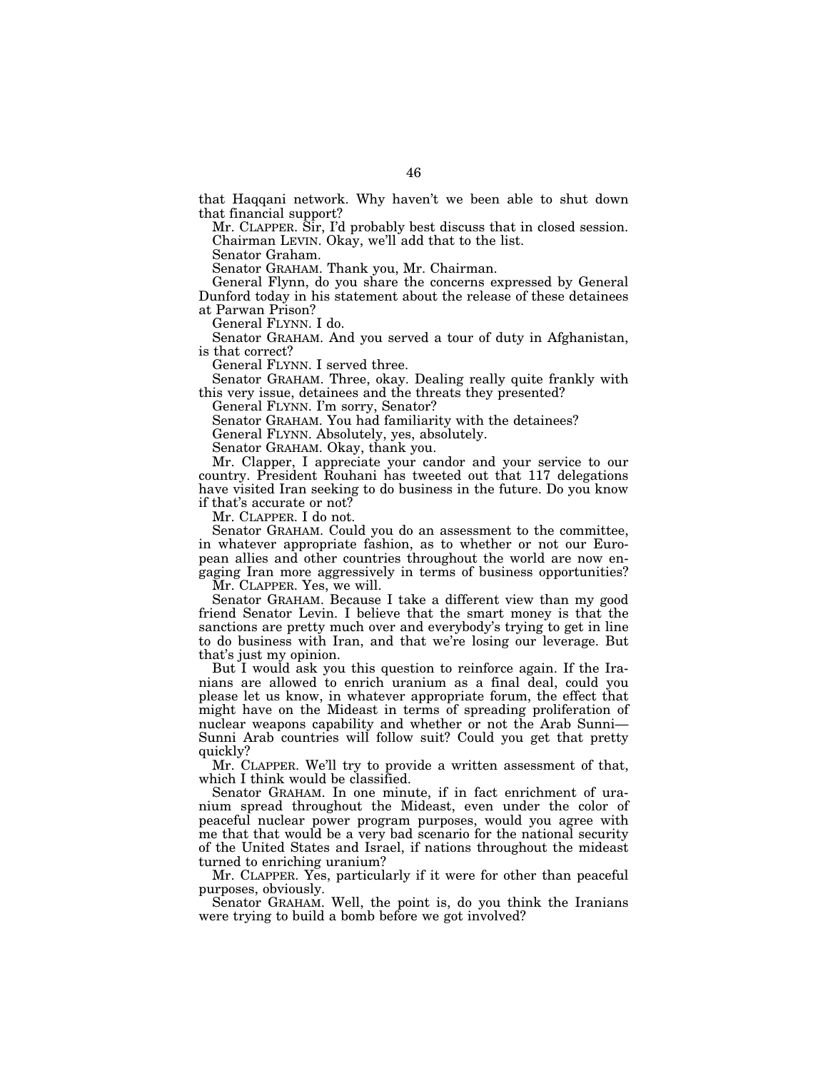that Haqqani network. Why haven't we been able to shut down that financial support?

Mr. CLAPPER. Sir, I'd probably best discuss that in closed session.

Chairman LEVIN. Okay, we'll add that to the list.

Senator Graham.

Senator GRAHAM. Thank you, Mr. Chairman.

General Flynn, do you share the concerns expressed by General Dunford today in his statement about the release of these detainees at Parwan Prison?

General FLYNN. I do.

Senator GRAHAM. And you served a tour of duty in Afghanistan, is that correct?

General FLYNN. I served three.

Senator GRAHAM. Three, okay. Dealing really quite frankly with this very issue, detainees and the threats they presented?

General FLYNN. I'm sorry, Senator?

Senator GRAHAM. You had familiarity with the detainees?

General FLYNN. Absolutely, yes, absolutely.

Senator GRAHAM. Okay, thank you.

Mr. Clapper, I appreciate your candor and your service to our country. President Rouhani has tweeted out that 117 delegations have visited Iran seeking to do business in the future. Do you know if that's accurate or not?

Mr. CLAPPER. I do not.

Senator GRAHAM. Could you do an assessment to the committee, in whatever appropriate fashion, as to whether or not our European allies and other countries throughout the world are now engaging Iran more aggressively in terms of business opportunities?

Mr. CLAPPER. Yes, we will.

Senator GRAHAM. Because I take a different view than my good friend Senator Levin. I believe that the smart money is that the sanctions are pretty much over and everybody's trying to get in line to do business with Iran, and that we're losing our leverage. But that's just my opinion.

But I would ask you this question to reinforce again. If the Iranians are allowed to enrich uranium as a final deal, could you please let us know, in whatever appropriate forum, the effect that might have on the Mideast in terms of spreading proliferation of nuclear weapons capability and whether or not the Arab Sunni—Sunni Arab countries will follow suit? Could you get that pretty quickly?

Mr. CLAPPER. We'll try to provide a written assessment of that, which I think would be classified.

Senator GRAHAM. In one minute, if in fact enrichment of uranium spread throughout the Mideast, even under the color of peaceful nuclear power program purposes, would you agree with me that that would be a very bad scenario for the national security of the United States and Israel, if nations throughout the mideast turned to enriching uranium?

Mr. CLAPPER. Yes, particularly if it were for other than peaceful purposes, obviously.

Senator GRAHAM. Well, the point is, do you think the Iranians were trying to build a bomb before we got involved?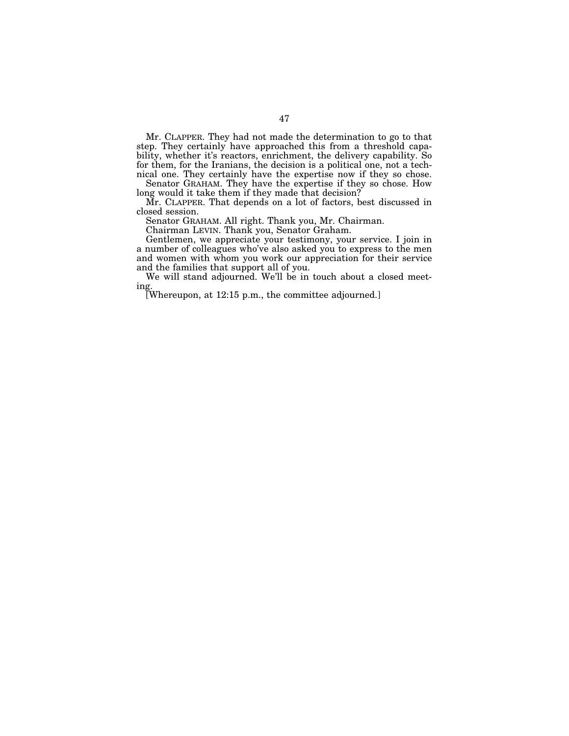Mr. CLAPPER. They had not made the determination to go to that step. They certainly have approached this from a threshold capability, whether it's reactors, enrichment, the delivery capability. So for them, for the Iranians, the decision is a political one, not a technical one. They certainly have the expertise now if they so chose.

Senator GRAHAM. They have the expertise if they so chose. How long would it take them if they made that decision?

Mr. CLAPPER. That depends on a lot of factors, best discussed in closed session.

Senator GRAHAM. All right. Thank you, Mr. Chairman.

Chairman LEVIN. Thank you, Senator Graham.

Gentlemen, we appreciate your testimony, your service. I join in a number of colleagues who've also asked you to express to the men and women with whom you work our appreciation for their service and the families that support all of you.

We will stand adjourned. We'll be in touch about a closed meeting.

[Whereupon, at 12:15 p.m., the committee adjourned.]